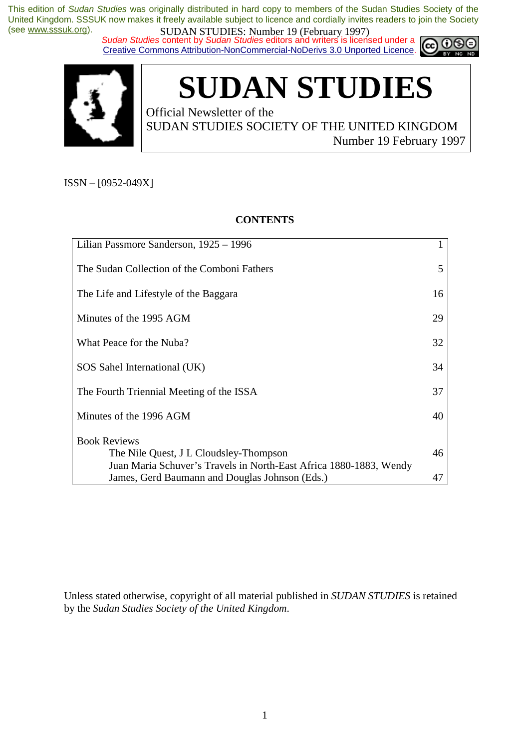This edition of *Sudan Studies* was originally distributed in hard copy to members of the Sudan Studies Society of the United Kingdom. SSSUK now makes it freely available subject to licence and cordially invites readers to join the Society (see www.sssuk.org).

*Sudan Studies* content by *Sudan Studies* editors and writers is licensed under a Creative Commons Attribution-NonCommercial-NoDerivs 3.0 Unported Licence.

# SUDAN STUDIES

Official Newsletter of the
SUDAN STUDIES SOCIETY OF THE UNITED KINGDOM
Number 19 February 1997

ISSN – [0952-049X]

**CONTENTS**

| | |
|---|---|
| Lilian Passmore Sanderson, 1925 – 1996 | 1 |
| The Sudan Collection of the Comboni Fathers | 5 |
| The Life and Lifestyle of the Baggara | 16 |
| Minutes of the 1995 AGM | 29 |
| What Peace for the Nuba? | 32 |
| SOS Sahel International (UK) | 34 |
| The Fourth Triennial Meeting of the ISSA | 37 |
| Minutes of the 1996 AGM | 40 |
| Book Reviews | |
| The Nile Quest, J L Cloudsley-Thompson | 46 |
| Juan Maria Schuver's Travels in North-East Africa 1880-1883, Wendy James, Gerd Baumann and Douglas Johnson (Eds.) | 47 |

Unless stated otherwise, copyright of all material published in *SUDAN STUDIES* is retained by the *Sudan Studies Society of the United Kingdom*.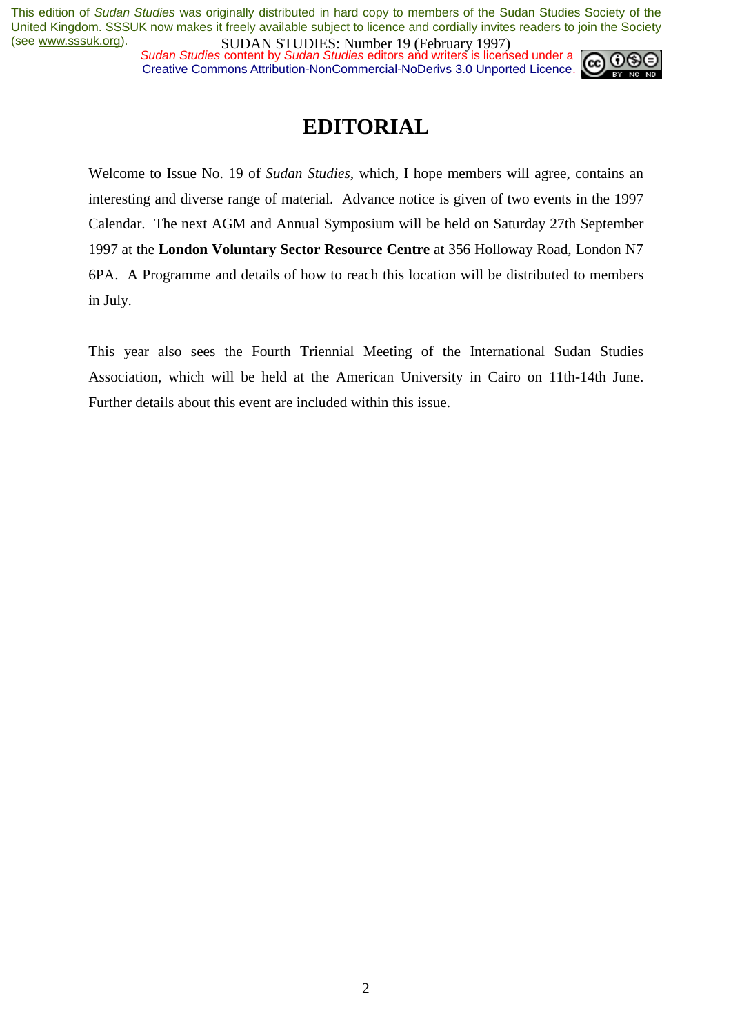# EDITORIAL

Welcome to Issue No. 19 of *Sudan Studies*, which, I hope members will agree, contains an interesting and diverse range of material. Advance notice is given of two events in the 1997 Calendar. The next AGM and Annual Symposium will be held on Saturday 27th September 1997 at the **London Voluntary Sector Resource Centre** at 356 Holloway Road, London N7 6PA. A Programme and details of how to reach this location will be distributed to members in July.

This year also sees the Fourth Triennial Meeting of the International Sudan Studies Association, which will be held at the American University in Cairo on 11th-14th June. Further details about this event are included within this issue.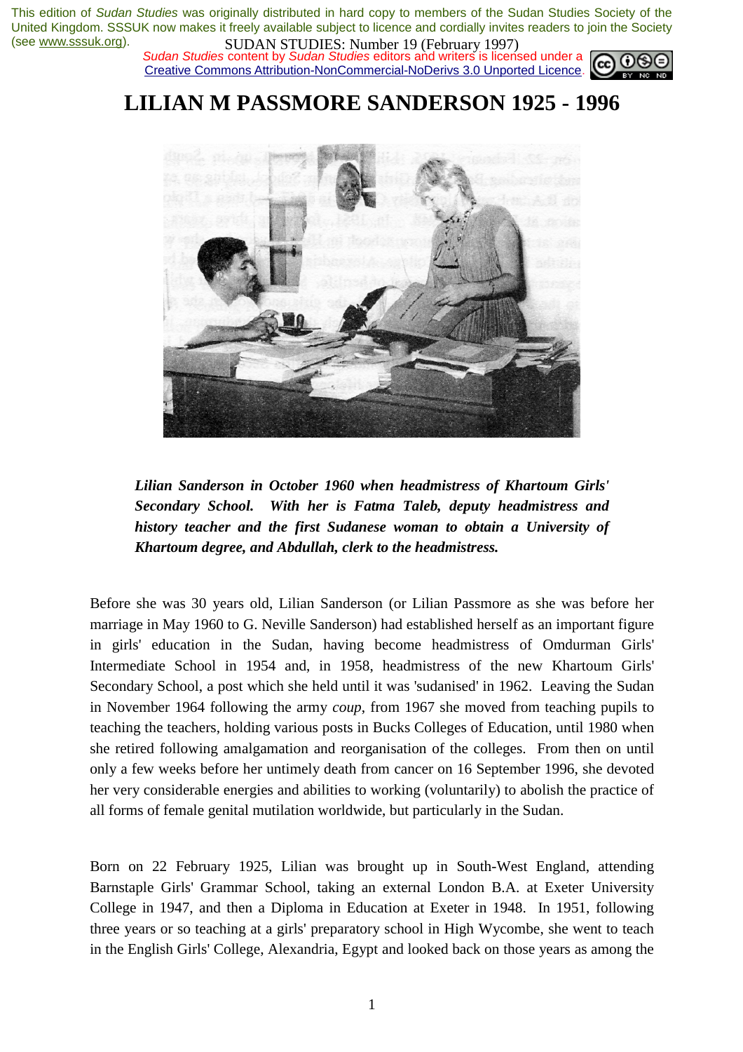This edition of *Sudan Studies* was originally distributed in hard copy to members of the Sudan Studies Society of the United Kingdom. SSSUK now makes it freely available subject to licence and cordially invites readers to join the Society (see www.sssuk.org).

*Sudan Studies* content by *Sudan Studies* editors and writers is licensed under a Creative Commons Attribution-NonCommercial-NoDerivs 3.0 Unported Licence.

# LILIAN M PASSMORE SANDERSON 1925 - 1996

***Lilian Sanderson in October 1960 when headmistress of Khartoum Girls' Secondary School. With her is Fatma Taleb, deputy headmistress and history teacher and the first Sudanese woman to obtain a University of Khartoum degree, and Abdullah, clerk to the headmistress.***

Before she was 30 years old, Lilian Sanderson (or Lilian Passmore as she was before her marriage in May 1960 to G. Neville Sanderson) had established herself as an important figure in girls' education in the Sudan, having become headmistress of Omdurman Girls' Intermediate School in 1954 and, in 1958, headmistress of the new Khartoum Girls' Secondary School, a post which she held until it was 'sudanised' in 1962. Leaving the Sudan in November 1964 following the army *coup*, from 1967 she moved from teaching pupils to teaching the teachers, holding various posts in Bucks Colleges of Education, until 1980 when she retired following amalgamation and reorganisation of the colleges. From then on until only a few weeks before her untimely death from cancer on 16 September 1996, she devoted her very considerable energies and abilities to working (voluntarily) to abolish the practice of all forms of female genital mutilation worldwide, but particularly in the Sudan.

Born on 22 February 1925, Lilian was brought up in South-West England, attending Barnstaple Girls' Grammar School, taking an external London B.A. at Exeter University College in 1947, and then a Diploma in Education at Exeter in 1948. In 1951, following three years or so teaching at a girls' preparatory school in High Wycombe, she went to teach in the English Girls' College, Alexandria, Egypt and looked back on those years as among the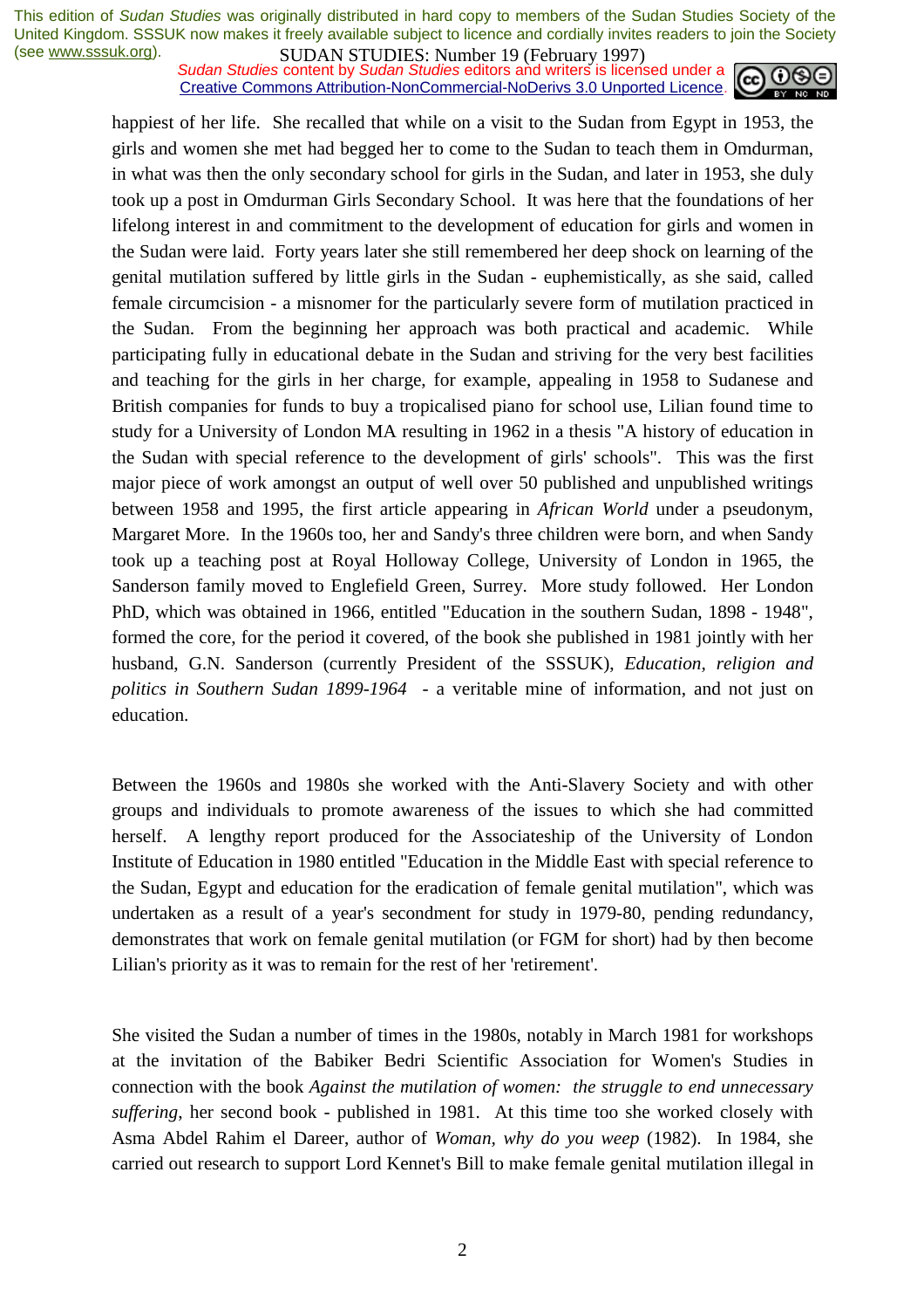happiest of her life. She recalled that while on a visit to the Sudan from Egypt in 1953, the girls and women she met had begged her to come to the Sudan to teach them in Omdurman, in what was then the only secondary school for girls in the Sudan, and later in 1953, she duly took up a post in Omdurman Girls Secondary School. It was here that the foundations of her lifelong interest in and commitment to the development of education for girls and women in the Sudan were laid. Forty years later she still remembered her deep shock on learning of the genital mutilation suffered by little girls in the Sudan - euphemistically, as she said, called female circumcision - a misnomer for the particularly severe form of mutilation practiced in the Sudan. From the beginning her approach was both practical and academic. While participating fully in educational debate in the Sudan and striving for the very best facilities and teaching for the girls in her charge, for example, appealing in 1958 to Sudanese and British companies for funds to buy a tropicalised piano for school use, Lilian found time to study for a University of London MA resulting in 1962 in a thesis "A history of education in the Sudan with special reference to the development of girls' schools". This was the first major piece of work amongst an output of well over 50 published and unpublished writings between 1958 and 1995, the first article appearing in *African World* under a pseudonym, Margaret More. In the 1960s too, her and Sandy's three children were born, and when Sandy took up a teaching post at Royal Holloway College, University of London in 1965, the Sanderson family moved to Englefield Green, Surrey. More study followed. Her London PhD, which was obtained in 1966, entitled "Education in the southern Sudan, 1898 - 1948", formed the core, for the period it covered, of the book she published in 1981 jointly with her husband, G.N. Sanderson (currently President of the SSSUK), *Education, religion and politics in Southern Sudan 1899-1964* - a veritable mine of information, and not just on education.

Between the 1960s and 1980s she worked with the Anti-Slavery Society and with other groups and individuals to promote awareness of the issues to which she had committed herself. A lengthy report produced for the Associateship of the University of London Institute of Education in 1980 entitled "Education in the Middle East with special reference to the Sudan, Egypt and education for the eradication of female genital mutilation", which was undertaken as a result of a year's secondment for study in 1979-80, pending redundancy, demonstrates that work on female genital mutilation (or FGM for short) had by then become Lilian's priority as it was to remain for the rest of her 'retirement'.

She visited the Sudan a number of times in the 1980s, notably in March 1981 for workshops at the invitation of the Babiker Bedri Scientific Association for Women's Studies in connection with the book *Against the mutilation of women: the struggle to end unnecessary suffering*, her second book - published in 1981. At this time too she worked closely with Asma Abdel Rahim el Dareer, author of *Woman, why do you weep* (1982). In 1984, she carried out research to support Lord Kennet's Bill to make female genital mutilation illegal in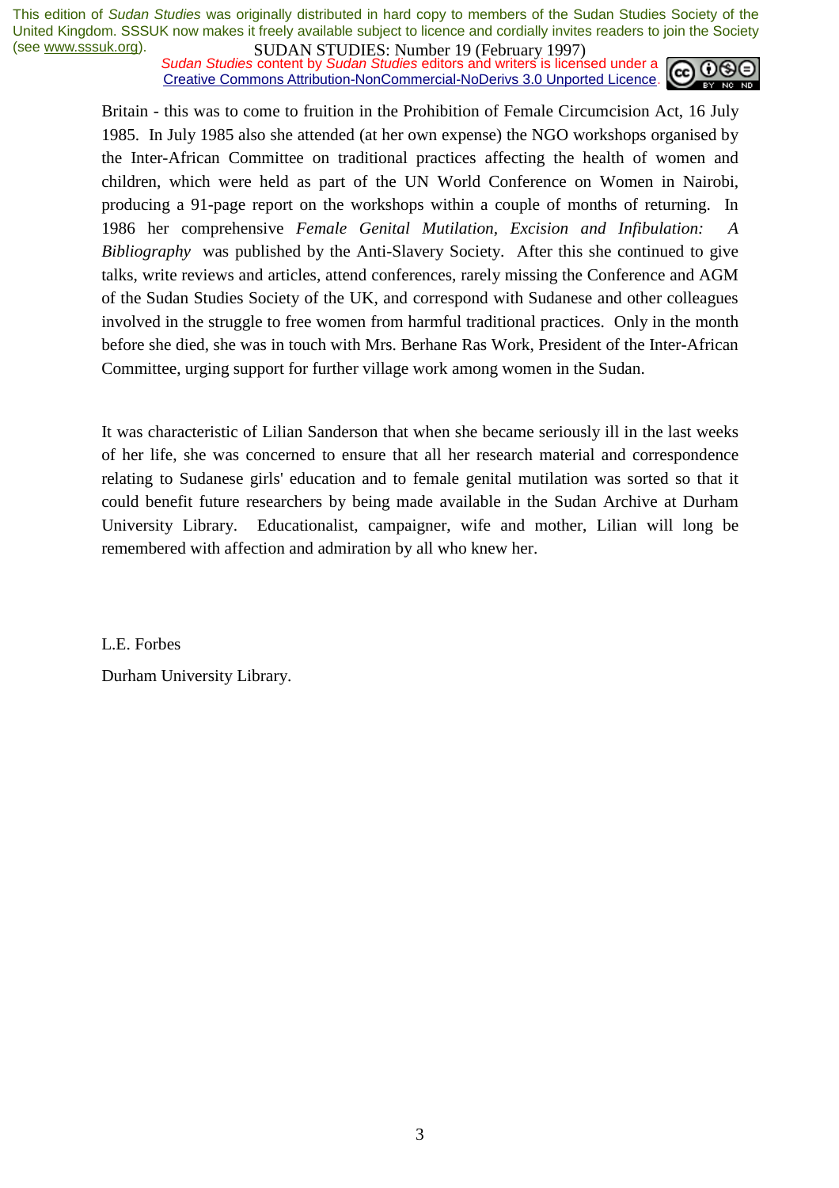Britain - this was to come to fruition in the Prohibition of Female Circumcision Act, 16 July 1985. In July 1985 also she attended (at her own expense) the NGO workshops organised by the Inter-African Committee on traditional practices affecting the health of women and children, which were held as part of the UN World Conference on Women in Nairobi, producing a 91-page report on the workshops within a couple of months of returning. In 1986 her comprehensive *Female Genital Mutilation, Excision and Infibulation: A Bibliography* was published by the Anti-Slavery Society. After this she continued to give talks, write reviews and articles, attend conferences, rarely missing the Conference and AGM of the Sudan Studies Society of the UK, and correspond with Sudanese and other colleagues involved in the struggle to free women from harmful traditional practices. Only in the month before she died, she was in touch with Mrs. Berhane Ras Work, President of the Inter-African Committee, urging support for further village work among women in the Sudan.

It was characteristic of Lilian Sanderson that when she became seriously ill in the last weeks of her life, she was concerned to ensure that all her research material and correspondence relating to Sudanese girls' education and to female genital mutilation was sorted so that it could benefit future researchers by being made available in the Sudan Archive at Durham University Library. Educationalist, campaigner, wife and mother, Lilian will long be remembered with affection and admiration by all who knew her.

L.E. Forbes

Durham University Library.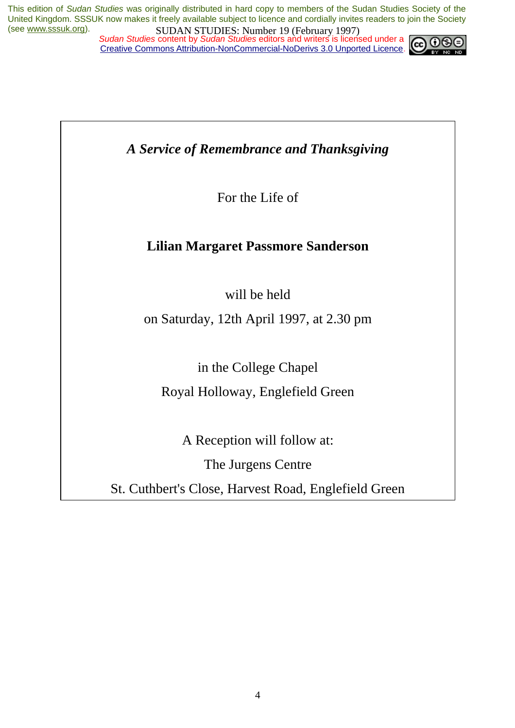*A Service of Remembrance and Thanksgiving*

For the Life of

**Lilian Margaret Passmore Sanderson**

will be held

on Saturday, 12th April 1997, at 2.30 pm

in the College Chapel

Royal Holloway, Englefield Green

A Reception will follow at:

The Jurgens Centre

St. Cuthbert's Close, Harvest Road, Englefield Green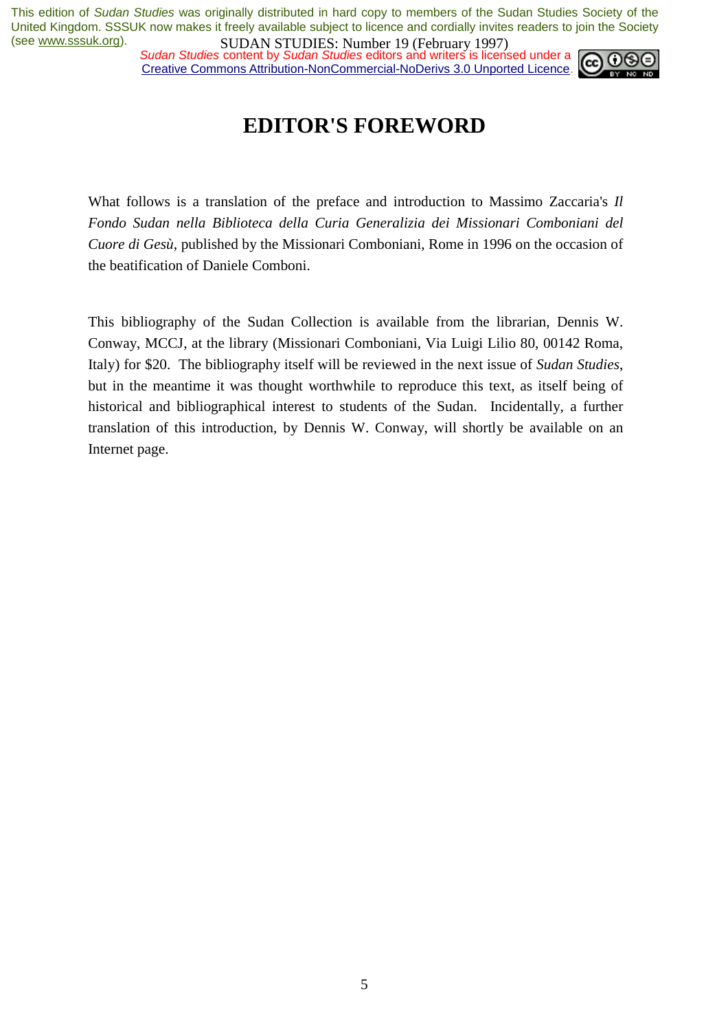# EDITOR'S FOREWORD

What follows is a translation of the preface and introduction to Massimo Zaccaria's *Il Fondo Sudan nella Biblioteca della Curia Generalizia dei Missionari Comboniani del Cuore di Gesù*, published by the Missionari Comboniani, Rome in 1996 on the occasion of the beatification of Daniele Comboni.

This bibliography of the Sudan Collection is available from the librarian, Dennis W. Conway, MCCJ, at the library (Missionari Comboniani, Via Luigi Lilio 80, 00142 Roma, Italy) for $20. The bibliography itself will be reviewed in the next issue of *Sudan Studies*, but in the meantime it was thought worthwhile to reproduce this text, as itself being of historical and bibliographical interest to students of the Sudan. Incidentally, a further translation of this introduction, by Dennis W. Conway, will shortly be available on an Internet page.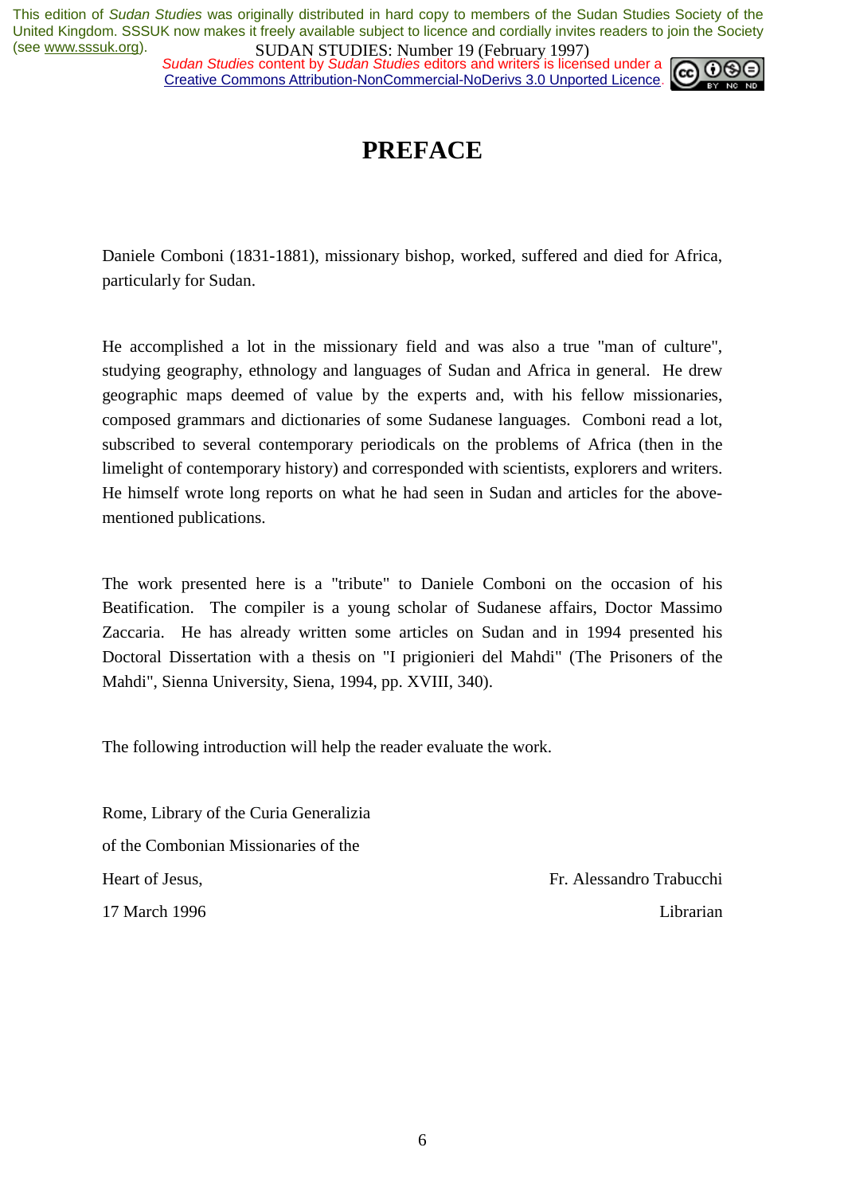# PREFACE

Daniele Comboni (1831-1881), missionary bishop, worked, suffered and died for Africa, particularly for Sudan.

He accomplished a lot in the missionary field and was also a true "man of culture", studying geography, ethnology and languages of Sudan and Africa in general. He drew geographic maps deemed of value by the experts and, with his fellow missionaries, composed grammars and dictionaries of some Sudanese languages. Comboni read a lot, subscribed to several contemporary periodicals on the problems of Africa (then in the limelight of contemporary history) and corresponded with scientists, explorers and writers. He himself wrote long reports on what he had seen in Sudan and articles for the above-mentioned publications.

The work presented here is a "tribute" to Daniele Comboni on the occasion of his Beatification. The compiler is a young scholar of Sudanese affairs, Doctor Massimo Zaccaria. He has already written some articles on Sudan and in 1994 presented his Doctoral Dissertation with a thesis on "I prigionieri del Mahdi" (The Prisoners of the Mahdi", Sienna University, Siena, 1994, pp. XVIII, 340).

The following introduction will help the reader evaluate the work.

Rome, Library of the Curia Generalizia
of the Combonian Missionaries of the
Heart of Jesus,
17 March 1996

Fr. Alessandro Trabucchi
Librarian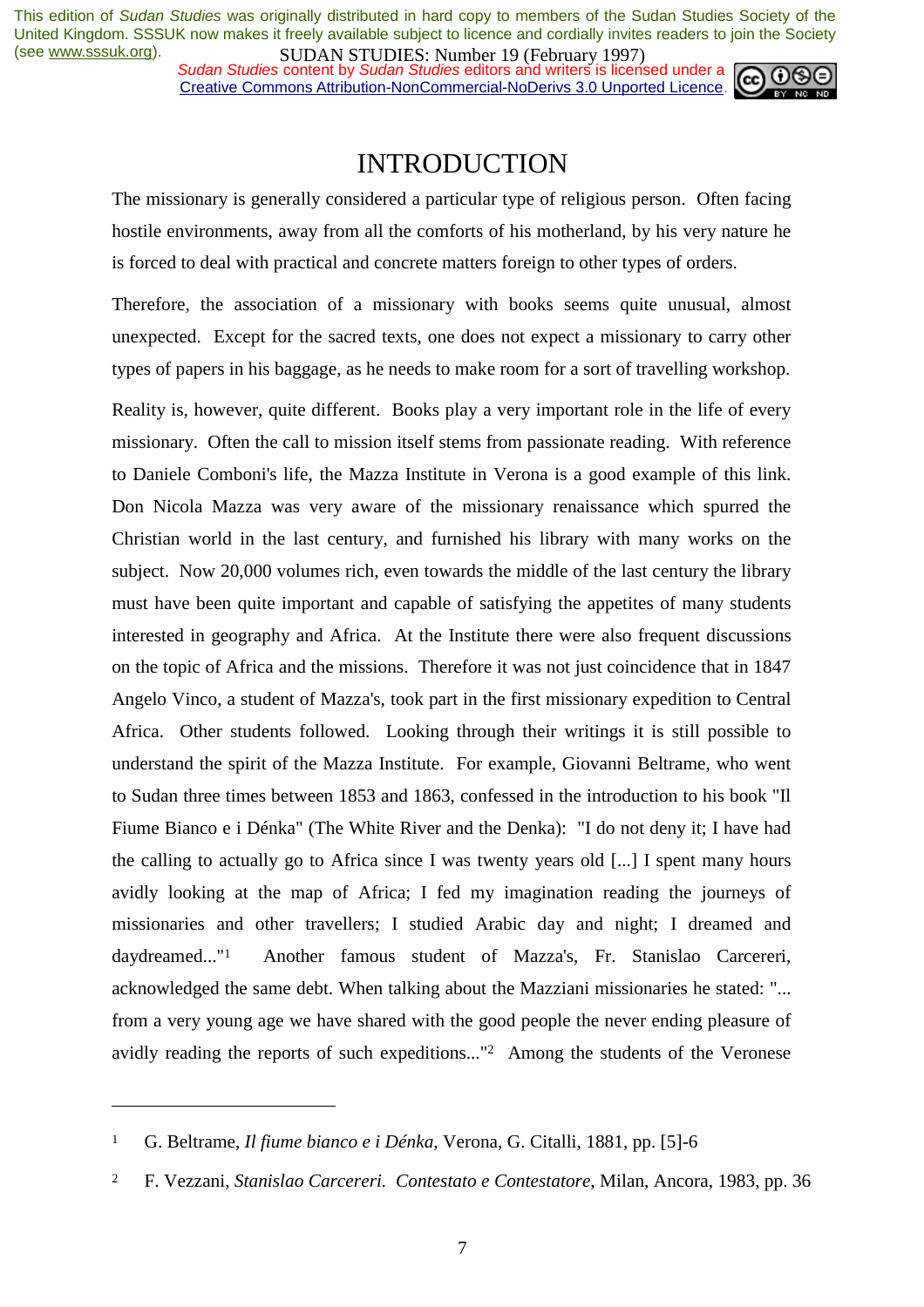# INTRODUCTION

The missionary is generally considered a particular type of religious person. Often facing hostile environments, away from all the comforts of his motherland, by his very nature he is forced to deal with practical and concrete matters foreign to other types of orders.

Therefore, the association of a missionary with books seems quite unusual, almost unexpected. Except for the sacred texts, one does not expect a missionary to carry other types of papers in his baggage, as he needs to make room for a sort of travelling workshop.

Reality is, however, quite different. Books play a very important role in the life of every missionary. Often the call to mission itself stems from passionate reading. With reference to Daniele Comboni's life, the Mazza Institute in Verona is a good example of this link. Don Nicola Mazza was very aware of the missionary renaissance which spurred the Christian world in the last century, and furnished his library with many works on the subject. Now 20,000 volumes rich, even towards the middle of the last century the library must have been quite important and capable of satisfying the appetites of many students interested in geography and Africa. At the Institute there were also frequent discussions on the topic of Africa and the missions. Therefore it was not just coincidence that in 1847 Angelo Vinco, a student of Mazza's, took part in the first missionary expedition to Central Africa. Other students followed. Looking through their writings it is still possible to understand the spirit of the Mazza Institute. For example, Giovanni Beltrame, who went to Sudan three times between 1853 and 1863, confessed in the introduction to his book "Il Fiume Bianco e i Dénka" (The White River and the Denka): "I do not deny it; I have had the calling to actually go to Africa since I was twenty years old [...] I spent many hours avidly looking at the map of Africa; I fed my imagination reading the journeys of missionaries and other travellers; I studied Arabic day and night; I dreamed and daydreamed..."[1] Another famous student of Mazza's, Fr. Stanislao Carcereri, acknowledged the same debt. When talking about the Mazziani missionaries he stated: "... from a very young age we have shared with the good people the never ending pleasure of avidly reading the reports of such expeditions..."[2] Among the students of the Veronese

---

[1] G. Beltrame, *Il fiume bianco e i Dénka*, Verona, G. Citalli, 1881, pp. [5]-6

[2] F. Vezzani, *Stanislao Carcereri. Contestato e Contestatore*, Milan, Ancora, 1983, pp. 36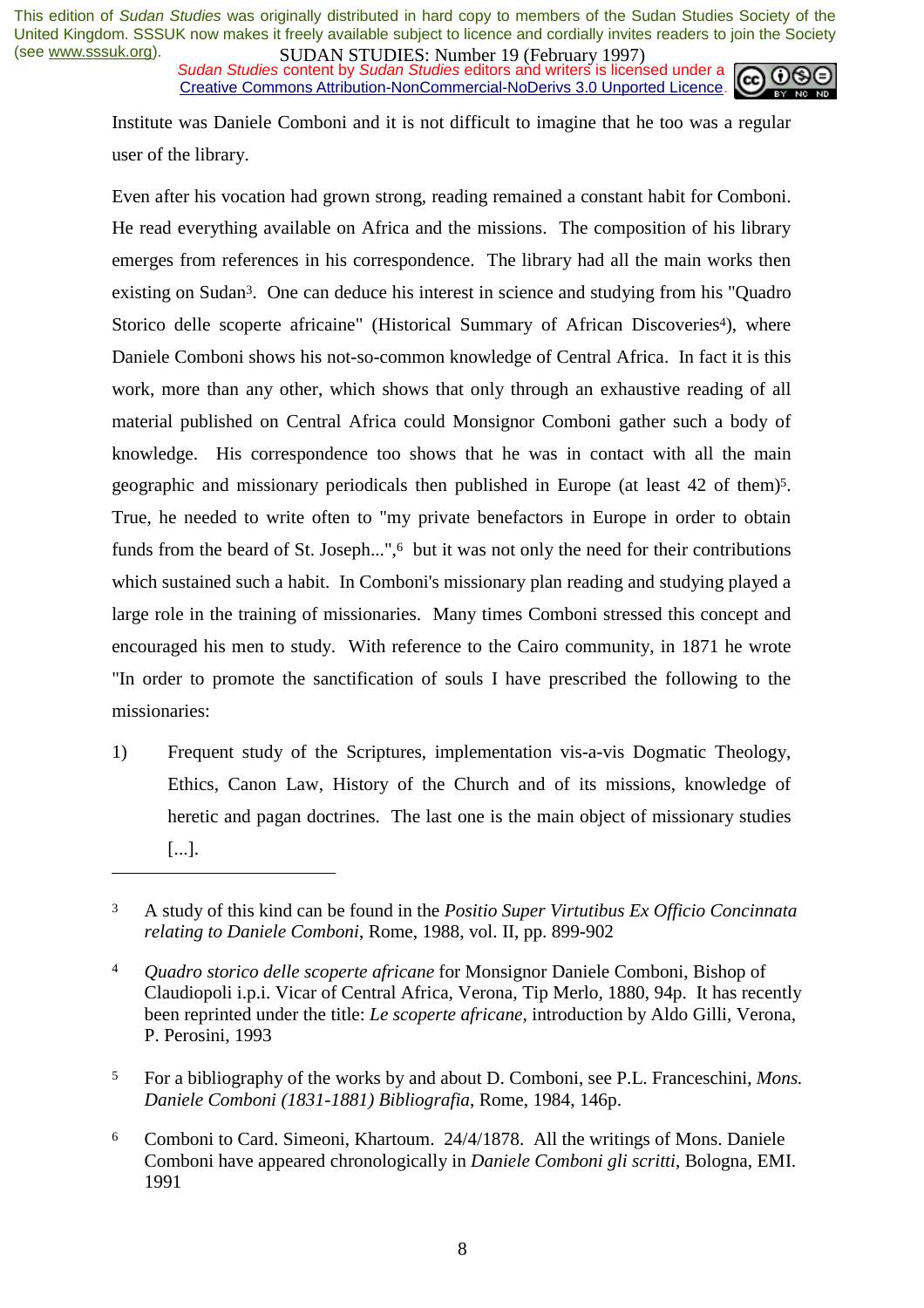Institute was Daniele Comboni and it is not difficult to imagine that he too was a regular user of the library.

Even after his vocation had grown strong, reading remained a constant habit for Comboni. He read everything available on Africa and the missions. The composition of his library emerges from references in his correspondence. The library had all the main works then existing on Sudan[3]. One can deduce his interest in science and studying from his "Quadro Storico delle scoperte africaine" (Historical Summary of African Discoveries[4]), where Daniele Comboni shows his not-so-common knowledge of Central Africa. In fact it is this work, more than any other, which shows that only through an exhaustive reading of all material published on Central Africa could Monsignor Comboni gather such a body of knowledge. His correspondence too shows that he was in contact with all the main geographic and missionary periodicals then published in Europe (at least 42 of them)[5]. True, he needed to write often to "my private benefactors in Europe in order to obtain funds from the beard of St. Joseph...",[6] but it was not only the need for their contributions which sustained such a habit. In Comboni's missionary plan reading and studying played a large role in the training of missionaries. Many times Comboni stressed this concept and encouraged his men to study. With reference to the Cairo community, in 1871 he wrote "In order to promote the sanctification of souls I have prescribed the following to the missionaries:

1) Frequent study of the Scriptures, implementation vis-a-vis Dogmatic Theology, Ethics, Canon Law, History of the Church and of its missions, knowledge of heretic and pagan doctrines. The last one is the main object of missionary studies [...].

---

[3] A study of this kind can be found in the *Positio Super Virtutibus Ex Officio Concinnata relating to Daniele Comboni*, Rome, 1988, vol. II, pp. 899-902

[4] *Quadro storico delle scoperte africane* for Monsignor Daniele Comboni, Bishop of Claudiopoli i.p.i. Vicar of Central Africa, Verona, Tip Merlo, 1880, 94p. It has recently been reprinted under the title: *Le scoperte africane*, introduction by Aldo Gilli, Verona, P. Perosini, 1993

[5] For a bibliography of the works by and about D. Comboni, see P.L. Franceschini, *Mons. Daniele Comboni (1831-1881) Bibliografia*, Rome, 1984, 146p.

[6] Comboni to Card. Simeoni, Khartoum. 24/4/1878. All the writings of Mons. Daniele Comboni have appeared chronologically in *Daniele Comboni gli scritti*, Bologna, EMI. 1991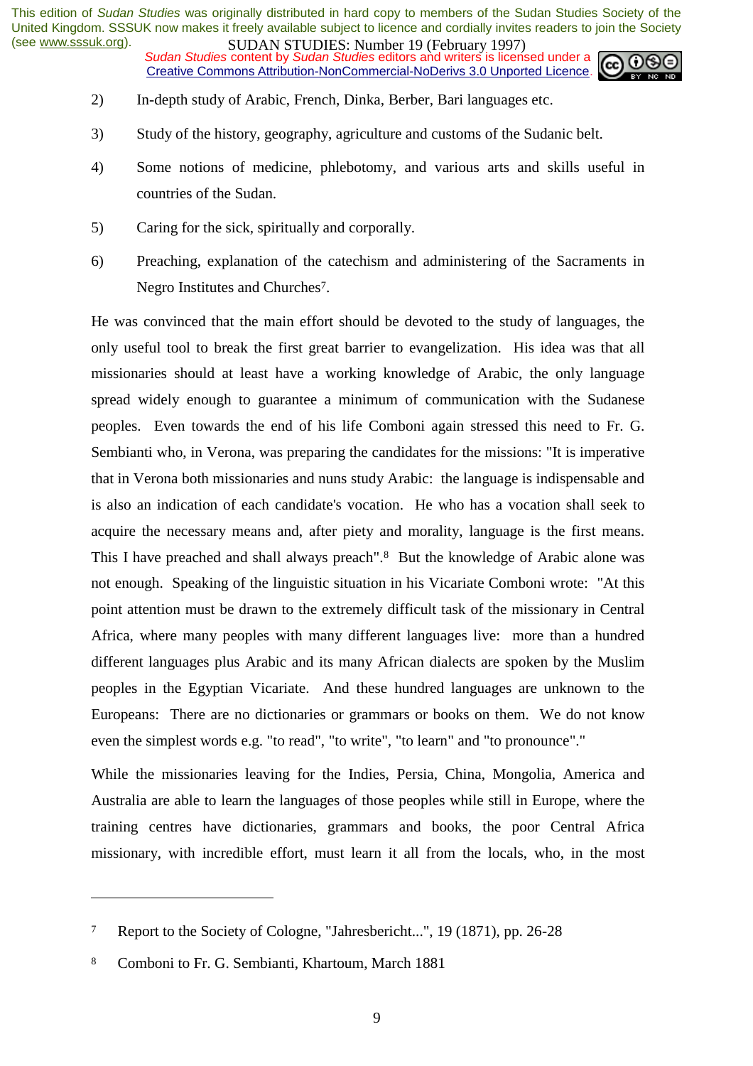2) In-depth study of Arabic, French, Dinka, Berber, Bari languages etc.

3) Study of the history, geography, agriculture and customs of the Sudanic belt.

4) Some notions of medicine, phlebotomy, and various arts and skills useful in countries of the Sudan.

5) Caring for the sick, spiritually and corporally.

6) Preaching, explanation of the catechism and administering of the Sacraments in Negro Institutes and Churches[7].

He was convinced that the main effort should be devoted to the study of languages, the only useful tool to break the first great barrier to evangelization. His idea was that all missionaries should at least have a working knowledge of Arabic, the only language spread widely enough to guarantee a minimum of communication with the Sudanese peoples. Even towards the end of his life Comboni again stressed this need to Fr. G. Sembianti who, in Verona, was preparing the candidates for the missions: "It is imperative that in Verona both missionaries and nuns study Arabic: the language is indispensable and is also an indication of each candidate's vocation. He who has a vocation shall seek to acquire the necessary means and, after piety and morality, language is the first means. This I have preached and shall always preach".[8] But the knowledge of Arabic alone was not enough. Speaking of the linguistic situation in his Vicariate Comboni wrote: "At this point attention must be drawn to the extremely difficult task of the missionary in Central Africa, where many peoples with many different languages live: more than a hundred different languages plus Arabic and its many African dialects are spoken by the Muslim peoples in the Egyptian Vicariate. And these hundred languages are unknown to the Europeans: There are no dictionaries or grammars or books on them. We do not know even the simplest words e.g. "to read", "to write", "to learn" and "to pronounce"."

While the missionaries leaving for the Indies, Persia, China, Mongolia, America and Australia are able to learn the languages of those peoples while still in Europe, where the training centres have dictionaries, grammars and books, the poor Central Africa missionary, with incredible effort, must learn it all from the locals, who, in the most

---

[7] Report to the Society of Cologne, "Jahresbericht...", 19 (1871), pp. 26-28

[8] Comboni to Fr. G. Sembianti, Khartoum, March 1881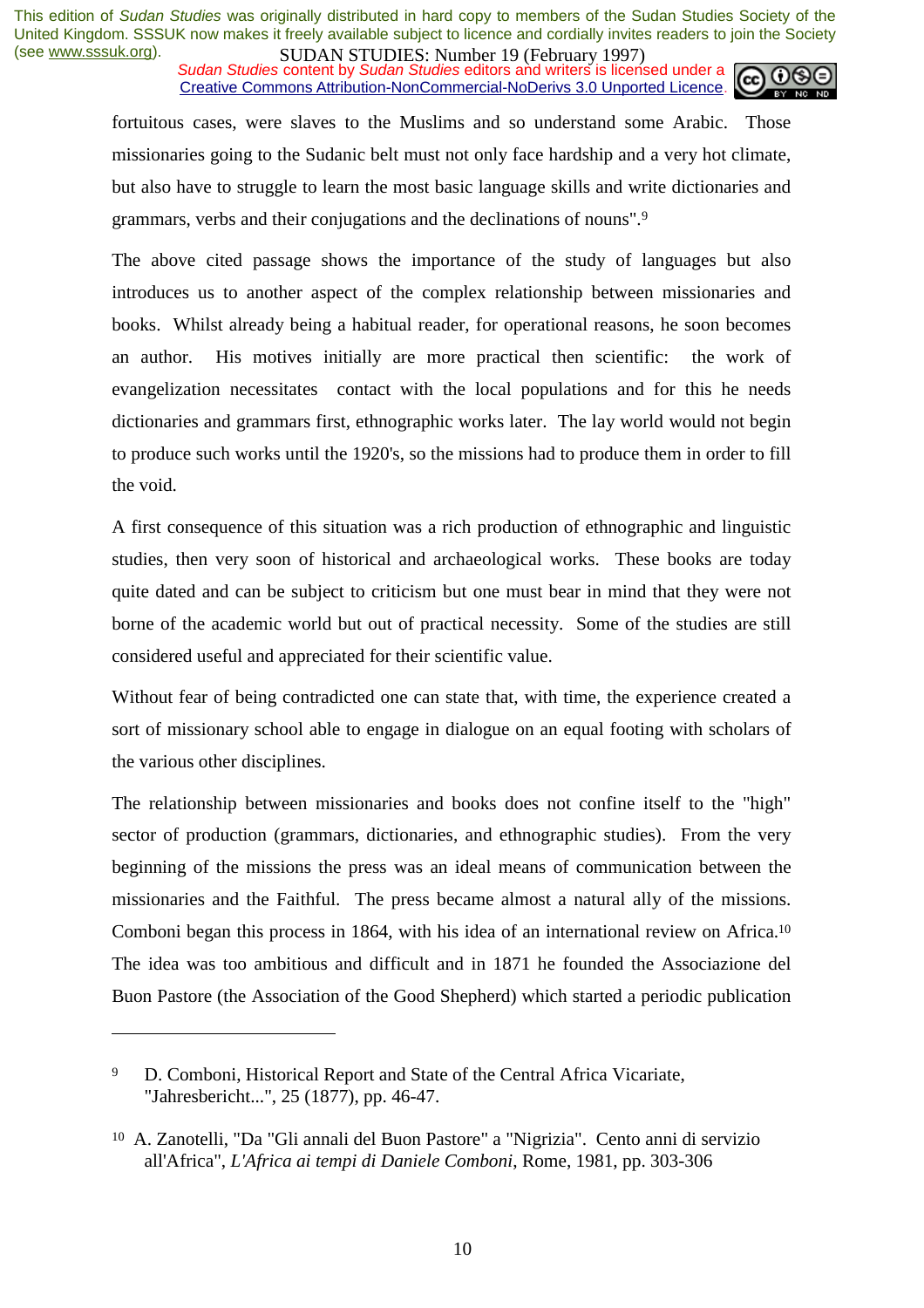fortuitous cases, were slaves to the Muslims and so understand some Arabic. Those missionaries going to the Sudanic belt must not only face hardship and a very hot climate, but also have to struggle to learn the most basic language skills and write dictionaries and grammars, verbs and their conjugations and the declinations of nouns".[9]

The above cited passage shows the importance of the study of languages but also introduces us to another aspect of the complex relationship between missionaries and books. Whilst already being a habitual reader, for operational reasons, he soon becomes an author. His motives initially are more practical then scientific: the work of evangelization necessitates contact with the local populations and for this he needs dictionaries and grammars first, ethnographic works later. The lay world would not begin to produce such works until the 1920's, so the missions had to produce them in order to fill the void.

A first consequence of this situation was a rich production of ethnographic and linguistic studies, then very soon of historical and archaeological works. These books are today quite dated and can be subject to criticism but one must bear in mind that they were not borne of the academic world but out of practical necessity. Some of the studies are still considered useful and appreciated for their scientific value.

Without fear of being contradicted one can state that, with time, the experience created a sort of missionary school able to engage in dialogue on an equal footing with scholars of the various other disciplines.

The relationship between missionaries and books does not confine itself to the "high" sector of production (grammars, dictionaries, and ethnographic studies). From the very beginning of the missions the press was an ideal means of communication between the missionaries and the Faithful. The press became almost a natural ally of the missions. Comboni began this process in 1864, with his idea of an international review on Africa.[10] The idea was too ambitious and difficult and in 1871 he founded the Associazione del Buon Pastore (the Association of the Good Shepherd) which started a periodic publication

---

[9] D. Comboni, Historical Report and State of the Central Africa Vicariate, "Jahresbericht...", 25 (1877), pp. 46-47.

[10] A. Zanotelli, "Da "Gli annali del Buon Pastore" a "Nigrizia". Cento anni di servizio all'Africa", *L'Africa ai tempi di Daniele Comboni*, Rome, 1981, pp. 303-306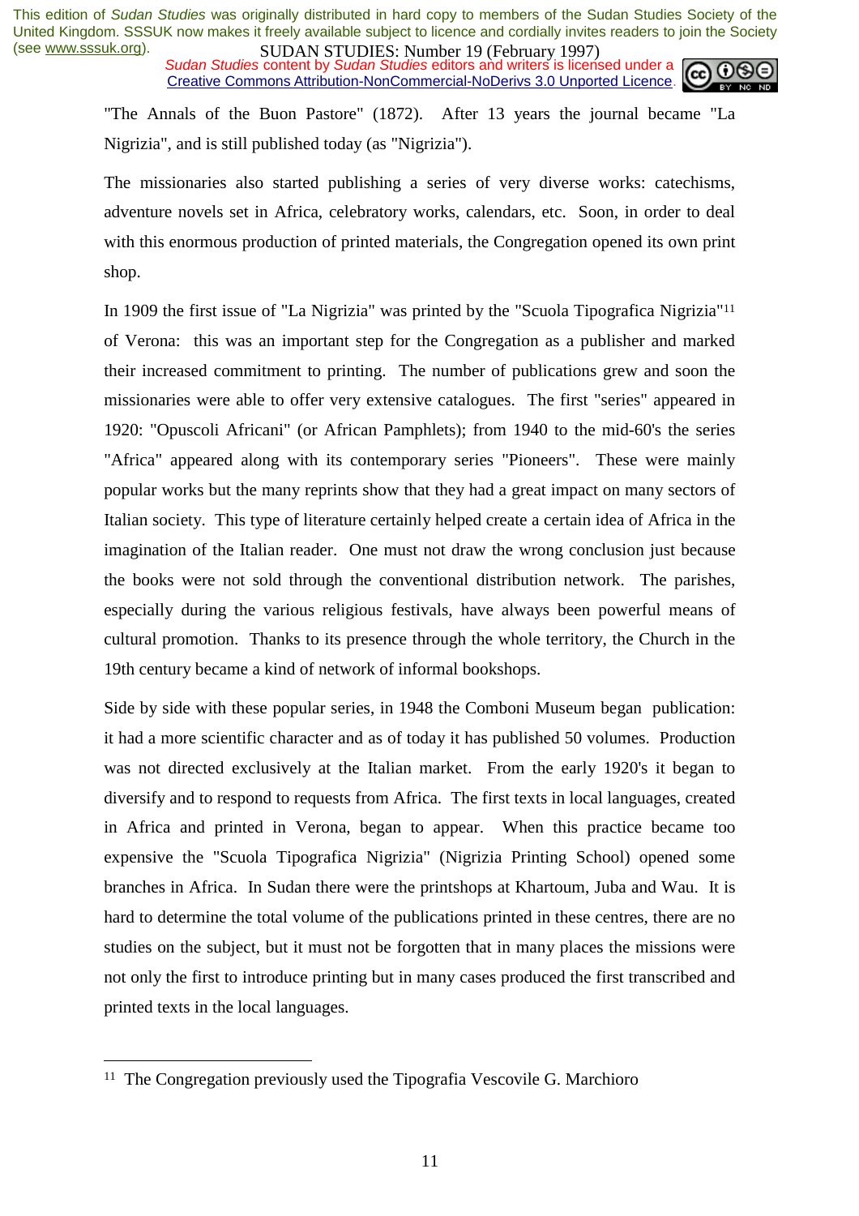"The Annals of the Buon Pastore" (1872). After 13 years the journal became "La Nigrizia", and is still published today (as "Nigrizia").

The missionaries also started publishing a series of very diverse works: catechisms, adventure novels set in Africa, celebratory works, calendars, etc. Soon, in order to deal with this enormous production of printed materials, the Congregation opened its own print shop.

In 1909 the first issue of "La Nigrizia" was printed by the "Scuola Tipografica Nigrizia"[11] of Verona: this was an important step for the Congregation as a publisher and marked their increased commitment to printing. The number of publications grew and soon the missionaries were able to offer very extensive catalogues. The first "series" appeared in 1920: "Opuscoli Africani" (or African Pamphlets); from 1940 to the mid-60's the series "Africa" appeared along with its contemporary series "Pioneers". These were mainly popular works but the many reprints show that they had a great impact on many sectors of Italian society. This type of literature certainly helped create a certain idea of Africa in the imagination of the Italian reader. One must not draw the wrong conclusion just because the books were not sold through the conventional distribution network. The parishes, especially during the various religious festivals, have always been powerful means of cultural promotion. Thanks to its presence through the whole territory, the Church in the 19th century became a kind of network of informal bookshops.

Side by side with these popular series, in 1948 the Comboni Museum began publication: it had a more scientific character and as of today it has published 50 volumes. Production was not directed exclusively at the Italian market. From the early 1920's it began to diversify and to respond to requests from Africa. The first texts in local languages, created in Africa and printed in Verona, began to appear. When this practice became too expensive the "Scuola Tipografica Nigrizia" (Nigrizia Printing School) opened some branches in Africa. In Sudan there were the printshops at Khartoum, Juba and Wau. It is hard to determine the total volume of the publications printed in these centres, there are no studies on the subject, but it must not be forgotten that in many places the missions were not only the first to introduce printing but in many cases produced the first transcribed and printed texts in the local languages.

[11] The Congregation previously used the Tipografia Vescovile G. Marchioro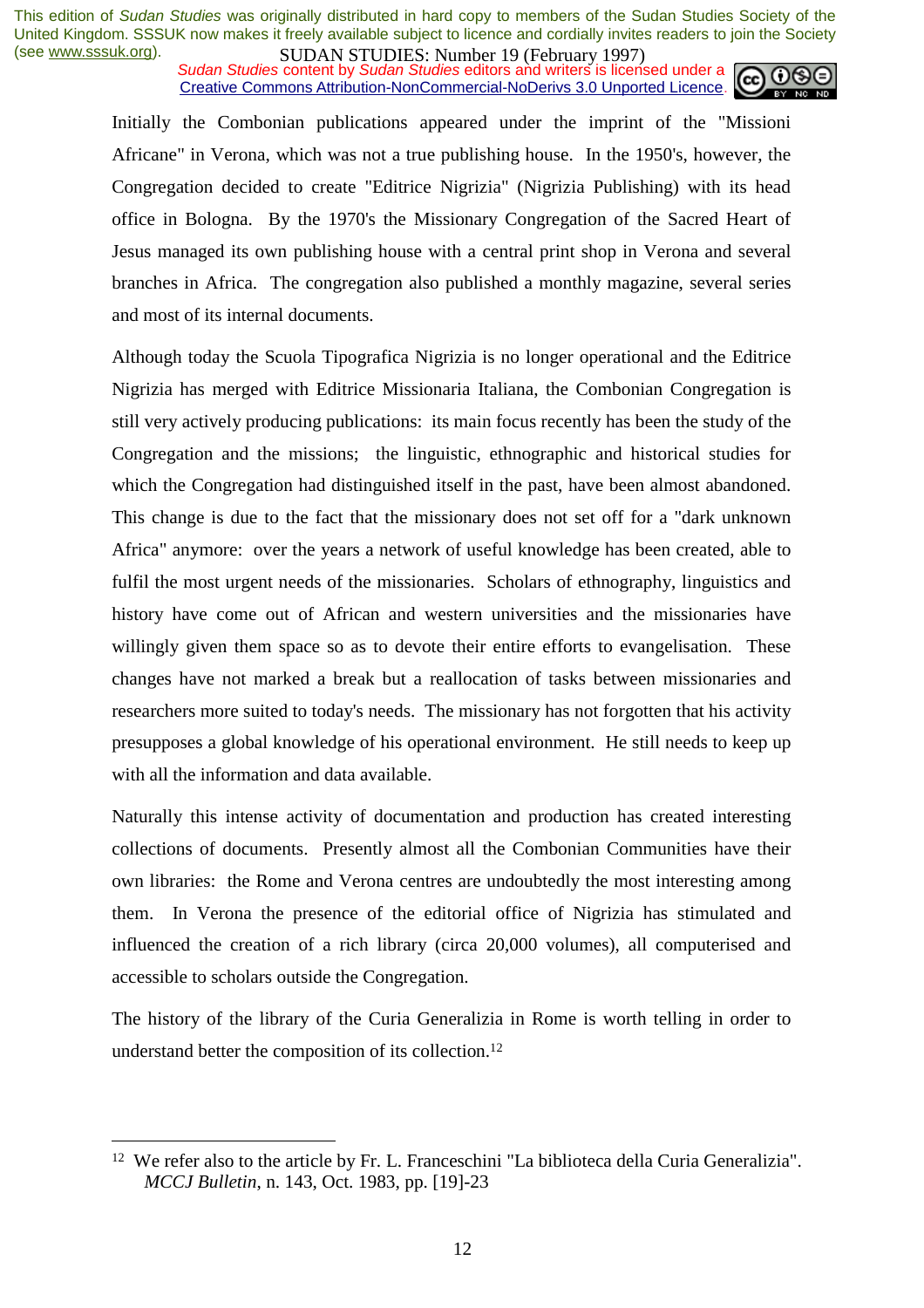Initially the Combonian publications appeared under the imprint of the "Missioni Africane" in Verona, which was not a true publishing house. In the 1950's, however, the Congregation decided to create "Editrice Nigrizia" (Nigrizia Publishing) with its head office in Bologna. By the 1970's the Missionary Congregation of the Sacred Heart of Jesus managed its own publishing house with a central print shop in Verona and several branches in Africa. The congregation also published a monthly magazine, several series and most of its internal documents.

Although today the Scuola Tipografica Nigrizia is no longer operational and the Editrice Nigrizia has merged with Editrice Missionaria Italiana, the Combonian Congregation is still very actively producing publications: its main focus recently has been the study of the Congregation and the missions; the linguistic, ethnographic and historical studies for which the Congregation had distinguished itself in the past, have been almost abandoned. This change is due to the fact that the missionary does not set off for a "dark unknown Africa" anymore: over the years a network of useful knowledge has been created, able to fulfil the most urgent needs of the missionaries. Scholars of ethnography, linguistics and history have come out of African and western universities and the missionaries have willingly given them space so as to devote their entire efforts to evangelisation. These changes have not marked a break but a reallocation of tasks between missionaries and researchers more suited to today's needs. The missionary has not forgotten that his activity presupposes a global knowledge of his operational environment. He still needs to keep up with all the information and data available.

Naturally this intense activity of documentation and production has created interesting collections of documents. Presently almost all the Combonian Communities have their own libraries: the Rome and Verona centres are undoubtedly the most interesting among them. In Verona the presence of the editorial office of Nigrizia has stimulated and influenced the creation of a rich library (circa 20,000 volumes), all computerised and accessible to scholars outside the Congregation.

The history of the library of the Curia Generalizia in Rome is worth telling in order to understand better the composition of its collection.[12]

---

[12] We refer also to the article by Fr. L. Franceschini "La biblioteca della Curia Generalizia". *MCCJ Bulletin*, n. 143, Oct. 1983, pp. [19]-23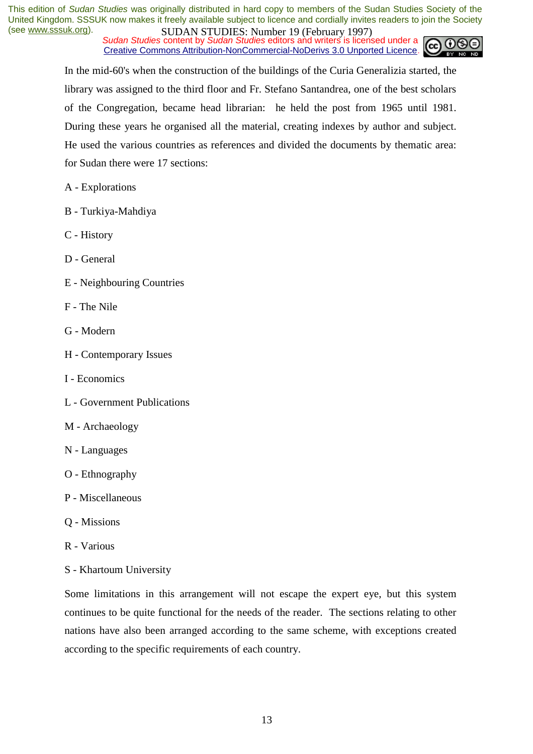In the mid-60's when the construction of the buildings of the Curia Generalizia started, the library was assigned to the third floor and Fr. Stefano Santandrea, one of the best scholars of the Congregation, became head librarian: he held the post from 1965 until 1981. During these years he organised all the material, creating indexes by author and subject. He used the various countries as references and divided the documents by thematic area: for Sudan there were 17 sections:

A - Explorations

B - Turkiya-Mahdiya

C - History

D - General

E - Neighbouring Countries

F - The Nile

G - Modern

H - Contemporary Issues

I - Economics

L - Government Publications

M - Archaeology

N - Languages

O - Ethnography

P - Miscellaneous

Q - Missions

R - Various

S - Khartoum University

Some limitations in this arrangement will not escape the expert eye, but this system continues to be quite functional for the needs of the reader. The sections relating to other nations have also been arranged according to the same scheme, with exceptions created according to the specific requirements of each country.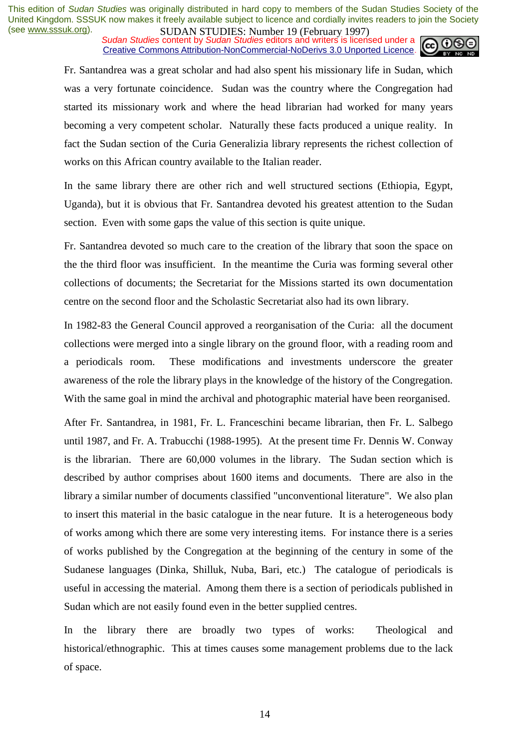Fr. Santandrea was a great scholar and had also spent his missionary life in Sudan, which was a very fortunate coincidence. Sudan was the country where the Congregation had started its missionary work and where the head librarian had worked for many years becoming a very competent scholar. Naturally these facts produced a unique reality. In fact the Sudan section of the Curia Generalizia library represents the richest collection of works on this African country available to the Italian reader.

In the same library there are other rich and well structured sections (Ethiopia, Egypt, Uganda), but it is obvious that Fr. Santandrea devoted his greatest attention to the Sudan section. Even with some gaps the value of this section is quite unique.

Fr. Santandrea devoted so much care to the creation of the library that soon the space on the the third floor was insufficient. In the meantime the Curia was forming several other collections of documents; the Secretariat for the Missions started its own documentation centre on the second floor and the Scholastic Secretariat also had its own library.

In 1982-83 the General Council approved a reorganisation of the Curia: all the document collections were merged into a single library on the ground floor, with a reading room and a periodicals room. These modifications and investments underscore the greater awareness of the role the library plays in the knowledge of the history of the Congregation. With the same goal in mind the archival and photographic material have been reorganised.

After Fr. Santandrea, in 1981, Fr. L. Franceschini became librarian, then Fr. L. Salbego until 1987, and Fr. A. Trabucchi (1988-1995). At the present time Fr. Dennis W. Conway is the librarian. There are 60,000 volumes in the library. The Sudan section which is described by author comprises about 1600 items and documents. There are also in the library a similar number of documents classified "unconventional literature". We also plan to insert this material in the basic catalogue in the near future. It is a heterogeneous body of works among which there are some very interesting items. For instance there is a series of works published by the Congregation at the beginning of the century in some of the Sudanese languages (Dinka, Shilluk, Nuba, Bari, etc.) The catalogue of periodicals is useful in accessing the material. Among them there is a section of periodicals published in Sudan which are not easily found even in the better supplied centres.

In the library there are broadly two types of works: Theological and historical/ethnographic. This at times causes some management problems due to the lack of space.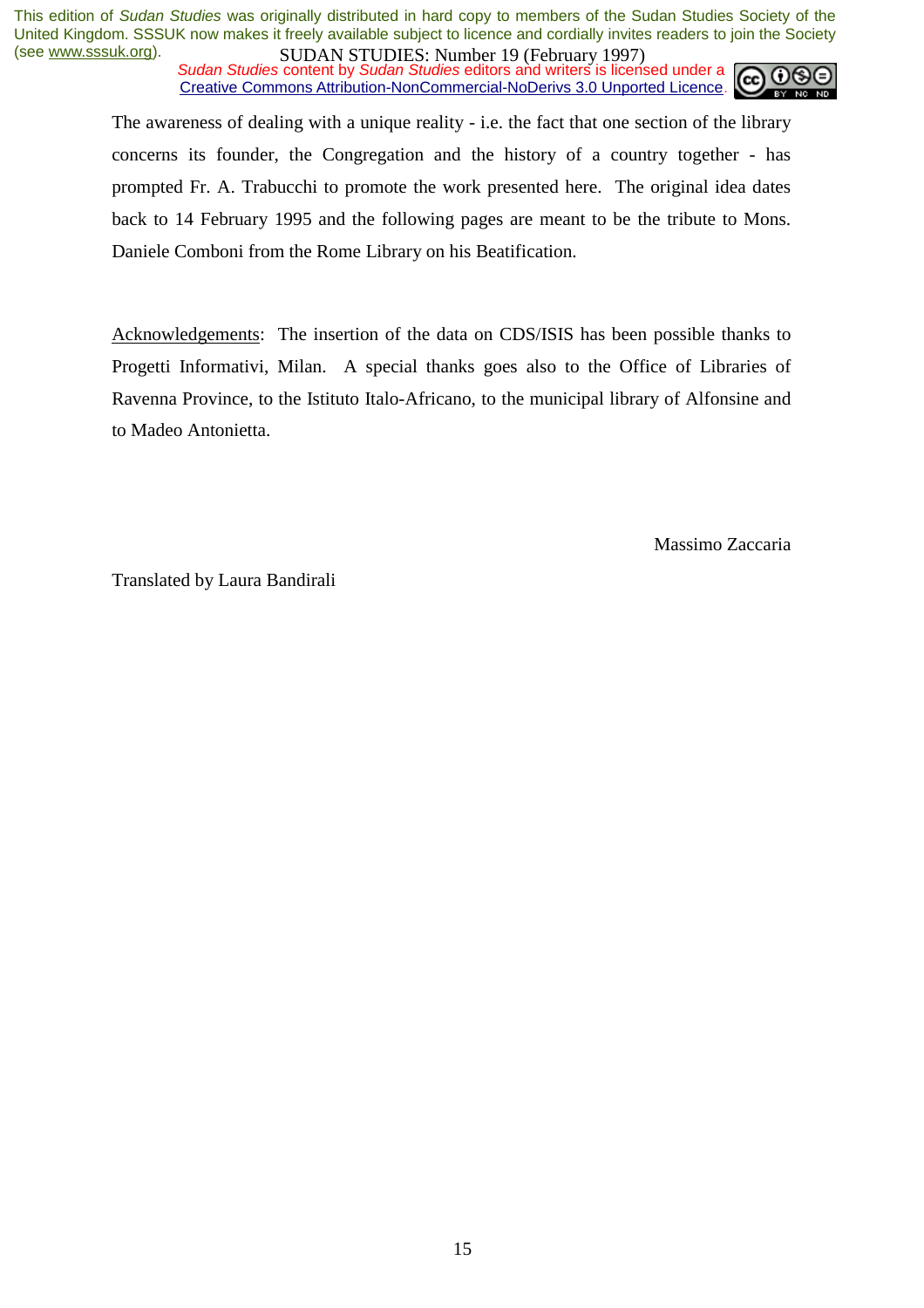The awareness of dealing with a unique reality - i.e. the fact that one section of the library concerns its founder, the Congregation and the history of a country together - has prompted Fr. A. Trabucchi to promote the work presented here. The original idea dates back to 14 February 1995 and the following pages are meant to be the tribute to Mons. Daniele Comboni from the Rome Library on his Beatification.

Acknowledgements: The insertion of the data on CDS/ISIS has been possible thanks to Progetti Informativi, Milan. A special thanks goes also to the Office of Libraries of Ravenna Province, to the Istituto Italo-Africano, to the municipal library of Alfonsine and to Madeo Antonietta.

Massimo Zaccaria

Translated by Laura Bandirali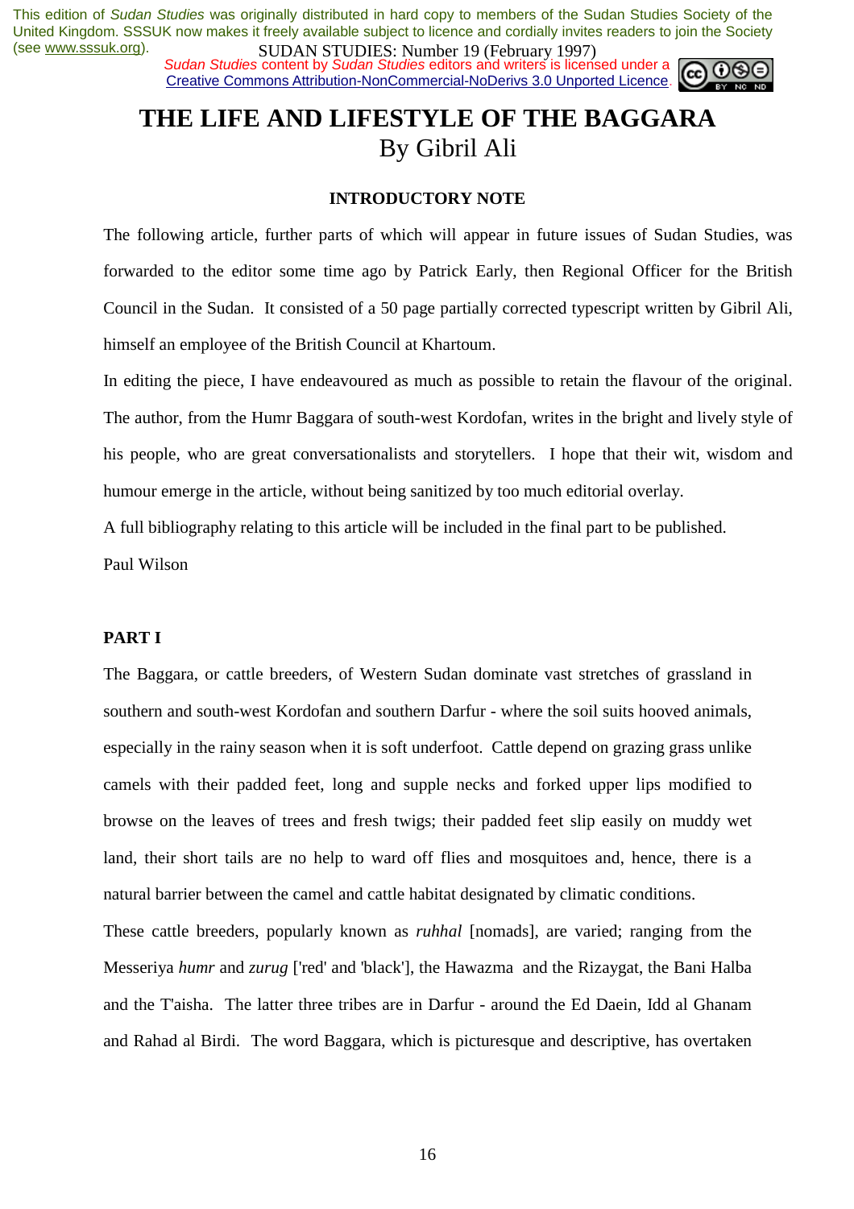# THE LIFE AND LIFESTYLE OF THE BAGGARA

By Gibril Ali

### INTRODUCTORY NOTE

The following article, further parts of which will appear in future issues of Sudan Studies, was forwarded to the editor some time ago by Patrick Early, then Regional Officer for the British Council in the Sudan. It consisted of a 50 page partially corrected typescript written by Gibril Ali, himself an employee of the British Council at Khartoum.

In editing the piece, I have endeavoured as much as possible to retain the flavour of the original. The author, from the Humr Baggara of south-west Kordofan, writes in the bright and lively style of his people, who are great conversationalists and storytellers. I hope that their wit, wisdom and humour emerge in the article, without being sanitized by too much editorial overlay.

A full bibliography relating to this article will be included in the final part to be published.

Paul Wilson

## PART I

The Baggara, or cattle breeders, of Western Sudan dominate vast stretches of grassland in southern and south-west Kordofan and southern Darfur - where the soil suits hooved animals, especially in the rainy season when it is soft underfoot. Cattle depend on grazing grass unlike camels with their padded feet, long and supple necks and forked upper lips modified to browse on the leaves of trees and fresh twigs; their padded feet slip easily on muddy wet land, their short tails are no help to ward off flies and mosquitoes and, hence, there is a natural barrier between the camel and cattle habitat designated by climatic conditions.

These cattle breeders, popularly known as *ruhhal* [nomads], are varied; ranging from the Messeriya *humr* and *zurug* ['red' and 'black'], the Hawazma and the Rizaygat, the Bani Halba and the T'aisha. The latter three tribes are in Darfur - around the Ed Daein, Idd al Ghanam and Rahad al Birdi. The word Baggara, which is picturesque and descriptive, has overtaken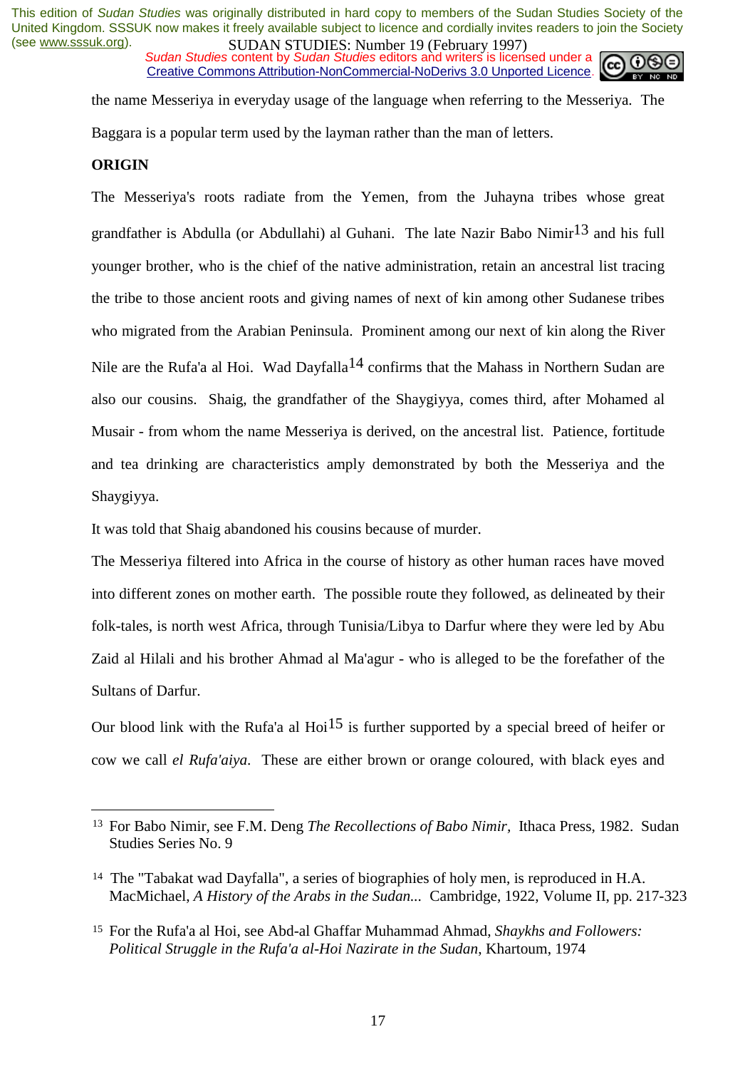the name Messeriya in everyday usage of the language when referring to the Messeriya. The Baggara is a popular term used by the layman rather than the man of letters.

**ORIGIN**

The Messeriya's roots radiate from the Yemen, from the Juhayna tribes whose great grandfather is Abdulla (or Abdullahi) al Guhani. The late Nazir Babo Nimir[13] and his full younger brother, who is the chief of the native administration, retain an ancestral list tracing the tribe to those ancient roots and giving names of next of kin among other Sudanese tribes who migrated from the Arabian Peninsula. Prominent among our next of kin along the River Nile are the Rufa'a al Hoi. Wad Dayfalla[14] confirms that the Mahass in Northern Sudan are also our cousins. Shaig, the grandfather of the Shaygiyya, comes third, after Mohamed al Musair - from whom the name Messeriya is derived, on the ancestral list. Patience, fortitude and tea drinking are characteristics amply demonstrated by both the Messeriya and the Shaygiyya.

It was told that Shaig abandoned his cousins because of murder.

The Messeriya filtered into Africa in the course of history as other human races have moved into different zones on mother earth. The possible route they followed, as delineated by their folk-tales, is north west Africa, through Tunisia/Libya to Darfur where they were led by Abu Zaid al Hilali and his brother Ahmad al Ma'agur - who is alleged to be the forefather of the Sultans of Darfur.

Our blood link with the Rufa'a al Hoi[15] is further supported by a special breed of heifer or cow we call *el Rufa'aiya*. These are either brown or orange coloured, with black eyes and

---

[13] For Babo Nimir, see F.M. Deng *The Recollections of Babo Nimir*, Ithaca Press, 1982. Sudan Studies Series No. 9

[14] The "Tabakat wad Dayfalla", a series of biographies of holy men, is reproduced in H.A. MacMichael, *A History of the Arabs in the Sudan...* Cambridge, 1922, Volume II, pp. 217-323

[15] For the Rufa'a al Hoi, see Abd-al Ghaffar Muhammad Ahmad, *Shaykhs and Followers: Political Struggle in the Rufa'a al-Hoi Nazirate in the Sudan*, Khartoum, 1974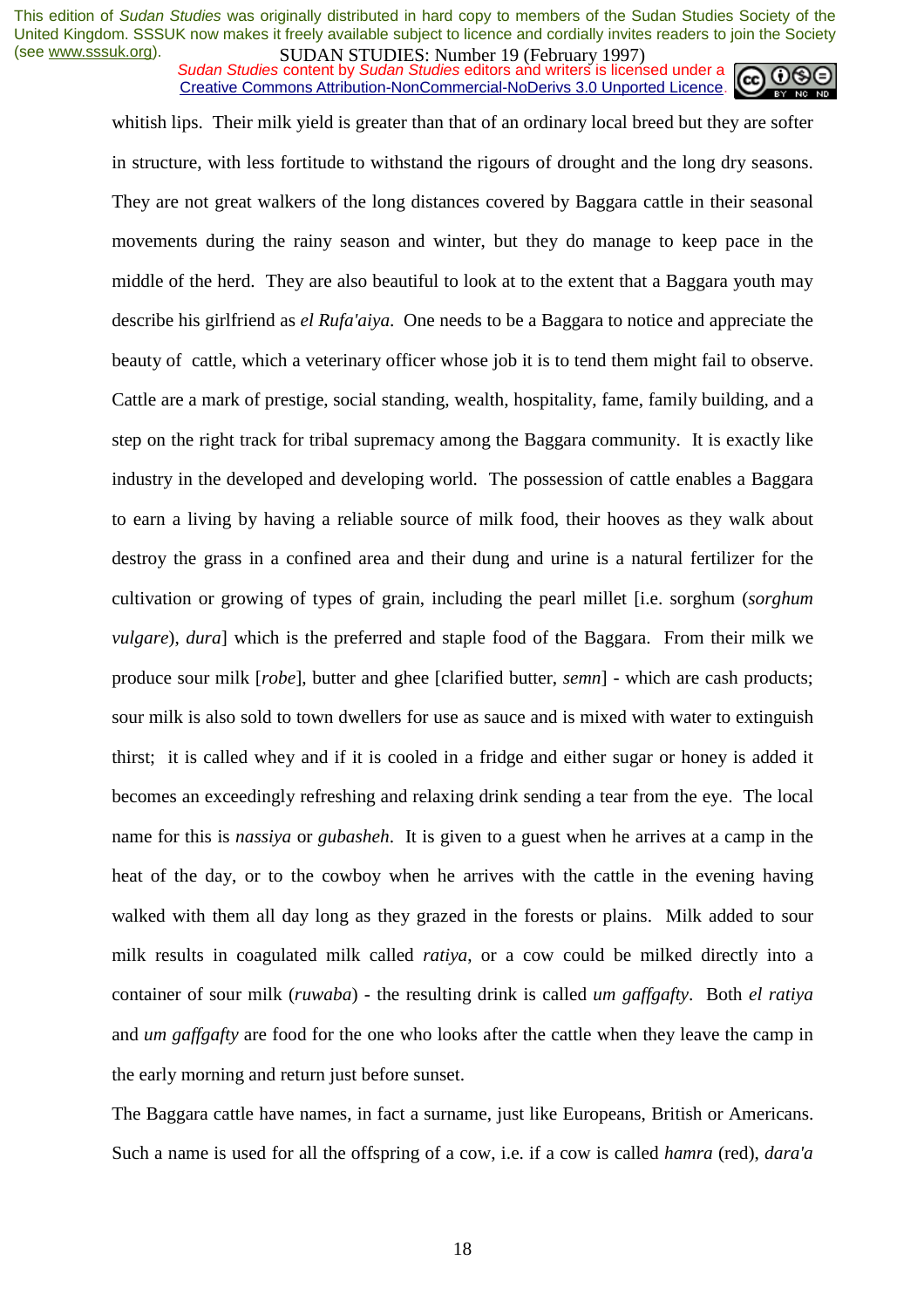whitish lips. Their milk yield is greater than that of an ordinary local breed but they are softer in structure, with less fortitude to withstand the rigours of drought and the long dry seasons. They are not great walkers of the long distances covered by Baggara cattle in their seasonal movements during the rainy season and winter, but they do manage to keep pace in the middle of the herd. They are also beautiful to look at to the extent that a Baggara youth may describe his girlfriend as *el Rufa'aiya*. One needs to be a Baggara to notice and appreciate the beauty of cattle, which a veterinary officer whose job it is to tend them might fail to observe. Cattle are a mark of prestige, social standing, wealth, hospitality, fame, family building, and a step on the right track for tribal supremacy among the Baggara community. It is exactly like industry in the developed and developing world. The possession of cattle enables a Baggara to earn a living by having a reliable source of milk food, their hooves as they walk about destroy the grass in a confined area and their dung and urine is a natural fertilizer for the cultivation or growing of types of grain, including the pearl millet [i.e. sorghum (*sorghum vulgare*), *dura*] which is the preferred and staple food of the Baggara. From their milk we produce sour milk [*robe*], butter and ghee [clarified butter, *semn*] - which are cash products; sour milk is also sold to town dwellers for use as sauce and is mixed with water to extinguish thirst; it is called whey and if it is cooled in a fridge and either sugar or honey is added it becomes an exceedingly refreshing and relaxing drink sending a tear from the eye. The local name for this is *nassiya* or *gubasheh*. It is given to a guest when he arrives at a camp in the heat of the day, or to the cowboy when he arrives with the cattle in the evening having walked with them all day long as they grazed in the forests or plains. Milk added to sour milk results in coagulated milk called *ratiya*, or a cow could be milked directly into a container of sour milk (*ruwaba*) - the resulting drink is called *um gaffgafty*. Both *el ratiya* and *um gaffgafty* are food for the one who looks after the cattle when they leave the camp in the early morning and return just before sunset.

The Baggara cattle have names, in fact a surname, just like Europeans, British or Americans. Such a name is used for all the offspring of a cow, i.e. if a cow is called *hamra* (red), *dara'a*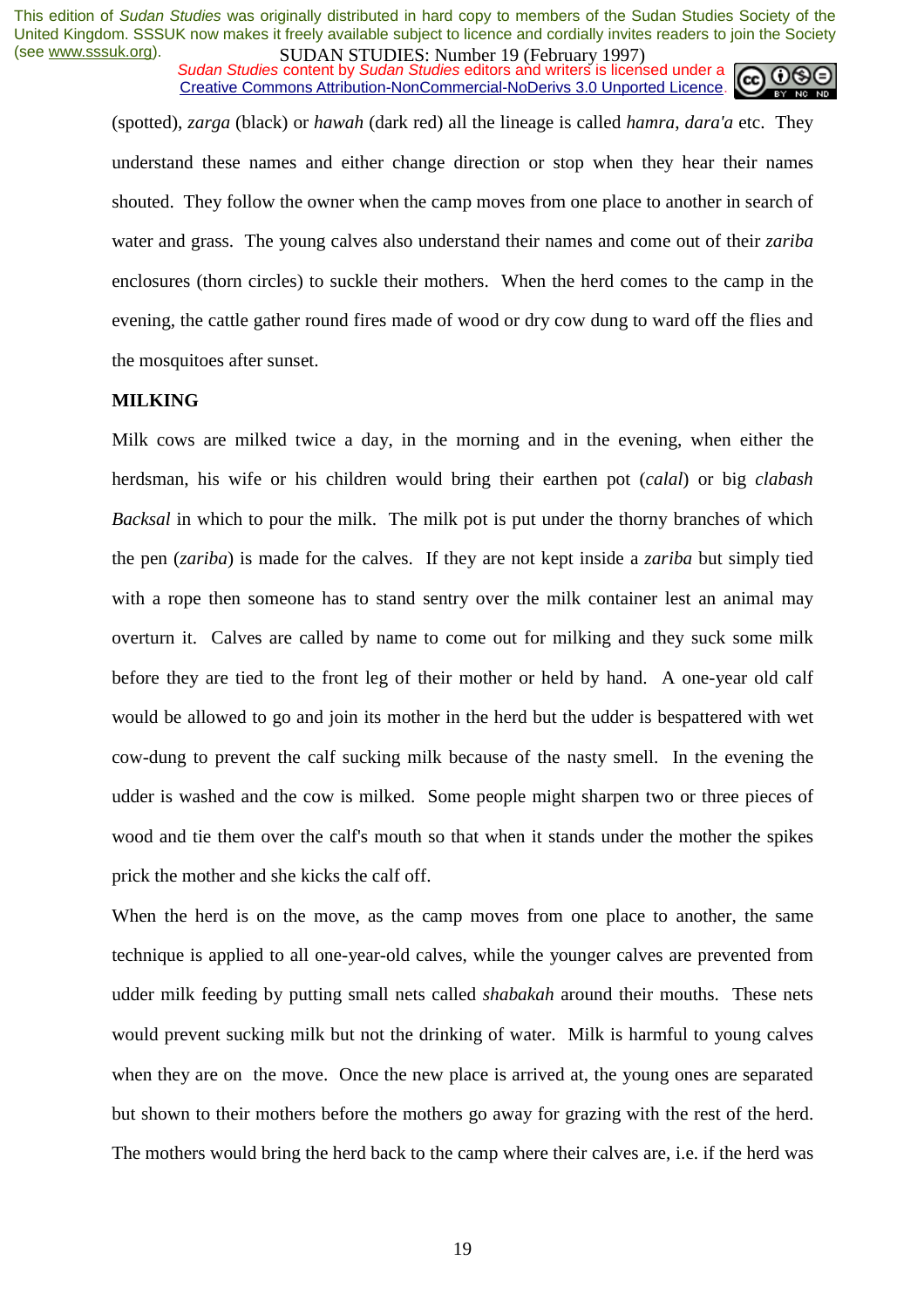(spotted), *zarga* (black) or *hawah* (dark red) all the lineage is called *hamra*, *dara'a* etc. They understand these names and either change direction or stop when they hear their names shouted. They follow the owner when the camp moves from one place to another in search of water and grass. The young calves also understand their names and come out of their *zariba* enclosures (thorn circles) to suckle their mothers. When the herd comes to the camp in the evening, the cattle gather round fires made of wood or dry cow dung to ward off the flies and the mosquitoes after sunset.

**MILKING**

Milk cows are milked twice a day, in the morning and in the evening, when either the herdsman, his wife or his children would bring their earthen pot (*calal*) or big *clabash Backsal* in which to pour the milk. The milk pot is put under the thorny branches of which the pen (*zariba*) is made for the calves. If they are not kept inside a *zariba* but simply tied with a rope then someone has to stand sentry over the milk container lest an animal may overturn it. Calves are called by name to come out for milking and they suck some milk before they are tied to the front leg of their mother or held by hand. A one-year old calf would be allowed to go and join its mother in the herd but the udder is bespattered with wet cow-dung to prevent the calf sucking milk because of the nasty smell. In the evening the udder is washed and the cow is milked. Some people might sharpen two or three pieces of wood and tie them over the calf's mouth so that when it stands under the mother the spikes prick the mother and she kicks the calf off.

When the herd is on the move, as the camp moves from one place to another, the same technique is applied to all one-year-old calves, while the younger calves are prevented from udder milk feeding by putting small nets called *shabakah* around their mouths. These nets would prevent sucking milk but not the drinking of water. Milk is harmful to young calves when they are on the move. Once the new place is arrived at, the young ones are separated but shown to their mothers before the mothers go away for grazing with the rest of the herd. The mothers would bring the herd back to the camp where their calves are, i.e. if the herd was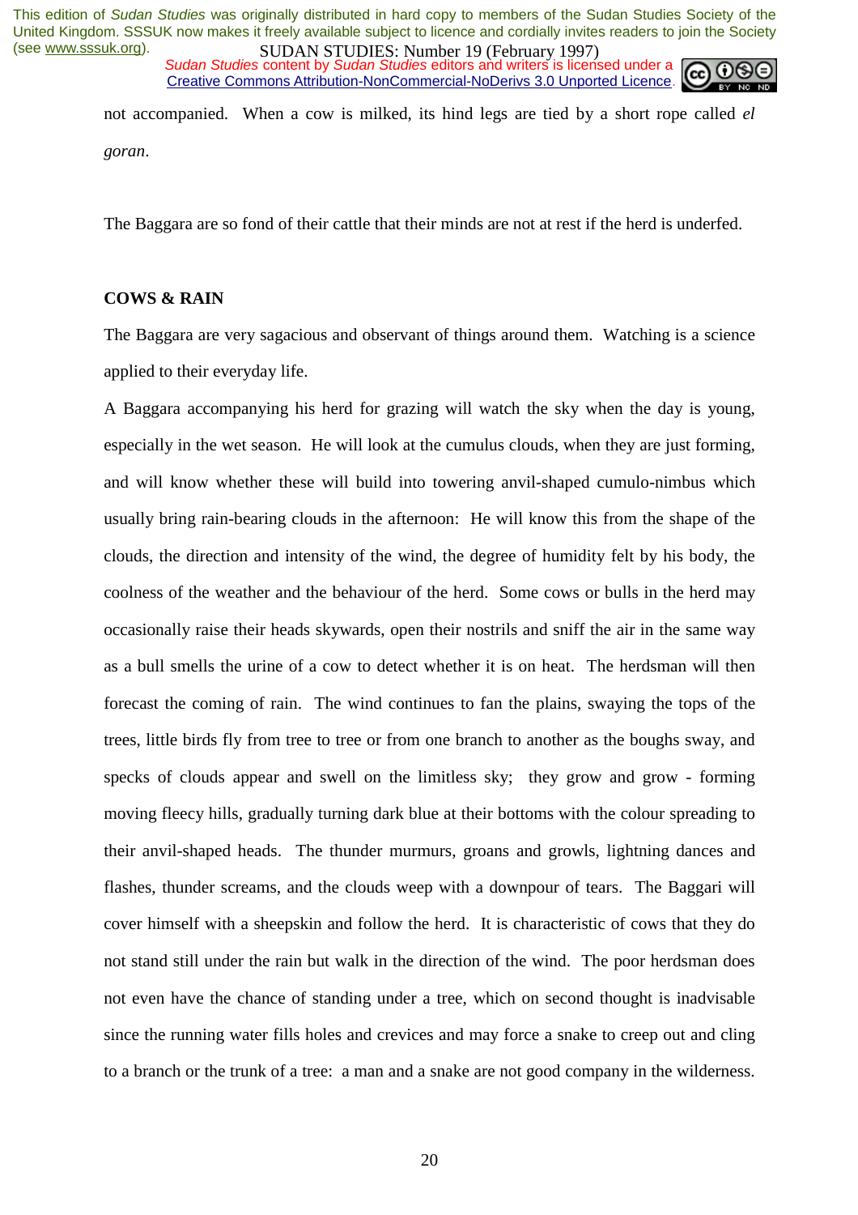not accompanied. When a cow is milked, its hind legs are tied by a short rope called *el goran*.

The Baggara are so fond of their cattle that their minds are not at rest if the herd is underfed.

**COWS & RAIN**

The Baggara are very sagacious and observant of things around them. Watching is a science applied to their everyday life.

A Baggara accompanying his herd for grazing will watch the sky when the day is young, especially in the wet season. He will look at the cumulus clouds, when they are just forming, and will know whether these will build into towering anvil-shaped cumulo-nimbus which usually bring rain-bearing clouds in the afternoon: He will know this from the shape of the clouds, the direction and intensity of the wind, the degree of humidity felt by his body, the coolness of the weather and the behaviour of the herd. Some cows or bulls in the herd may occasionally raise their heads skywards, open their nostrils and sniff the air in the same way as a bull smells the urine of a cow to detect whether it is on heat. The herdsman will then forecast the coming of rain. The wind continues to fan the plains, swaying the tops of the trees, little birds fly from tree to tree or from one branch to another as the boughs sway, and specks of clouds appear and swell on the limitless sky; they grow and grow - forming moving fleecy hills, gradually turning dark blue at their bottoms with the colour spreading to their anvil-shaped heads. The thunder murmurs, groans and growls, lightning dances and flashes, thunder screams, and the clouds weep with a downpour of tears. The Baggari will cover himself with a sheepskin and follow the herd. It is characteristic of cows that they do not stand still under the rain but walk in the direction of the wind. The poor herdsman does not even have the chance of standing under a tree, which on second thought is inadvisable since the running water fills holes and crevices and may force a snake to creep out and cling to a branch or the trunk of a tree: a man and a snake are not good company in the wilderness.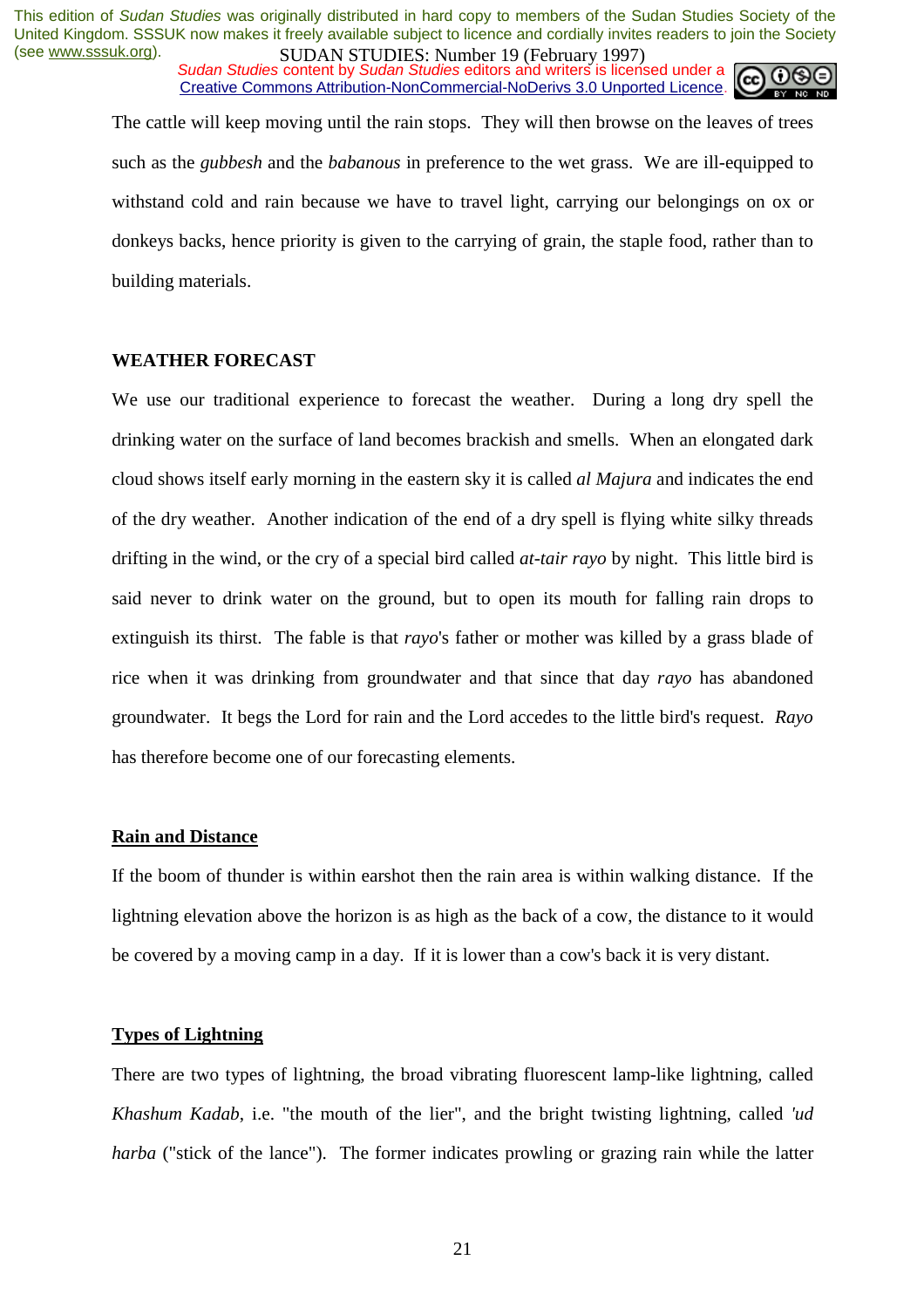The cattle will keep moving until the rain stops. They will then browse on the leaves of trees such as the *gubbesh* and the *babanous* in preference to the wet grass. We are ill-equipped to withstand cold and rain because we have to travel light, carrying our belongings on ox or donkeys backs, hence priority is given to the carrying of grain, the staple food, rather than to building materials.

**WEATHER FORECAST**

We use our traditional experience to forecast the weather. During a long dry spell the drinking water on the surface of land becomes brackish and smells. When an elongated dark cloud shows itself early morning in the eastern sky it is called *al Majura* and indicates the end of the dry weather. Another indication of the end of a dry spell is flying white silky threads drifting in the wind, or the cry of a special bird called *at-tair rayo* by night. This little bird is said never to drink water on the ground, but to open its mouth for falling rain drops to extinguish its thirst. The fable is that *rayo*'s father or mother was killed by a grass blade of rice when it was drinking from groundwater and that since that day *rayo* has abandoned groundwater. It begs the Lord for rain and the Lord accedes to the little bird's request. *Rayo* has therefore become one of our forecasting elements.

**Rain and Distance**

If the boom of thunder is within earshot then the rain area is within walking distance. If the lightning elevation above the horizon is as high as the back of a cow, the distance to it would be covered by a moving camp in a day. If it is lower than a cow's back it is very distant.

**Types of Lightning**

There are two types of lightning, the broad vibrating fluorescent lamp-like lightning, called *Khashum Kadab*, i.e. "the mouth of the lier", and the bright twisting lightning, called *'ud harba* ("stick of the lance"). The former indicates prowling or grazing rain while the latter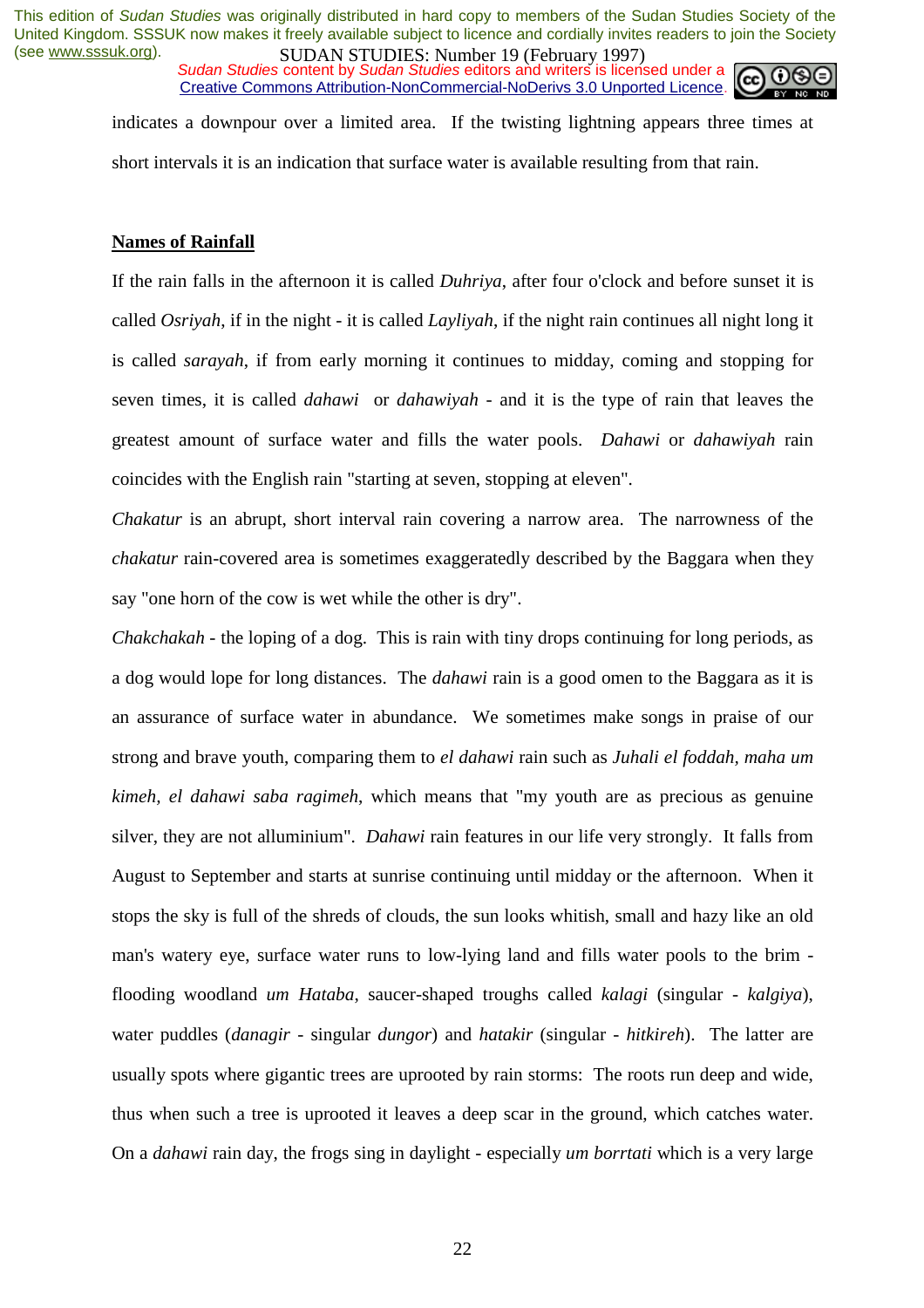indicates a downpour over a limited area. If the twisting lightning appears three times at short intervals it is an indication that surface water is available resulting from that rain.

## Names of Rainfall

If the rain falls in the afternoon it is called *Duhriya*, after four o'clock and before sunset it is called *Osriyah*, if in the night - it is called *Layliyah*, if the night rain continues all night long it is called *sarayah*, if from early morning it continues to midday, coming and stopping for seven times, it is called *dahawi* or *dahawiyah* - and it is the type of rain that leaves the greatest amount of surface water and fills the water pools. *Dahawi* or *dahawiyah* rain coincides with the English rain "starting at seven, stopping at eleven".

*Chakatur* is an abrupt, short interval rain covering a narrow area. The narrowness of the *chakatur* rain-covered area is sometimes exaggeratedly described by the Baggara when they say "one horn of the cow is wet while the other is dry".

*Chakchakah* - the loping of a dog. This is rain with tiny drops continuing for long periods, as a dog would lope for long distances. The *dahawi* rain is a good omen to the Baggara as it is an assurance of surface water in abundance. We sometimes make songs in praise of our strong and brave youth, comparing them to *el dahawi* rain such as *Juhali el foddah, maha um kimeh, el dahawi saba ragimeh*, which means that "my youth are as precious as genuine silver, they are not alluminium". *Dahawi* rain features in our life very strongly. It falls from August to September and starts at sunrise continuing until midday or the afternoon. When it stops the sky is full of the shreds of clouds, the sun looks whitish, small and hazy like an old man's watery eye, surface water runs to low-lying land and fills water pools to the brim - flooding woodland *um Hataba*, saucer-shaped troughs called *kalagi* (singular - *kalgiya*), water puddles (*danagir* - singular *dungor*) and *hatakir* (singular - *hitkireh*). The latter are usually spots where gigantic trees are uprooted by rain storms: The roots run deep and wide, thus when such a tree is uprooted it leaves a deep scar in the ground, which catches water. On a *dahawi* rain day, the frogs sing in daylight - especially *um borrtati* which is a very large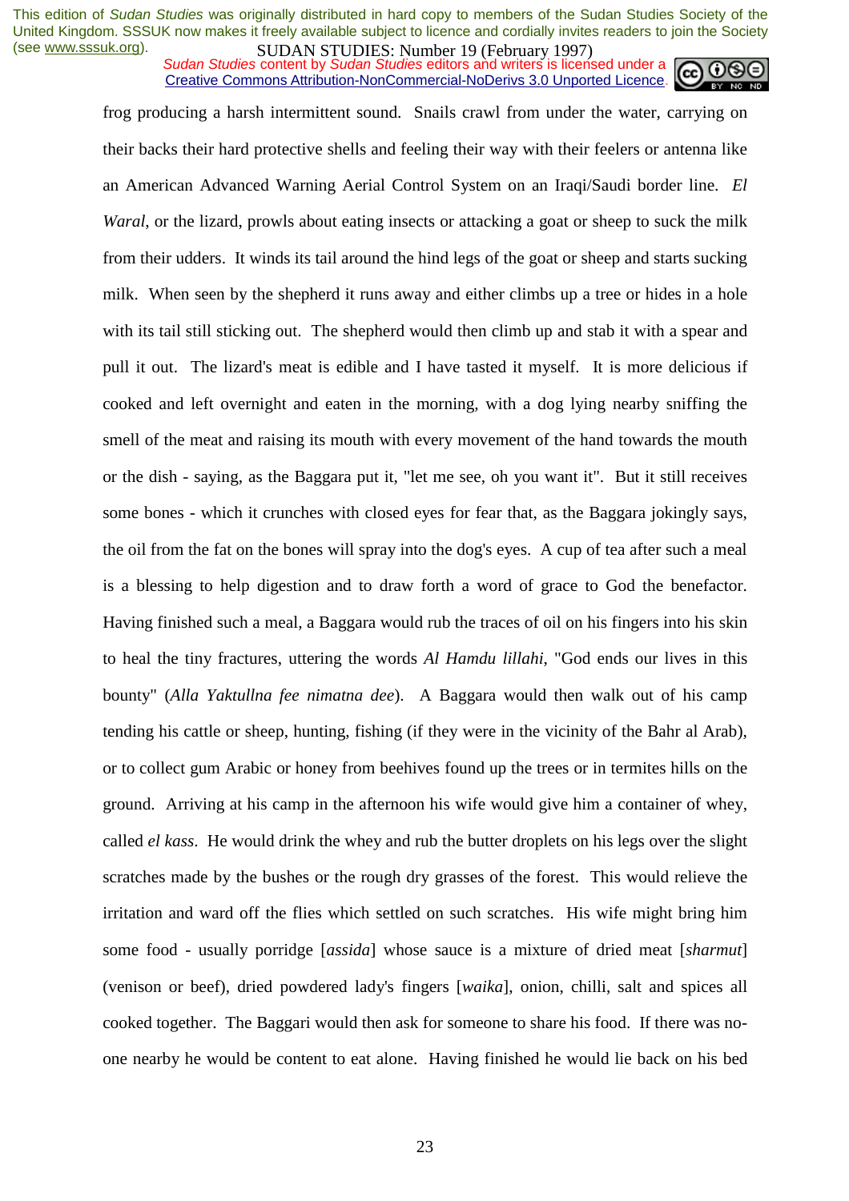frog producing a harsh intermittent sound. Snails crawl from under the water, carrying on their backs their hard protective shells and feeling their way with their feelers or antenna like an American Advanced Warning Aerial Control System on an Iraqi/Saudi border line. *El Waral*, or the lizard, prowls about eating insects or attacking a goat or sheep to suck the milk from their udders. It winds its tail around the hind legs of the goat or sheep and starts sucking milk. When seen by the shepherd it runs away and either climbs up a tree or hides in a hole with its tail still sticking out. The shepherd would then climb up and stab it with a spear and pull it out. The lizard's meat is edible and I have tasted it myself. It is more delicious if cooked and left overnight and eaten in the morning, with a dog lying nearby sniffing the smell of the meat and raising its mouth with every movement of the hand towards the mouth or the dish - saying, as the Baggara put it, "let me see, oh you want it". But it still receives some bones - which it crunches with closed eyes for fear that, as the Baggara jokingly says, the oil from the fat on the bones will spray into the dog's eyes. A cup of tea after such a meal is a blessing to help digestion and to draw forth a word of grace to God the benefactor. Having finished such a meal, a Baggara would rub the traces of oil on his fingers into his skin to heal the tiny fractures, uttering the words *Al Hamdu lillahi*, "God ends our lives in this bounty" (*Alla Yaktullna fee nimatna dee*). A Baggara would then walk out of his camp tending his cattle or sheep, hunting, fishing (if they were in the vicinity of the Bahr al Arab), or to collect gum Arabic or honey from beehives found up the trees or in termites hills on the ground. Arriving at his camp in the afternoon his wife would give him a container of whey, called *el kass*. He would drink the whey and rub the butter droplets on his legs over the slight scratches made by the bushes or the rough dry grasses of the forest. This would relieve the irritation and ward off the flies which settled on such scratches. His wife might bring him some food - usually porridge [*assida*] whose sauce is a mixture of dried meat [*sharmut*] (venison or beef), dried powdered lady's fingers [*waika*], onion, chilli, salt and spices all cooked together. The Baggari would then ask for someone to share his food. If there was no-one nearby he would be content to eat alone. Having finished he would lie back on his bed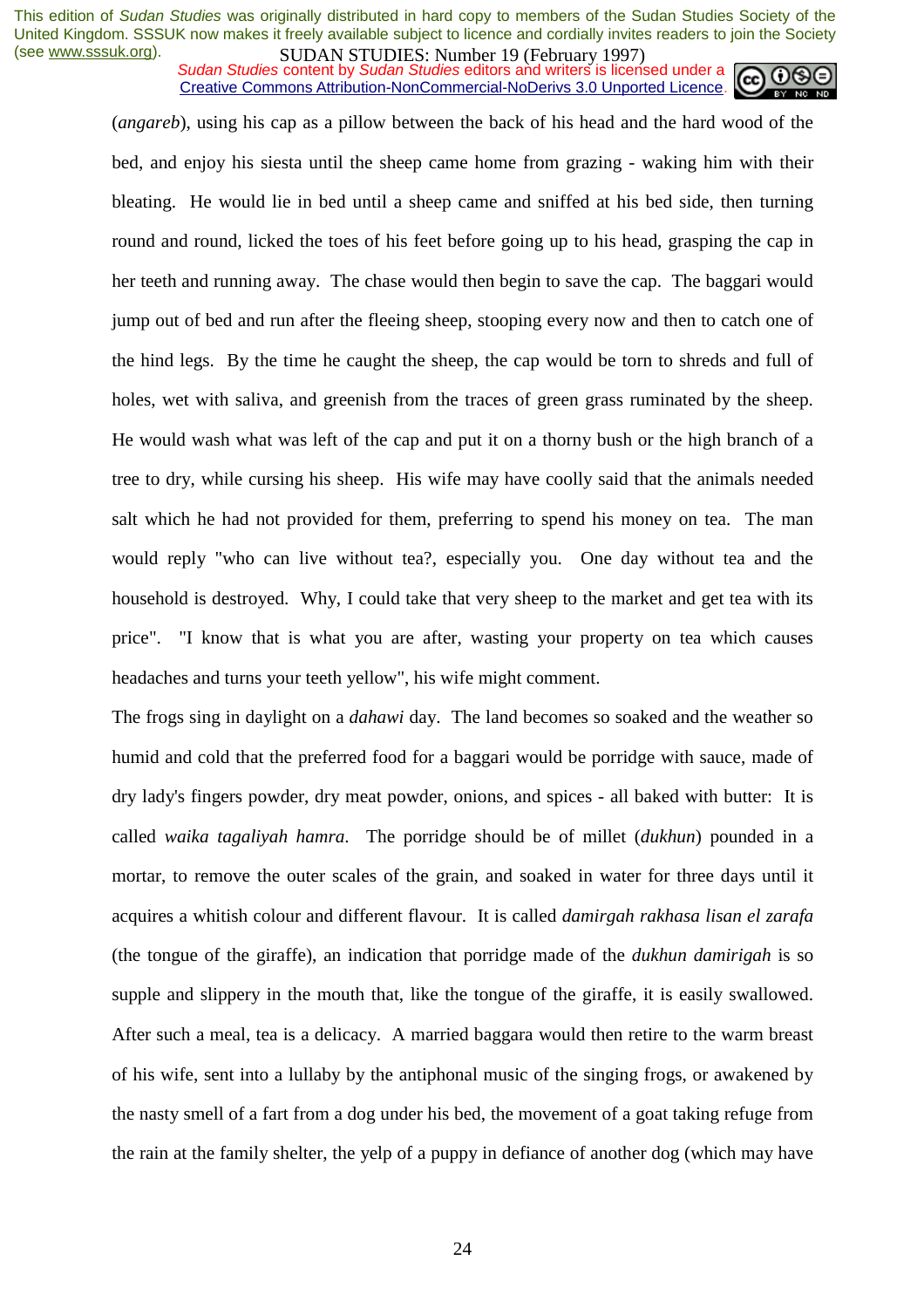(*angareb*), using his cap as a pillow between the back of his head and the hard wood of the bed, and enjoy his siesta until the sheep came home from grazing - waking him with their bleating. He would lie in bed until a sheep came and sniffed at his bed side, then turning round and round, licked the toes of his feet before going up to his head, grasping the cap in her teeth and running away. The chase would then begin to save the cap. The baggari would jump out of bed and run after the fleeing sheep, stooping every now and then to catch one of the hind legs. By the time he caught the sheep, the cap would be torn to shreds and full of holes, wet with saliva, and greenish from the traces of green grass ruminated by the sheep. He would wash what was left of the cap and put it on a thorny bush or the high branch of a tree to dry, while cursing his sheep. His wife may have coolly said that the animals needed salt which he had not provided for them, preferring to spend his money on tea. The man would reply "who can live without tea?, especially you. One day without tea and the household is destroyed. Why, I could take that very sheep to the market and get tea with its price". "I know that is what you are after, wasting your property on tea which causes headaches and turns your teeth yellow", his wife might comment.

The frogs sing in daylight on a *dahawi* day. The land becomes so soaked and the weather so humid and cold that the preferred food for a baggari would be porridge with sauce, made of dry lady's fingers powder, dry meat powder, onions, and spices - all baked with butter: It is called *waika tagaliyah hamra*. The porridge should be of millet (*dukhun*) pounded in a mortar, to remove the outer scales of the grain, and soaked in water for three days until it acquires a whitish colour and different flavour. It is called *damirgah rakhasa lisan el zarafa* (the tongue of the giraffe), an indication that porridge made of the *dukhun damirigah* is so supple and slippery in the mouth that, like the tongue of the giraffe, it is easily swallowed. After such a meal, tea is a delicacy. A married baggara would then retire to the warm breast of his wife, sent into a lullaby by the antiphonal music of the singing frogs, or awakened by the nasty smell of a fart from a dog under his bed, the movement of a goat taking refuge from the rain at the family shelter, the yelp of a puppy in defiance of another dog (which may have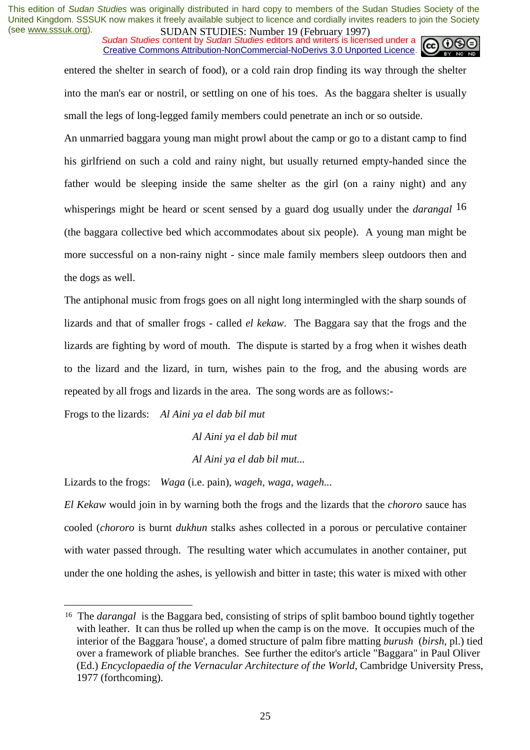entered the shelter in search of food), or a cold rain drop finding its way through the shelter into the man's ear or nostril, or settling on one of his toes. As the baggara shelter is usually small the legs of long-legged family members could penetrate an inch or so outside.

An unmarried baggara young man might prowl about the camp or go to a distant camp to find his girlfriend on such a cold and rainy night, but usually returned empty-handed since the father would be sleeping inside the same shelter as the girl (on a rainy night) and any whisperings might be heard or scent sensed by a guard dog usually under the *darangal* [16] (the baggara collective bed which accommodates about six people). A young man might be more successful on a non-rainy night - since male family members sleep outdoors then and the dogs as well.

The antiphonal music from frogs goes on all night long intermingled with the sharp sounds of lizards and that of smaller frogs - called *el kekaw*. The Baggara say that the frogs and the lizards are fighting by word of mouth. The dispute is started by a frog when it wishes death to the lizard and the lizard, in turn, wishes pain to the frog, and the abusing words are repeated by all frogs and lizards in the area. The song words are as follows:-

Frogs to the lizards: *Al Aini ya el dab bil mut*

*Al Aini ya el dab bil mut*

*Al Aini ya el dab bil mut...*

Lizards to the frogs: *Waga* (i.e. pain), *wageh*, *waga*, *wageh...*

*El Kekaw* would join in by warning both the frogs and the lizards that the *chororo* sauce has cooled (*chororo* is burnt *dukhun* stalks ashes collected in a porous or perculative container with water passed through. The resulting water which accumulates in another container, put under the one holding the ashes, is yellowish and bitter in taste; this water is mixed with other

---

[16] The *darangal* is the Baggara bed, consisting of strips of split bamboo bound tightly together with leather. It can thus be rolled up when the camp is on the move. It occupies much of the interior of the Baggara 'house', a domed structure of palm fibre matting *burush* (*birsh*, pl.) tied over a framework of pliable branches. See further the editor's article "Baggara" in Paul Oliver (Ed.) *Encyclopaedia of the Vernacular Architecture of the World*, Cambridge University Press, 1977 (forthcoming).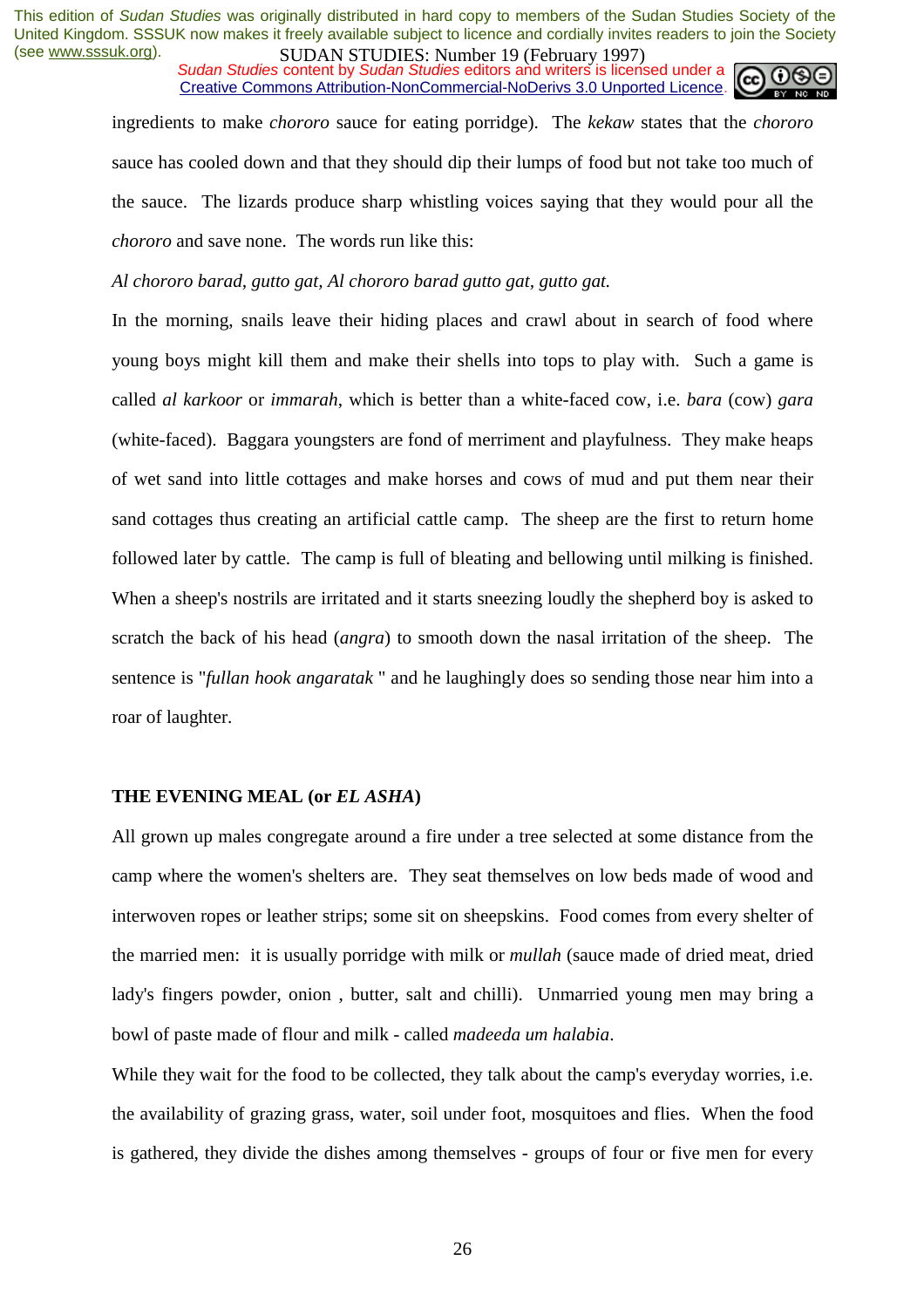ingredients to make *chororo* sauce for eating porridge). The *kekaw* states that the *chororo* sauce has cooled down and that they should dip their lumps of food but not take too much of the sauce. The lizards produce sharp whistling voices saying that they would pour all the *chororo* and save none. The words run like this:

*Al chororo barad, gutto gat, Al chororo barad gutto gat, gutto gat.*

In the morning, snails leave their hiding places and crawl about in search of food where young boys might kill them and make their shells into tops to play with. Such a game is called *al karkoor* or *immarah*, which is better than a white-faced cow, i.e. *bara* (cow) *gara* (white-faced). Baggara youngsters are fond of merriment and playfulness. They make heaps of wet sand into little cottages and make horses and cows of mud and put them near their sand cottages thus creating an artificial cattle camp. The sheep are the first to return home followed later by cattle. The camp is full of bleating and bellowing until milking is finished. When a sheep's nostrils are irritated and it starts sneezing loudly the shepherd boy is asked to scratch the back of his head (*angra*) to smooth down the nasal irritation of the sheep. The sentence is "*fullan hook angaratak* " and he laughingly does so sending those near him into a roar of laughter.

## THE EVENING MEAL (or *EL ASHA*)

All grown up males congregate around a fire under a tree selected at some distance from the camp where the women's shelters are. They seat themselves on low beds made of wood and interwoven ropes or leather strips; some sit on sheepskins. Food comes from every shelter of the married men: it is usually porridge with milk or *mullah* (sauce made of dried meat, dried lady's fingers powder, onion , butter, salt and chilli). Unmarried young men may bring a bowl of paste made of flour and milk - called *madeeda um halabia*.

While they wait for the food to be collected, they talk about the camp's everyday worries, i.e. the availability of grazing grass, water, soil under foot, mosquitoes and flies. When the food is gathered, they divide the dishes among themselves - groups of four or five men for every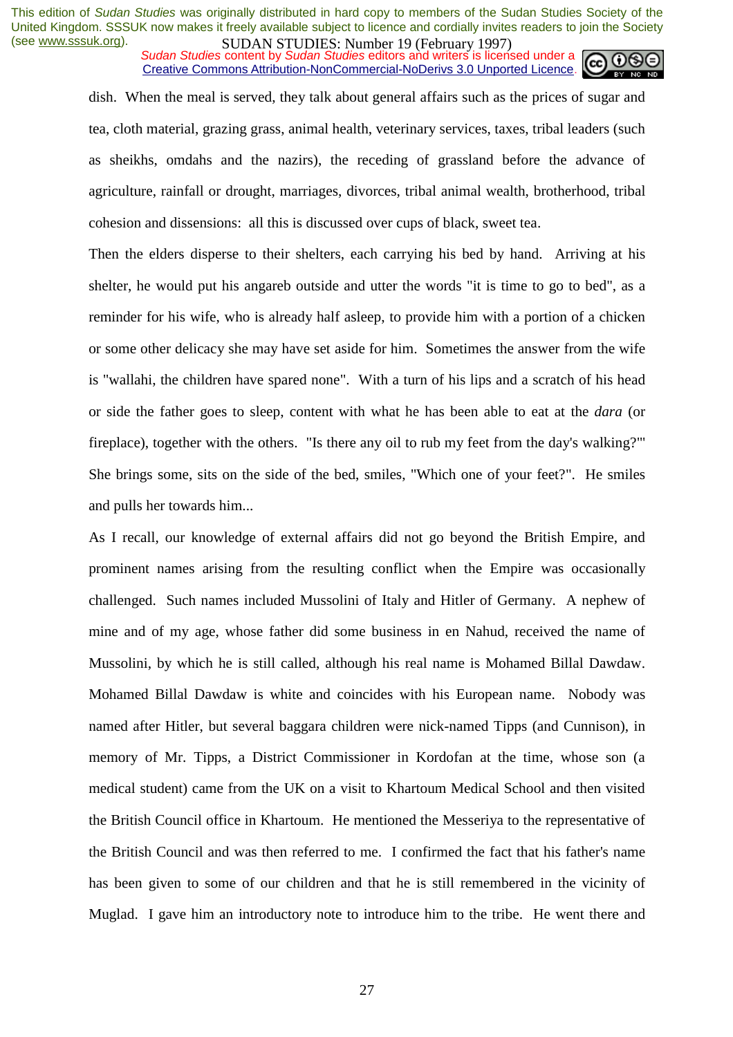dish. When the meal is served, they talk about general affairs such as the prices of sugar and tea, cloth material, grazing grass, animal health, veterinary services, taxes, tribal leaders (such as sheikhs, omdahs and the nazirs), the receding of grassland before the advance of agriculture, rainfall or drought, marriages, divorces, tribal animal wealth, brotherhood, tribal cohesion and dissensions: all this is discussed over cups of black, sweet tea.

Then the elders disperse to their shelters, each carrying his bed by hand. Arriving at his shelter, he would put his angareb outside and utter the words "it is time to go to bed", as a reminder for his wife, who is already half asleep, to provide him with a portion of a chicken or some other delicacy she may have set aside for him. Sometimes the answer from the wife is "wallahi, the children have spared none". With a turn of his lips and a scratch of his head or side the father goes to sleep, content with what he has been able to eat at the *dara* (or fireplace), together with the others. "Is there any oil to rub my feet from the day's walking?'" She brings some, sits on the side of the bed, smiles, "Which one of your feet?". He smiles and pulls her towards him...

As I recall, our knowledge of external affairs did not go beyond the British Empire, and prominent names arising from the resulting conflict when the Empire was occasionally challenged. Such names included Mussolini of Italy and Hitler of Germany. A nephew of mine and of my age, whose father did some business in en Nahud, received the name of Mussolini, by which he is still called, although his real name is Mohamed Billal Dawdaw. Mohamed Billal Dawdaw is white and coincides with his European name. Nobody was named after Hitler, but several baggara children were nick-named Tipps (and Cunnison), in memory of Mr. Tipps, a District Commissioner in Kordofan at the time, whose son (a medical student) came from the UK on a visit to Khartoum Medical School and then visited the British Council office in Khartoum. He mentioned the Messeriya to the representative of the British Council and was then referred to me. I confirmed the fact that his father's name has been given to some of our children and that he is still remembered in the vicinity of Muglad. I gave him an introductory note to introduce him to the tribe. He went there and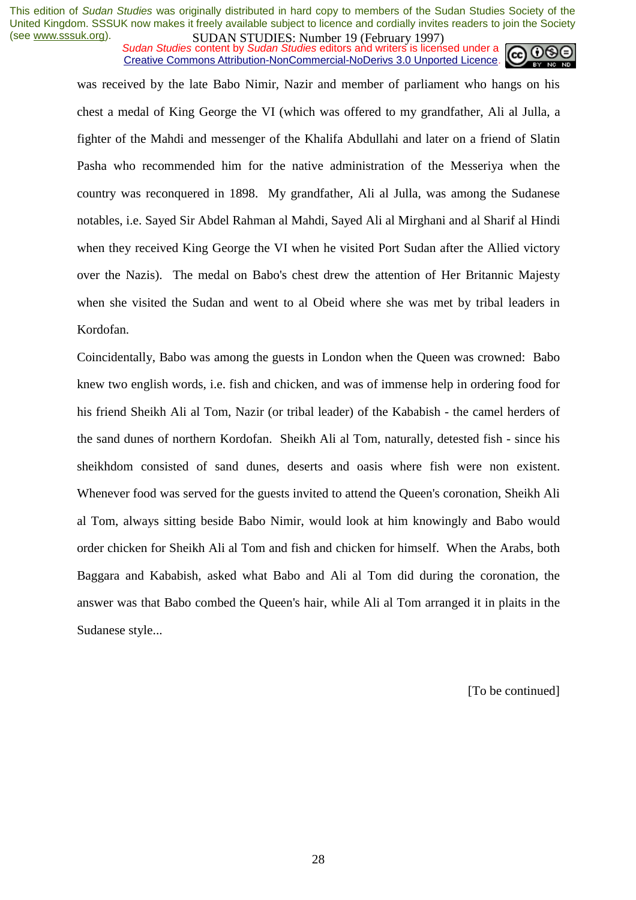was received by the late Babo Nimir, Nazir and member of parliament who hangs on his chest a medal of King George the VI (which was offered to my grandfather, Ali al Julla, a fighter of the Mahdi and messenger of the Khalifa Abdullahi and later on a friend of Slatin Pasha who recommended him for the native administration of the Messeriya when the country was reconquered in 1898. My grandfather, Ali al Julla, was among the Sudanese notables, i.e. Sayed Sir Abdel Rahman al Mahdi, Sayed Ali al Mirghani and al Sharif al Hindi when they received King George the VI when he visited Port Sudan after the Allied victory over the Nazis). The medal on Babo's chest drew the attention of Her Britannic Majesty when she visited the Sudan and went to al Obeid where she was met by tribal leaders in Kordofan.

Coincidentally, Babo was among the guests in London when the Queen was crowned: Babo knew two english words, i.e. fish and chicken, and was of immense help in ordering food for his friend Sheikh Ali al Tom, Nazir (or tribal leader) of the Kababish - the camel herders of the sand dunes of northern Kordofan. Sheikh Ali al Tom, naturally, detested fish - since his sheikhdom consisted of sand dunes, deserts and oasis where fish were non existent. Whenever food was served for the guests invited to attend the Queen's coronation, Sheikh Ali al Tom, always sitting beside Babo Nimir, would look at him knowingly and Babo would order chicken for Sheikh Ali al Tom and fish and chicken for himself. When the Arabs, both Baggara and Kababish, asked what Babo and Ali al Tom did during the coronation, the answer was that Babo combed the Queen's hair, while Ali al Tom arranged it in plaits in the Sudanese style...

[To be continued]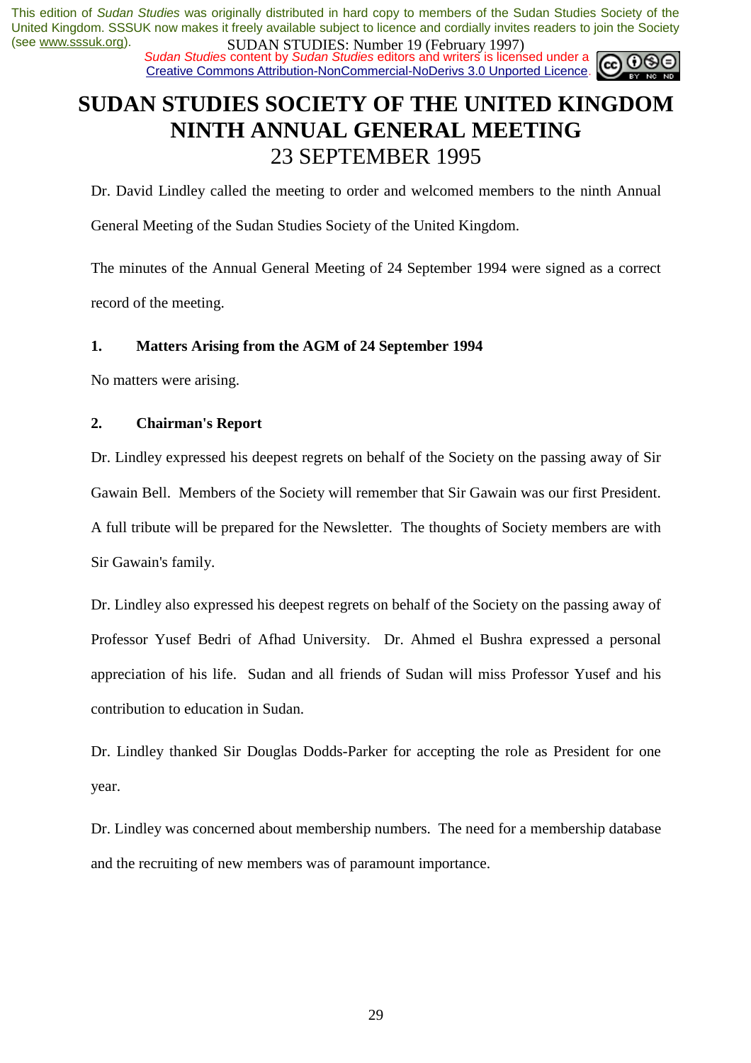# SUDAN STUDIES SOCIETY OF THE UNITED KINGDOM
# NINTH ANNUAL GENERAL MEETING
## 23 SEPTEMBER 1995

Dr. David Lindley called the meeting to order and welcomed members to the ninth Annual General Meeting of the Sudan Studies Society of the United Kingdom.

The minutes of the Annual General Meeting of 24 September 1994 were signed as a correct record of the meeting.

### 1. Matters Arising from the AGM of 24 September 1994

No matters were arising.

### 2. Chairman's Report

Dr. Lindley expressed his deepest regrets on behalf of the Society on the passing away of Sir Gawain Bell. Members of the Society will remember that Sir Gawain was our first President. A full tribute will be prepared for the Newsletter. The thoughts of Society members are with Sir Gawain's family.

Dr. Lindley also expressed his deepest regrets on behalf of the Society on the passing away of Professor Yusef Bedri of Afhad University. Dr. Ahmed el Bushra expressed a personal appreciation of his life. Sudan and all friends of Sudan will miss Professor Yusef and his contribution to education in Sudan.

Dr. Lindley thanked Sir Douglas Dodds-Parker for accepting the role as President for one year.

Dr. Lindley was concerned about membership numbers. The need for a membership database and the recruiting of new members was of paramount importance.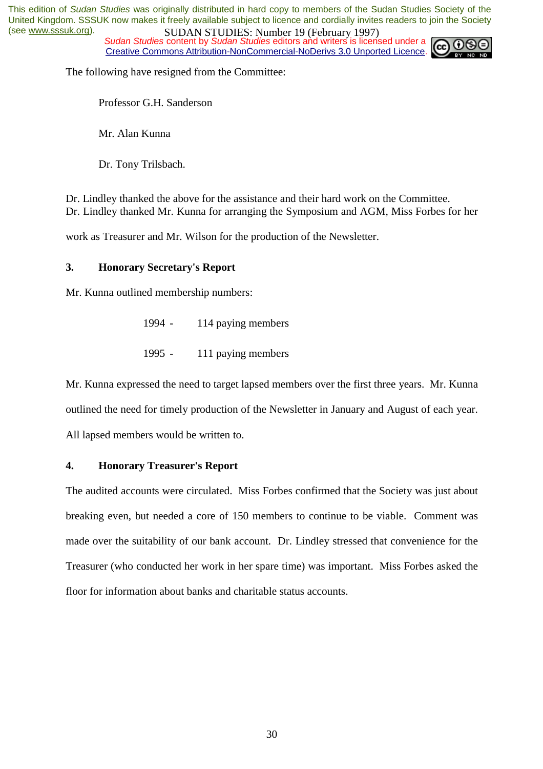The following have resigned from the Committee:

Professor G.H. Sanderson

Mr. Alan Kunna

Dr. Tony Trilsbach.

Dr. Lindley thanked the above for the assistance and their hard work on the Committee.
Dr. Lindley thanked Mr. Kunna for arranging the Symposium and AGM, Miss Forbes for her work as Treasurer and Mr. Wilson for the production of the Newsletter.

### 3. Honorary Secretary's Report

Mr. Kunna outlined membership numbers:

1994 - 114 paying members

1995 - 111 paying members

Mr. Kunna expressed the need to target lapsed members over the first three years. Mr. Kunna outlined the need for timely production of the Newsletter in January and August of each year. All lapsed members would be written to.

### 4. Honorary Treasurer's Report

The audited accounts were circulated. Miss Forbes confirmed that the Society was just about breaking even, but needed a core of 150 members to continue to be viable. Comment was made over the suitability of our bank account. Dr. Lindley stressed that convenience for the Treasurer (who conducted her work in her spare time) was important. Miss Forbes asked the floor for information about banks and charitable status accounts.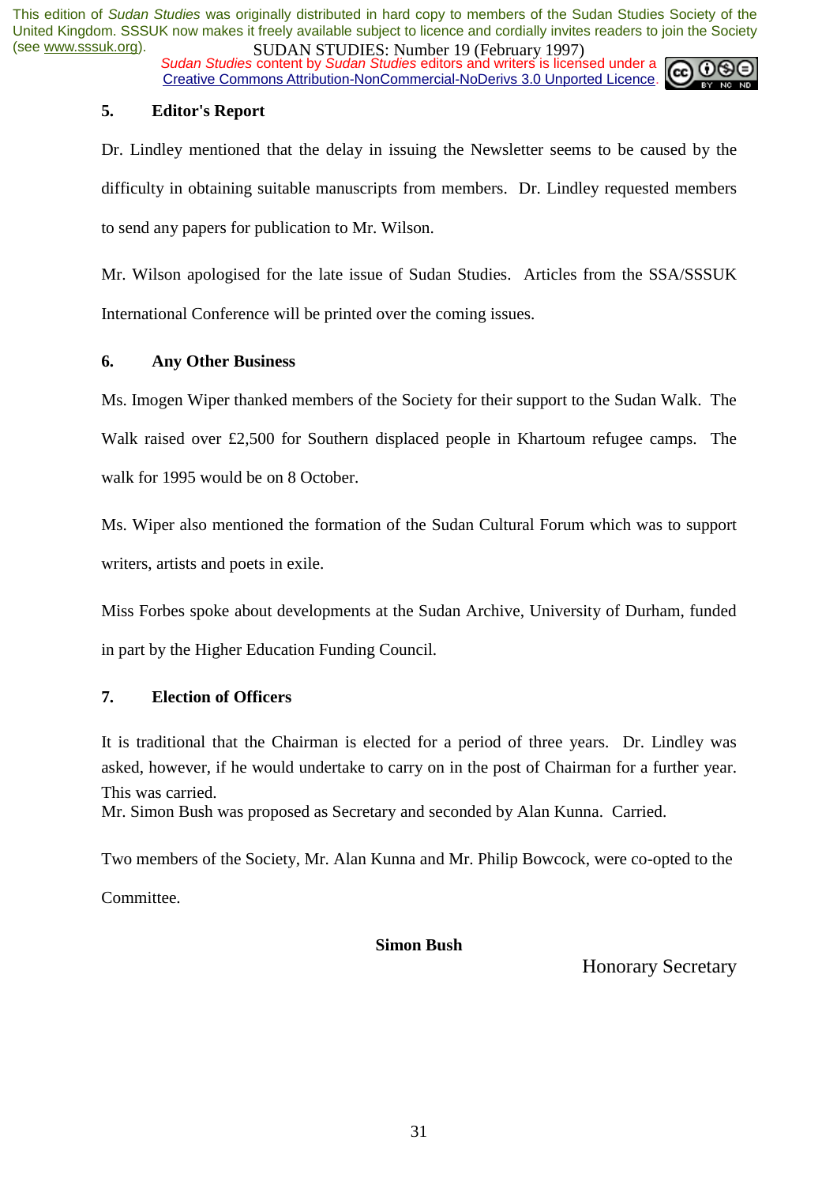## 5. Editor's Report

Dr. Lindley mentioned that the delay in issuing the Newsletter seems to be caused by the difficulty in obtaining suitable manuscripts from members. Dr. Lindley requested members to send any papers for publication to Mr. Wilson.

Mr. Wilson apologised for the late issue of Sudan Studies. Articles from the SSA/SSSUK International Conference will be printed over the coming issues.

## 6. Any Other Business

Ms. Imogen Wiper thanked members of the Society for their support to the Sudan Walk. The Walk raised over £2,500 for Southern displaced people in Khartoum refugee camps. The walk for 1995 would be on 8 October.

Ms. Wiper also mentioned the formation of the Sudan Cultural Forum which was to support writers, artists and poets in exile.

Miss Forbes spoke about developments at the Sudan Archive, University of Durham, funded in part by the Higher Education Funding Council.

## 7. Election of Officers

It is traditional that the Chairman is elected for a period of three years. Dr. Lindley was asked, however, if he would undertake to carry on in the post of Chairman for a further year. This was carried.

Mr. Simon Bush was proposed as Secretary and seconded by Alan Kunna. Carried.

Two members of the Society, Mr. Alan Kunna and Mr. Philip Bowcock, were co-opted to the Committee.

**Simon Bush**

Honorary Secretary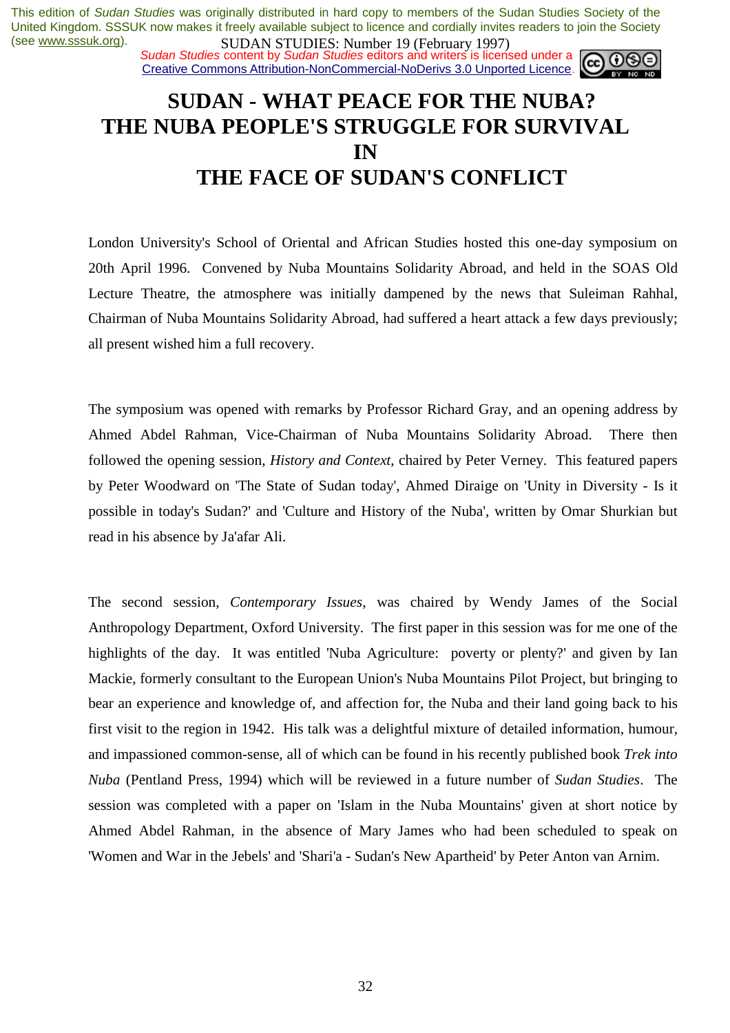# SUDAN - WHAT PEACE FOR THE NUBA? THE NUBA PEOPLE'S STRUGGLE FOR SURVIVAL IN THE FACE OF SUDAN'S CONFLICT

London University's School of Oriental and African Studies hosted this one-day symposium on 20th April 1996. Convened by Nuba Mountains Solidarity Abroad, and held in the SOAS Old Lecture Theatre, the atmosphere was initially dampened by the news that Suleiman Rahhal, Chairman of Nuba Mountains Solidarity Abroad, had suffered a heart attack a few days previously; all present wished him a full recovery.

The symposium was opened with remarks by Professor Richard Gray, and an opening address by Ahmed Abdel Rahman, Vice-Chairman of Nuba Mountains Solidarity Abroad. There then followed the opening session, *History and Context*, chaired by Peter Verney. This featured papers by Peter Woodward on 'The State of Sudan today', Ahmed Diraige on 'Unity in Diversity - Is it possible in today's Sudan?' and 'Culture and History of the Nuba', written by Omar Shurkian but read in his absence by Ja'afar Ali.

The second session, *Contemporary Issues*, was chaired by Wendy James of the Social Anthropology Department, Oxford University. The first paper in this session was for me one of the highlights of the day. It was entitled 'Nuba Agriculture: poverty or plenty?' and given by Ian Mackie, formerly consultant to the European Union's Nuba Mountains Pilot Project, but bringing to bear an experience and knowledge of, and affection for, the Nuba and their land going back to his first visit to the region in 1942. His talk was a delightful mixture of detailed information, humour, and impassioned common-sense, all of which can be found in his recently published book *Trek into Nuba* (Pentland Press, 1994) which will be reviewed in a future number of *Sudan Studies*. The session was completed with a paper on 'Islam in the Nuba Mountains' given at short notice by Ahmed Abdel Rahman, in the absence of Mary James who had been scheduled to speak on 'Women and War in the Jebels' and 'Shari'a - Sudan's New Apartheid' by Peter Anton van Arnim.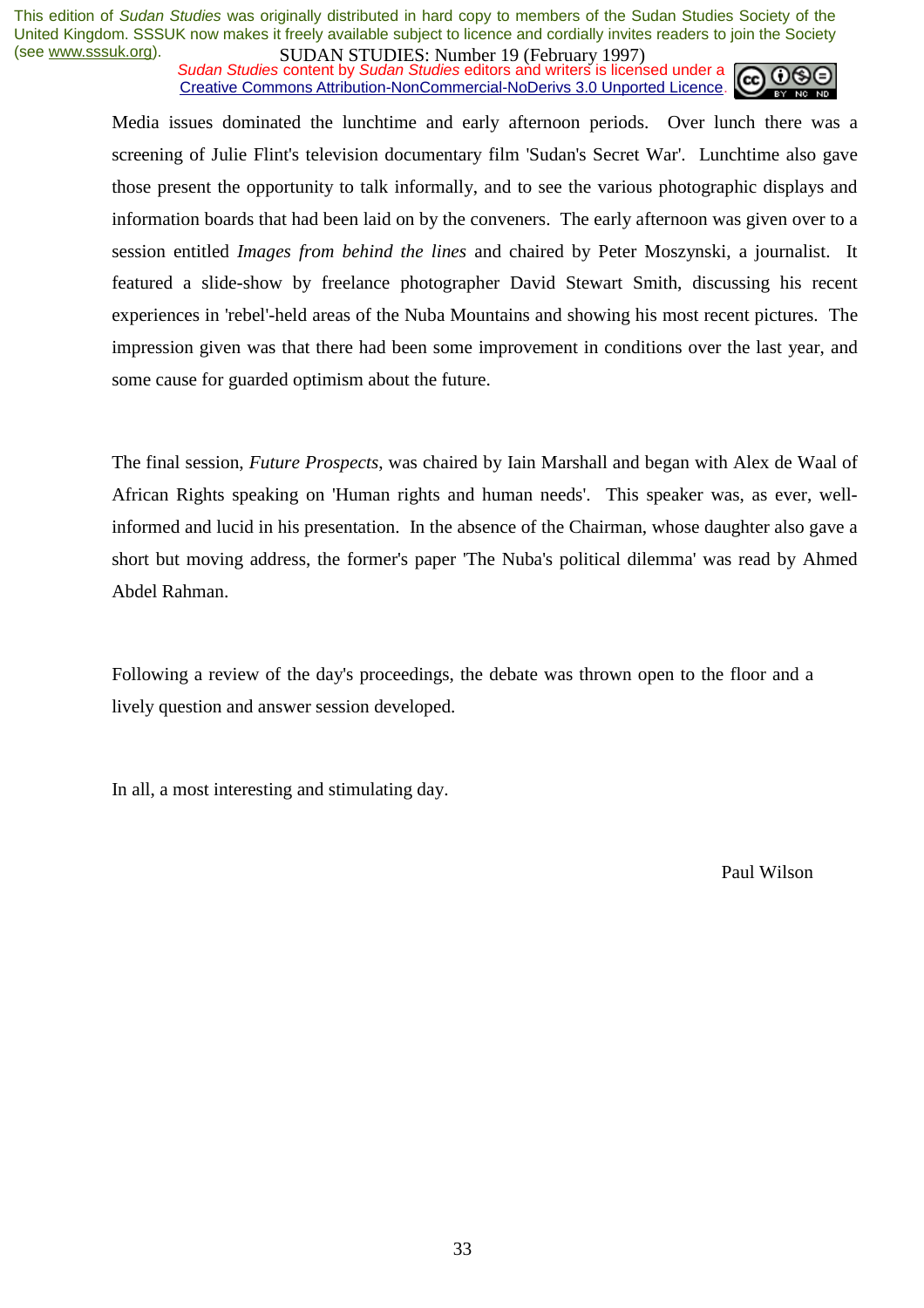Media issues dominated the lunchtime and early afternoon periods. Over lunch there was a screening of Julie Flint's television documentary film 'Sudan's Secret War'. Lunchtime also gave those present the opportunity to talk informally, and to see the various photographic displays and information boards that had been laid on by the conveners. The early afternoon was given over to a session entitled *Images from behind the lines* and chaired by Peter Moszynski, a journalist. It featured a slide-show by freelance photographer David Stewart Smith, discussing his recent experiences in 'rebel'-held areas of the Nuba Mountains and showing his most recent pictures. The impression given was that there had been some improvement in conditions over the last year, and some cause for guarded optimism about the future.

The final session, *Future Prospects*, was chaired by Iain Marshall and began with Alex de Waal of African Rights speaking on 'Human rights and human needs'. This speaker was, as ever, well-informed and lucid in his presentation. In the absence of the Chairman, whose daughter also gave a short but moving address, the former's paper 'The Nuba's political dilemma' was read by Ahmed Abdel Rahman.

Following a review of the day's proceedings, the debate was thrown open to the floor and a lively question and answer session developed.

In all, a most interesting and stimulating day.

Paul Wilson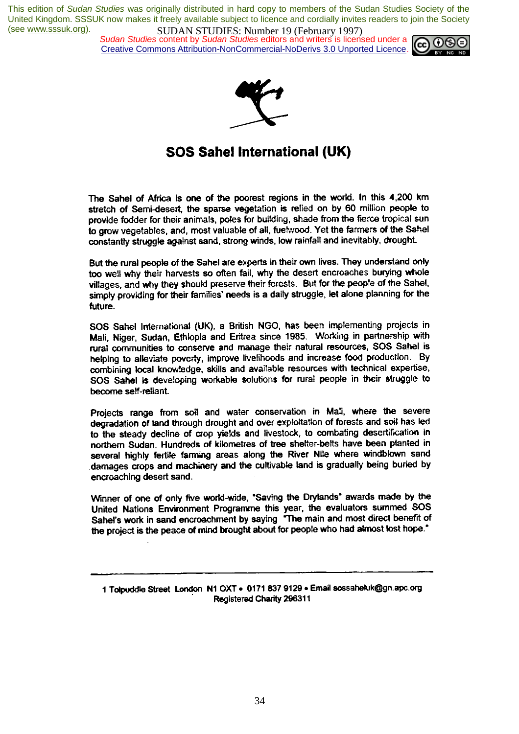# SOS Sahel International (UK)

The Sahel of Africa is one of the poorest regions in the world. In this 4,200 km stretch of Semi-desert, the sparse vegetation is relied on by 60 million people to provide fodder for their animals, poles for building, shade from the fierce tropical sun to grow vegetables, and, most valuable of all, fuelwood. Yet the farmers of the Sahel constantly struggle against sand, strong winds, low rainfall and inevitably, drought.

But the rural people of the Sahel are experts in their own lives. They understand only too well why their harvests so often fail, why the desert encroaches burying whole villages, and why they should preserve their forests. But for the people of the Sahel, simply providing for their families' needs is a daily struggle, let alone planning for the future.

SOS Sahel International (UK), a British NGO, has been implementing projects in Mali, Niger, Sudan, Ethiopia and Eritrea since 1985. Working in partnership with rural communities to conserve and manage their natural resources, SOS Sahel is helping to alleviate poverty, improve livelihoods and increase food production. By combining local knowledge, skills and available resources with technical expertise, SOS Sahel is developing workable solutions for rural people in their struggle to become self-reliant.

Projects range from soil and water conservation in Mali, where the severe degradation of land through drought and over-exploitation of forests and soil has led to the steady decline of crop yields and livestock, to combating desertification in northern Sudan. Hundreds of kilometres of tree shelter-belts have been planted in several highly fertile farming areas along the River Nile where windblown sand damages crops and machinery and the cultivable land is gradually being buried by encroaching desert sand.

Winner of one of only five world-wide, "Saving the Drylands" awards made by the United Nations Environment Programme this year, the evaluators summed SOS Sahel's work in sand encroachment by saying "The main and most direct benefit of the project is the peace of mind brought about for people who had almost lost hope."

---

1 Tolpuddle Street London N1 OXT • 0171 837 9129 • Email sossaheluk@gn.apc.org
Registered Charity 296311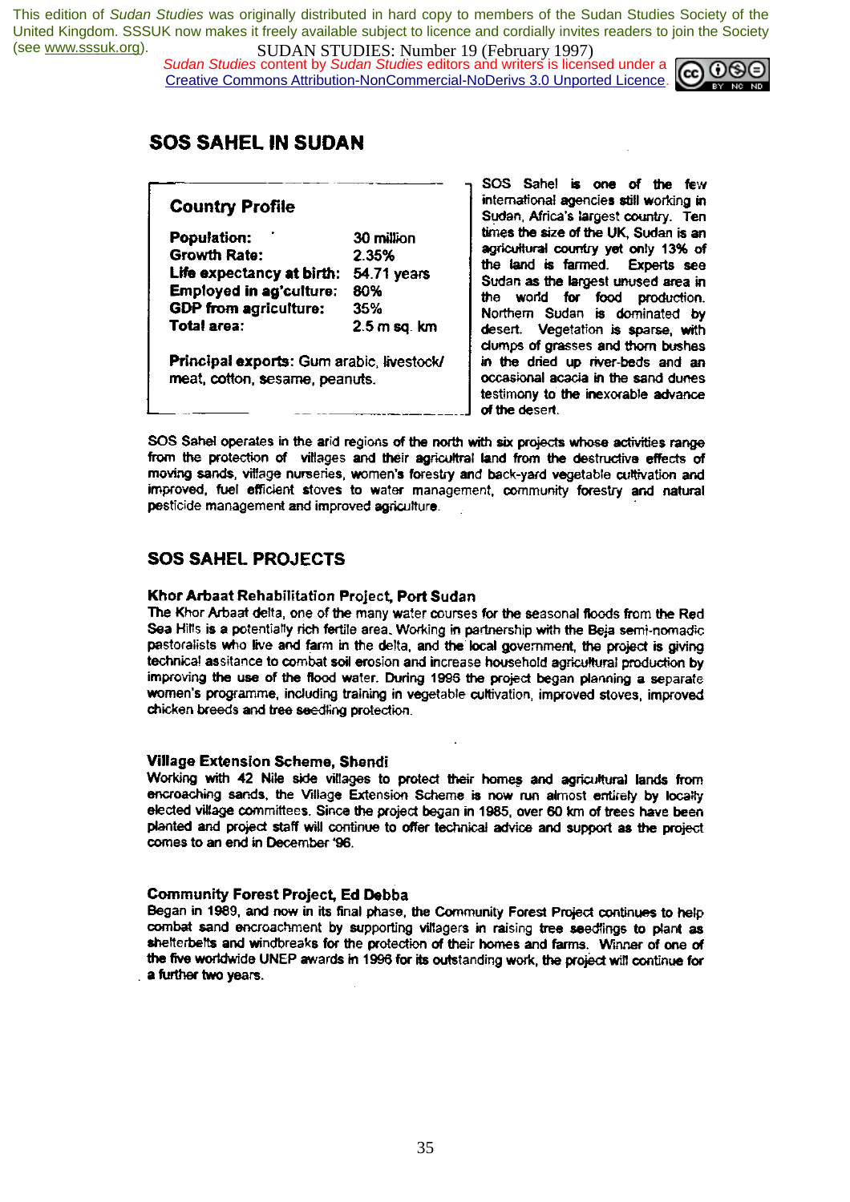# SOS SAHEL IN SUDAN

## Country Profile

| | |
|---|---|
| **Population:** | 30 million |
| **Growth Rate:** | 2.35% |
| **Life expectancy at birth:** | 54.71 years |
| **Employed in ag'culture:** | 80% |
| **GDP from agriculture:** | 35% |
| **Total area:** | 2.5 m sq. km |

**Principal exports:** Gum arabic, livestock/ meat, cotton, sesame, peanuts.

SOS Sahel is one of the few international agencies still working in Sudan, Africa's largest country. Ten times the size of the UK, Sudan is an agricultural country yet only 13% of the land is farmed. Experts see Sudan as the largest unused area in the world for food production. Northern Sudan is dominated by desert. Vegetation is sparse, with clumps of grasses and thorn bushes in the dried up river-beds and an occasional acacia in the sand dunes testimony to the inexorable advance of the desert.

SOS Sahel operates in the arid regions of the north with six projects whose activities range from the protection of villages and their agricultral land from the destructive effects of moving sands, village nurseries, women's forestry and back-yard vegetable cultivation and improved, fuel efficient stoves to water management, community forestry and natural pesticide management and improved agriculture.

## SOS SAHEL PROJECTS

### Khor Arbaat Rehabilitation Project, Port Sudan

The Khor Arbaat delta, one of the many water courses for the seasonal floods from the Red Sea Hills is a potentially rich fertile area. Working in partnership with the Beja semi-nomadic pastoralists who live and farm in the delta, and the local government, the project is giving technical assitance to combat soil erosion and increase household agricultural production by improving the use of the flood water. During 1996 the project began planning a separate women's programme, including training in vegetable cultivation, improved stoves, improved chicken breeds and tree seedling protection.

### Village Extension Scheme, Shendi

Working with 42 Nile side villages to protect their homes and agricultural lands from encroaching sands, the Village Extension Scheme is now run almost entirely by locally elected village committees. Since the project began in 1985, over 60 km of trees have been planted and project staff will continue to offer technical advice and support as the project comes to an end in December '96.

### Community Forest Project, Ed Debba

Began in 1989, and now in its final phase, the Community Forest Project continues to help combat sand encroachment by supporting villagers in raising tree seedlings to plant as shelterbelts and windbreaks for the protection of their homes and farms. Winner of one of the five worldwide UNEP awards in 1996 for its outstanding work, the project will continue for a further two years.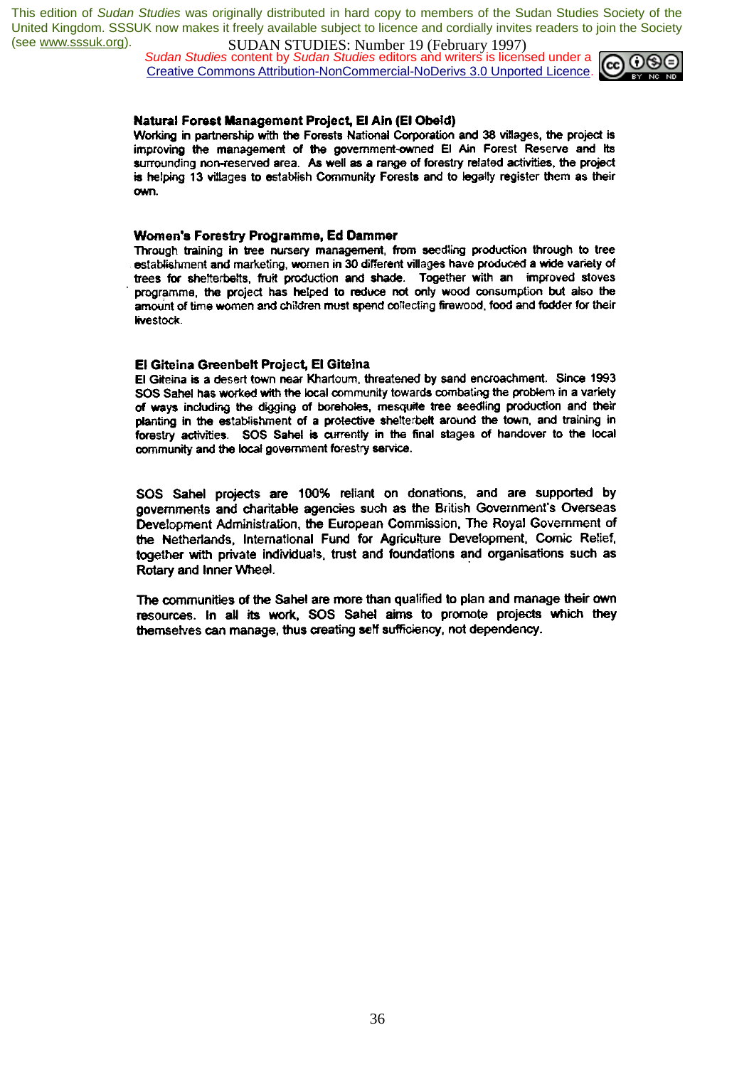**Natural Forest Management Project, El Ain (El Obeid)**

Working in partnership with the Forests National Corporation and 38 villages, the project is improving the management of the government-owned El Ain Forest Reserve and its surrounding non-reserved area. As well as a range of forestry related activities, the project is helping 13 villages to establish Community Forests and to legally register them as their own.

**Women's Forestry Programme, Ed Dammer**

Through training in tree nursery management, from seedling production through to tree establishment and marketing, women in 30 different villages have produced a wide variety of trees for shelterbelts, fruit production and shade. Together with an improved stoves programme, the project has helped to reduce not only wood consumption but also the amount of time women and children must spend collecting firewood, food and fodder for their livestock.

**El Giteina Greenbelt Project, El Giteina**

El Giteina is a desert town near Khartoum, threatened by sand encroachment. Since 1993 SOS Sahel has worked with the local community towards combating the problem in a variety of ways including the digging of boreholes, mesquite tree seedling production and their planting in the establishment of a protective shelterbelt around the town, and training in forestry activities. SOS Sahel is currently in the final stages of handover to the local community and the local government forestry service.

SOS Sahel projects are 100% reliant on donations, and are supported by governments and charitable agencies such as the British Government's Overseas Development Administration, the European Commission, The Royal Government of the Netherlands, International Fund for Agriculture Development, Comic Relief, together with private individuals, trust and foundations and organisations such as Rotary and Inner Wheel.

The communities of the Sahel are more than qualified to plan and manage their own resources. In all its work, SOS Sahel aims to promote projects which they themselves can manage, thus creating self sufficiency, not dependency.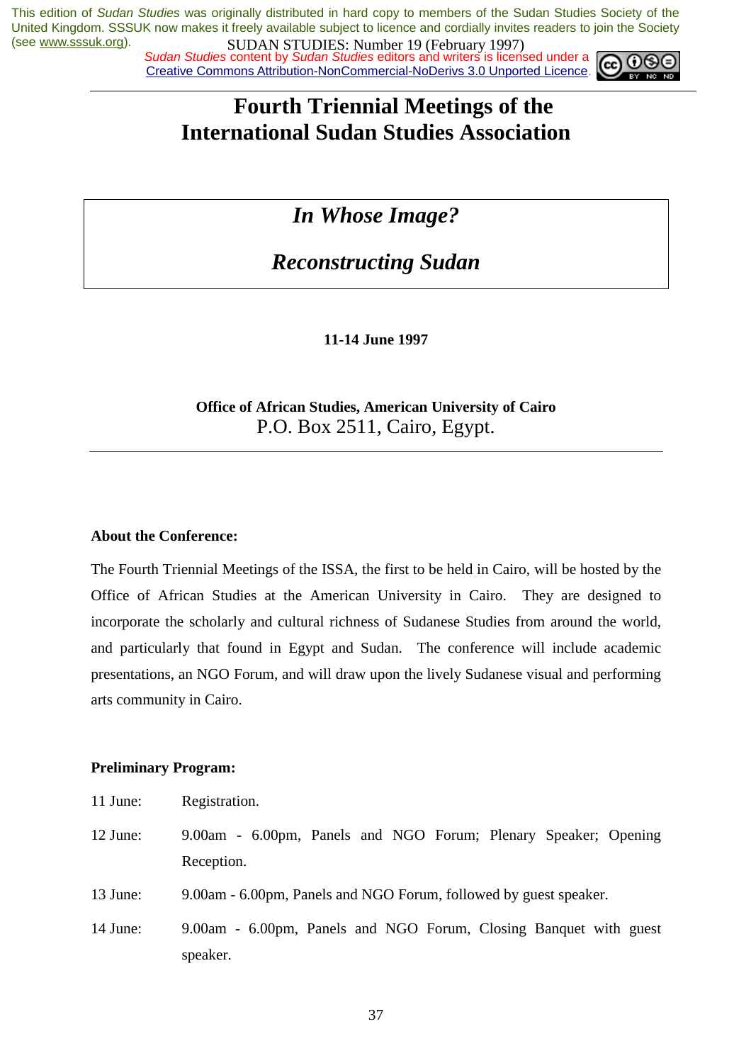# Fourth Triennial Meetings of the International Sudan Studies Association

## *In Whose Image?*

## *Reconstructing Sudan*

**11-14 June 1997**

**Office of African Studies, American University of Cairo**
P.O. Box 2511, Cairo, Egypt.

---

**About the Conference:**

The Fourth Triennial Meetings of the ISSA, the first to be held in Cairo, will be hosted by the Office of African Studies at the American University in Cairo. They are designed to incorporate the scholarly and cultural richness of Sudanese Studies from around the world, and particularly that found in Egypt and Sudan. The conference will include academic presentations, an NGO Forum, and will draw upon the lively Sudanese visual and performing arts community in Cairo.

**Preliminary Program:**

11 June: Registration.

12 June: 9.00am - 6.00pm, Panels and NGO Forum; Plenary Speaker; Opening Reception.

13 June: 9.00am - 6.00pm, Panels and NGO Forum, followed by guest speaker.

14 June: 9.00am - 6.00pm, Panels and NGO Forum, Closing Banquet with guest speaker.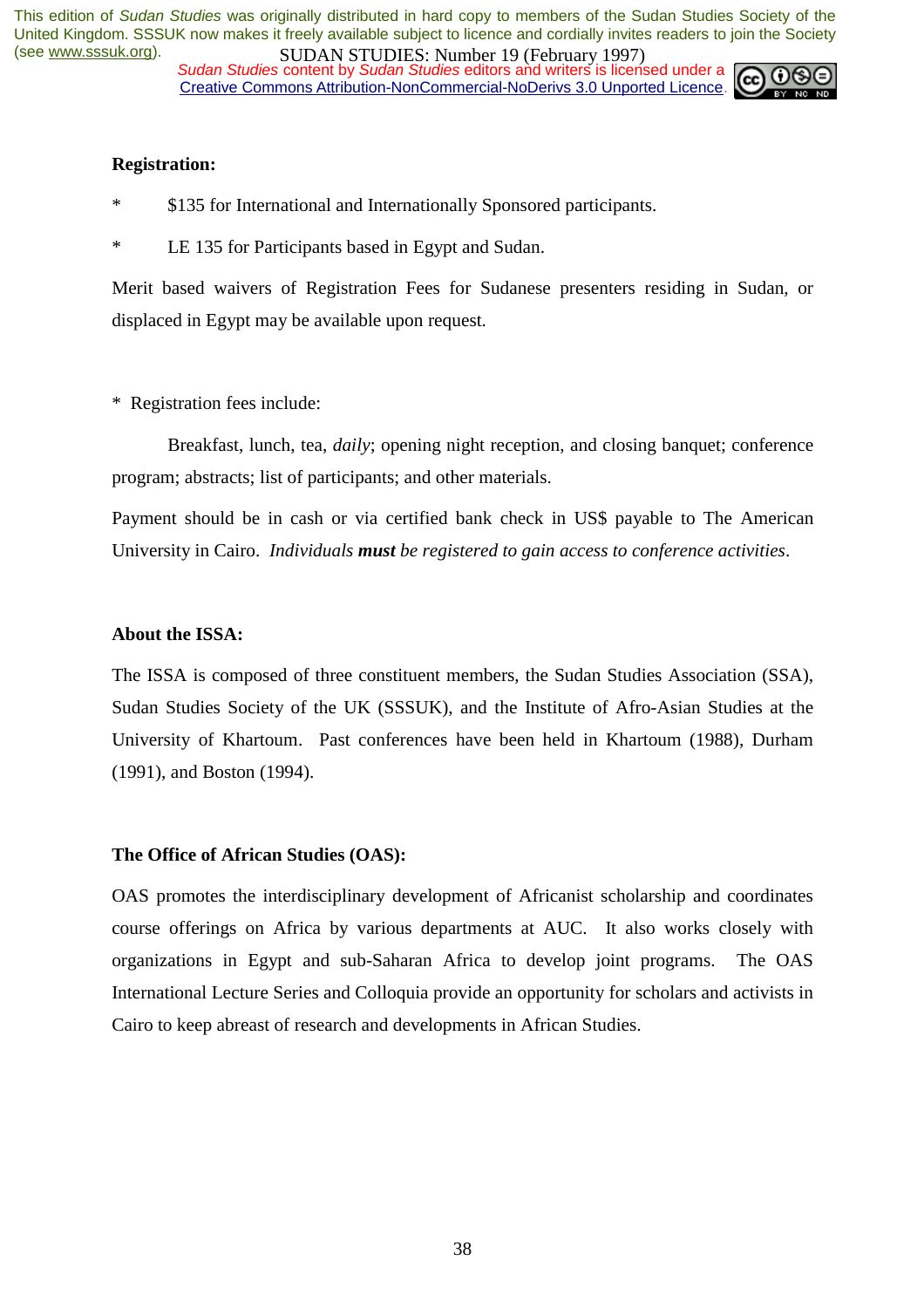**Registration:**

* $135 for International and Internationally Sponsored participants.

* LE 135 for Participants based in Egypt and Sudan.

Merit based waivers of Registration Fees for Sudanese presenters residing in Sudan, or displaced in Egypt may be available upon request.

* Registration fees include:

Breakfast, lunch, tea, *daily*; opening night reception, and closing banquet; conference program; abstracts; list of participants; and other materials.

Payment should be in cash or via certified bank check in US$ payable to The American University in Cairo. *Individuals **must** be registered to gain access to conference activities*.

**About the ISSA:**

The ISSA is composed of three constituent members, the Sudan Studies Association (SSA), Sudan Studies Society of the UK (SSSUK), and the Institute of Afro-Asian Studies at the University of Khartoum. Past conferences have been held in Khartoum (1988), Durham (1991), and Boston (1994).

**The Office of African Studies (OAS):**

OAS promotes the interdisciplinary development of Africanist scholarship and coordinates course offerings on Africa by various departments at AUC. It also works closely with organizations in Egypt and sub-Saharan Africa to develop joint programs. The OAS International Lecture Series and Colloquia provide an opportunity for scholars and activists in Cairo to keep abreast of research and developments in African Studies.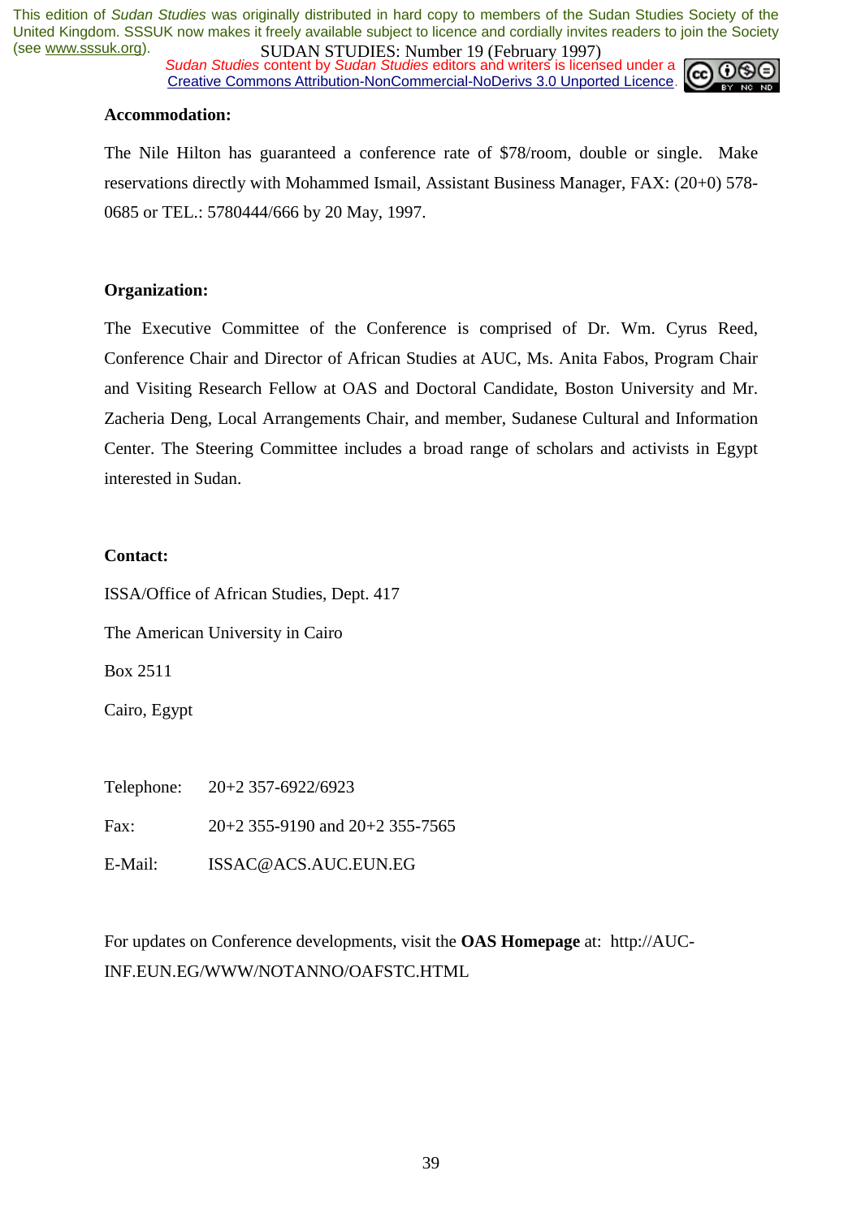**Accommodation:**

The Nile Hilton has guaranteed a conference rate of $78/room, double or single. Make reservations directly with Mohammed Ismail, Assistant Business Manager, FAX: (20+0) 578-0685 or TEL.: 5780444/666 by 20 May, 1997.

**Organization:**

The Executive Committee of the Conference is comprised of Dr. Wm. Cyrus Reed, Conference Chair and Director of African Studies at AUC, Ms. Anita Fabos, Program Chair and Visiting Research Fellow at OAS and Doctoral Candidate, Boston University and Mr. Zacheria Deng, Local Arrangements Chair, and member, Sudanese Cultural and Information Center. The Steering Committee includes a broad range of scholars and activists in Egypt interested in Sudan.

**Contact:**

ISSA/Office of African Studies, Dept. 417

The American University in Cairo

Box 2511

Cairo, Egypt

Telephone: 20+2 357-6922/6923

Fax: 20+2 355-9190 and 20+2 355-7565

E-Mail: ISSAC@ACS.AUC.EUN.EG

For updates on Conference developments, visit the **OAS Homepage** at: http://AUC-INF.EUN.EG/WWW/NOTANNO/OAFSTC.HTML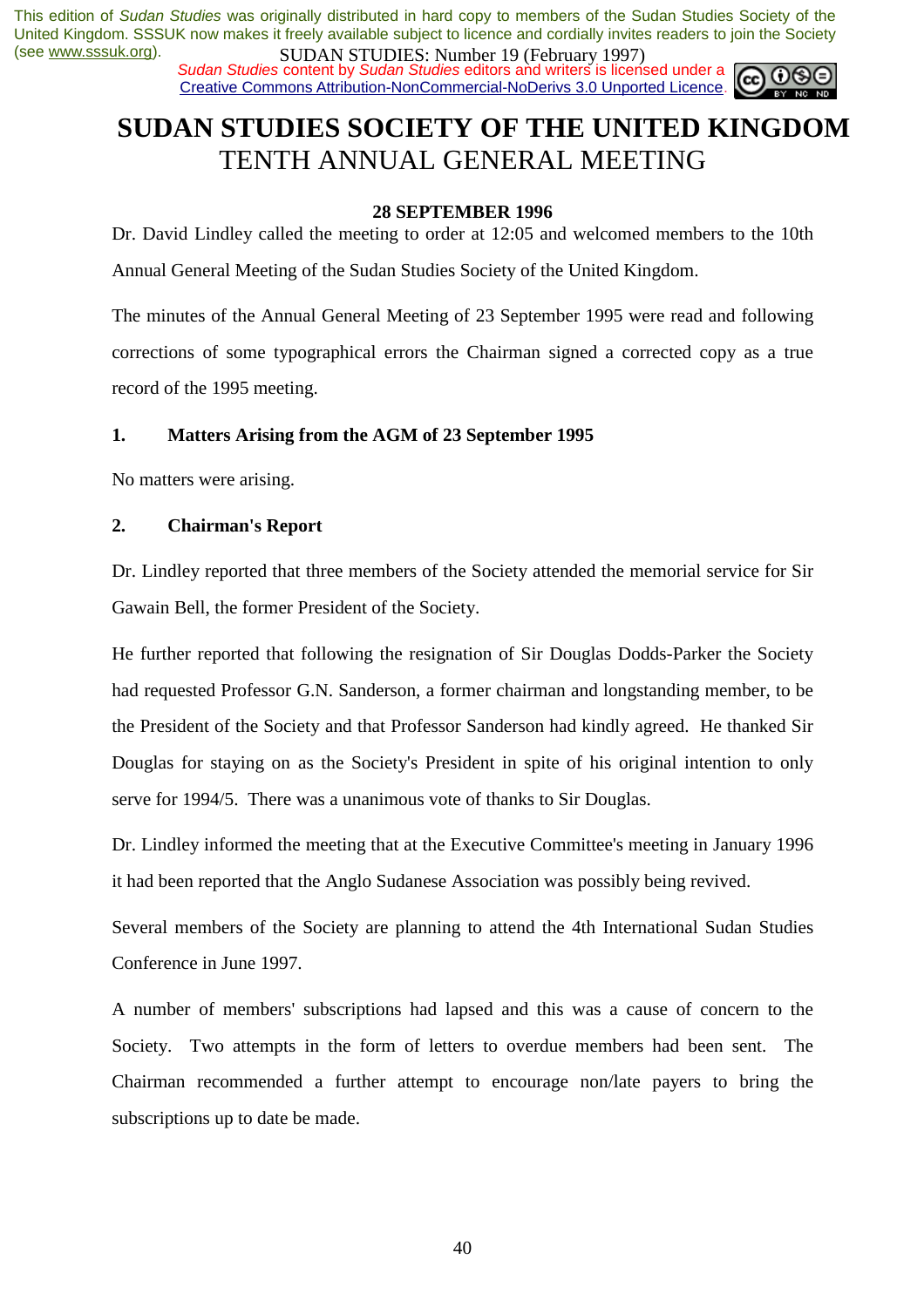# SUDAN STUDIES SOCIETY OF THE UNITED KINGDOM
## TENTH ANNUAL GENERAL MEETING

**28 SEPTEMBER 1996**

Dr. David Lindley called the meeting to order at 12:05 and welcomed members to the 10th Annual General Meeting of the Sudan Studies Society of the United Kingdom.

The minutes of the Annual General Meeting of 23 September 1995 were read and following corrections of some typographical errors the Chairman signed a corrected copy as a true record of the 1995 meeting.

### 1. Matters Arising from the AGM of 23 September 1995

No matters were arising.

### 2. Chairman's Report

Dr. Lindley reported that three members of the Society attended the memorial service for Sir Gawain Bell, the former President of the Society.

He further reported that following the resignation of Sir Douglas Dodds-Parker the Society had requested Professor G.N. Sanderson, a former chairman and longstanding member, to be the President of the Society and that Professor Sanderson had kindly agreed. He thanked Sir Douglas for staying on as the Society's President in spite of his original intention to only serve for 1994/5. There was a unanimous vote of thanks to Sir Douglas.

Dr. Lindley informed the meeting that at the Executive Committee's meeting in January 1996 it had been reported that the Anglo Sudanese Association was possibly being revived.

Several members of the Society are planning to attend the 4th International Sudan Studies Conference in June 1997.

A number of members' subscriptions had lapsed and this was a cause of concern to the Society. Two attempts in the form of letters to overdue members had been sent. The Chairman recommended a further attempt to encourage non/late payers to bring the subscriptions up to date be made.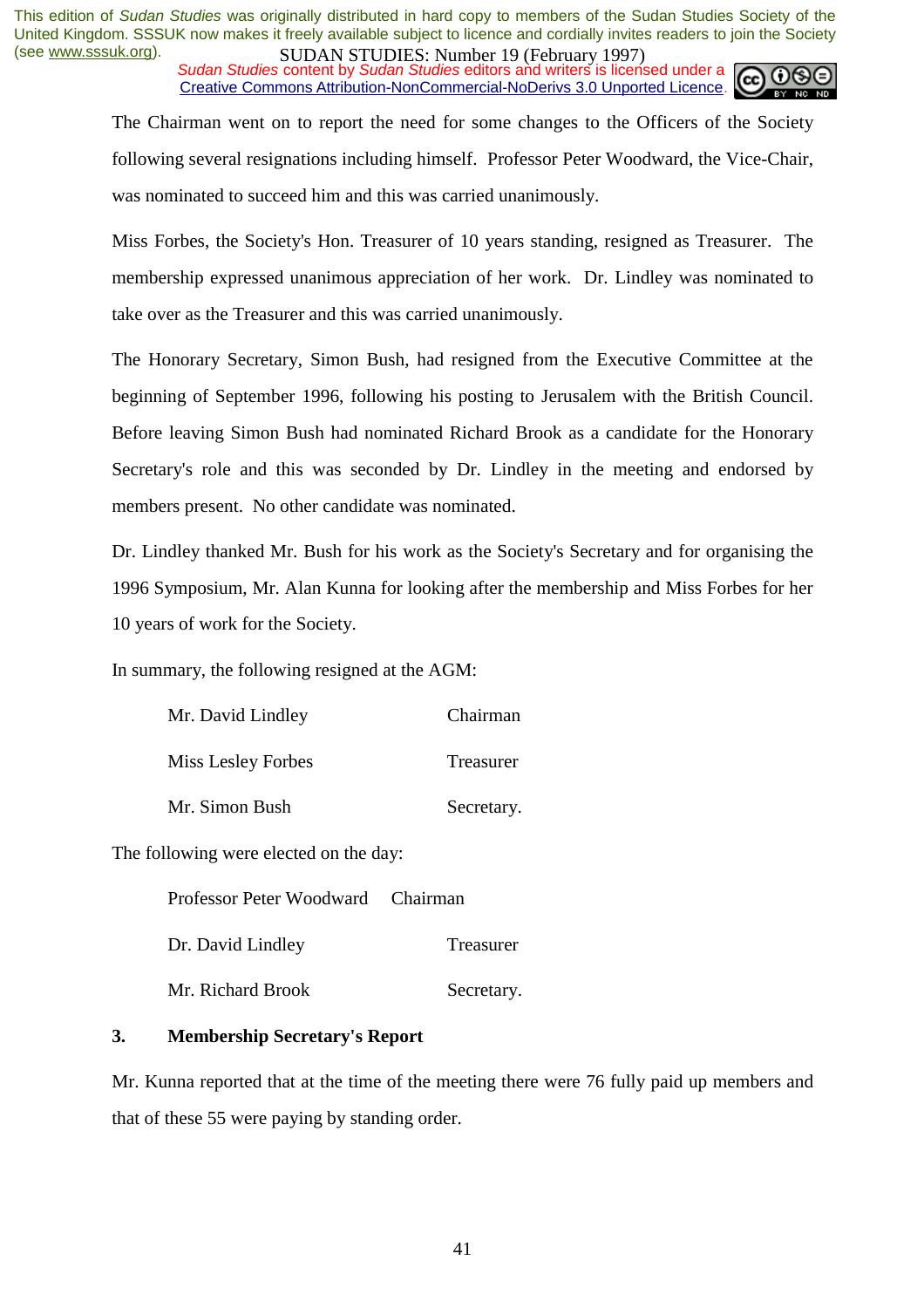The Chairman went on to report the need for some changes to the Officers of the Society following several resignations including himself. Professor Peter Woodward, the Vice-Chair, was nominated to succeed him and this was carried unanimously.

Miss Forbes, the Society's Hon. Treasurer of 10 years standing, resigned as Treasurer. The membership expressed unanimous appreciation of her work. Dr. Lindley was nominated to take over as the Treasurer and this was carried unanimously.

The Honorary Secretary, Simon Bush, had resigned from the Executive Committee at the beginning of September 1996, following his posting to Jerusalem with the British Council. Before leaving Simon Bush had nominated Richard Brook as a candidate for the Honorary Secretary's role and this was seconded by Dr. Lindley in the meeting and endorsed by members present. No other candidate was nominated.

Dr. Lindley thanked Mr. Bush for his work as the Society's Secretary and for organising the 1996 Symposium, Mr. Alan Kunna for looking after the membership and Miss Forbes for her 10 years of work for the Society.

In summary, the following resigned at the AGM:

| | |
|---|---|
| Mr. David Lindley | Chairman |
| Miss Lesley Forbes | Treasurer |
| Mr. Simon Bush | Secretary. |

The following were elected on the day:

| | |
|---|---|
| Professor Peter Woodward | Chairman |
| Dr. David Lindley | Treasurer |
| Mr. Richard Brook | Secretary. |

### 3. Membership Secretary's Report

Mr. Kunna reported that at the time of the meeting there were 76 fully paid up members and that of these 55 were paying by standing order.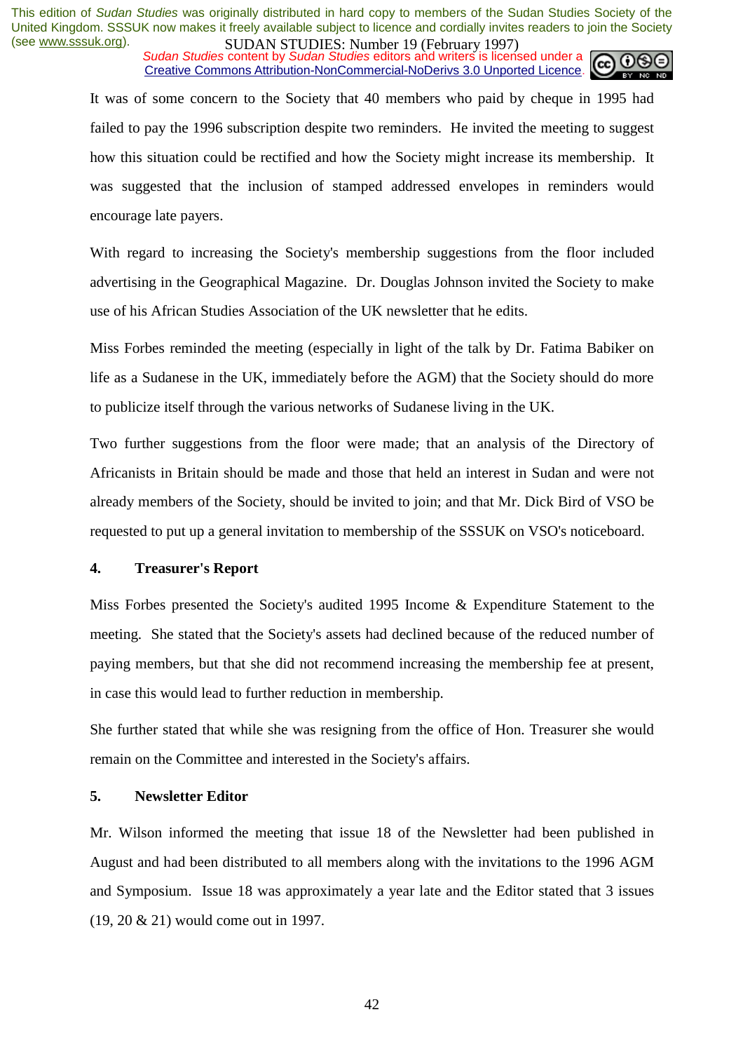It was of some concern to the Society that 40 members who paid by cheque in 1995 had failed to pay the 1996 subscription despite two reminders. He invited the meeting to suggest how this situation could be rectified and how the Society might increase its membership. It was suggested that the inclusion of stamped addressed envelopes in reminders would encourage late payers.

With regard to increasing the Society's membership suggestions from the floor included advertising in the Geographical Magazine. Dr. Douglas Johnson invited the Society to make use of his African Studies Association of the UK newsletter that he edits.

Miss Forbes reminded the meeting (especially in light of the talk by Dr. Fatima Babiker on life as a Sudanese in the UK, immediately before the AGM) that the Society should do more to publicize itself through the various networks of Sudanese living in the UK.

Two further suggestions from the floor were made; that an analysis of the Directory of Africanists in Britain should be made and those that held an interest in Sudan and were not already members of the Society, should be invited to join; and that Mr. Dick Bird of VSO be requested to put up a general invitation to membership of the SSSUK on VSO's noticeboard.

**4. Treasurer's Report**

Miss Forbes presented the Society's audited 1995 Income & Expenditure Statement to the meeting. She stated that the Society's assets had declined because of the reduced number of paying members, but that she did not recommend increasing the membership fee at present, in case this would lead to further reduction in membership.

She further stated that while she was resigning from the office of Hon. Treasurer she would remain on the Committee and interested in the Society's affairs.

**5. Newsletter Editor**

Mr. Wilson informed the meeting that issue 18 of the Newsletter had been published in August and had been distributed to all members along with the invitations to the 1996 AGM and Symposium. Issue 18 was approximately a year late and the Editor stated that 3 issues (19, 20 & 21) would come out in 1997.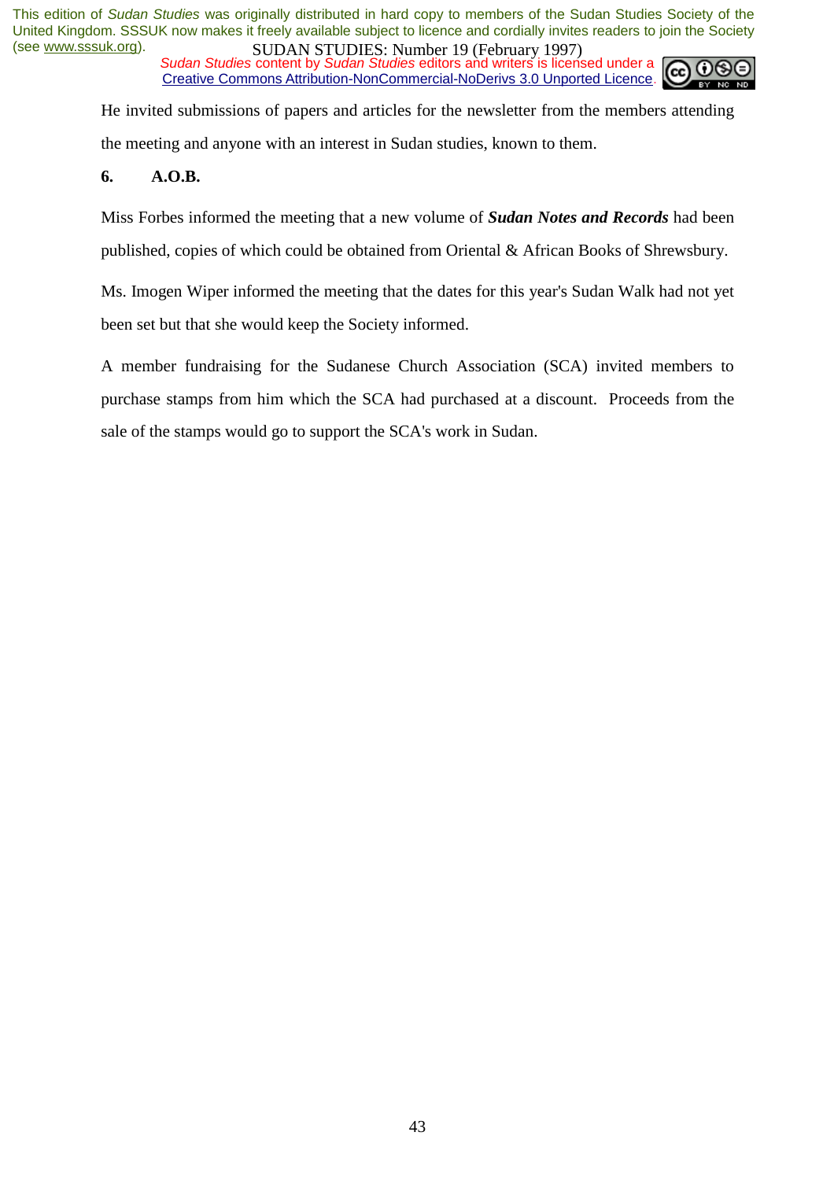He invited submissions of papers and articles for the newsletter from the members attending the meeting and anyone with an interest in Sudan studies, known to them.

**6. A.O.B.**

Miss Forbes informed the meeting that a new volume of ***Sudan Notes and Records*** had been published, copies of which could be obtained from Oriental & African Books of Shrewsbury.

Ms. Imogen Wiper informed the meeting that the dates for this year's Sudan Walk had not yet been set but that she would keep the Society informed.

A member fundraising for the Sudanese Church Association (SCA) invited members to purchase stamps from him which the SCA had purchased at a discount. Proceeds from the sale of the stamps would go to support the SCA's work in Sudan.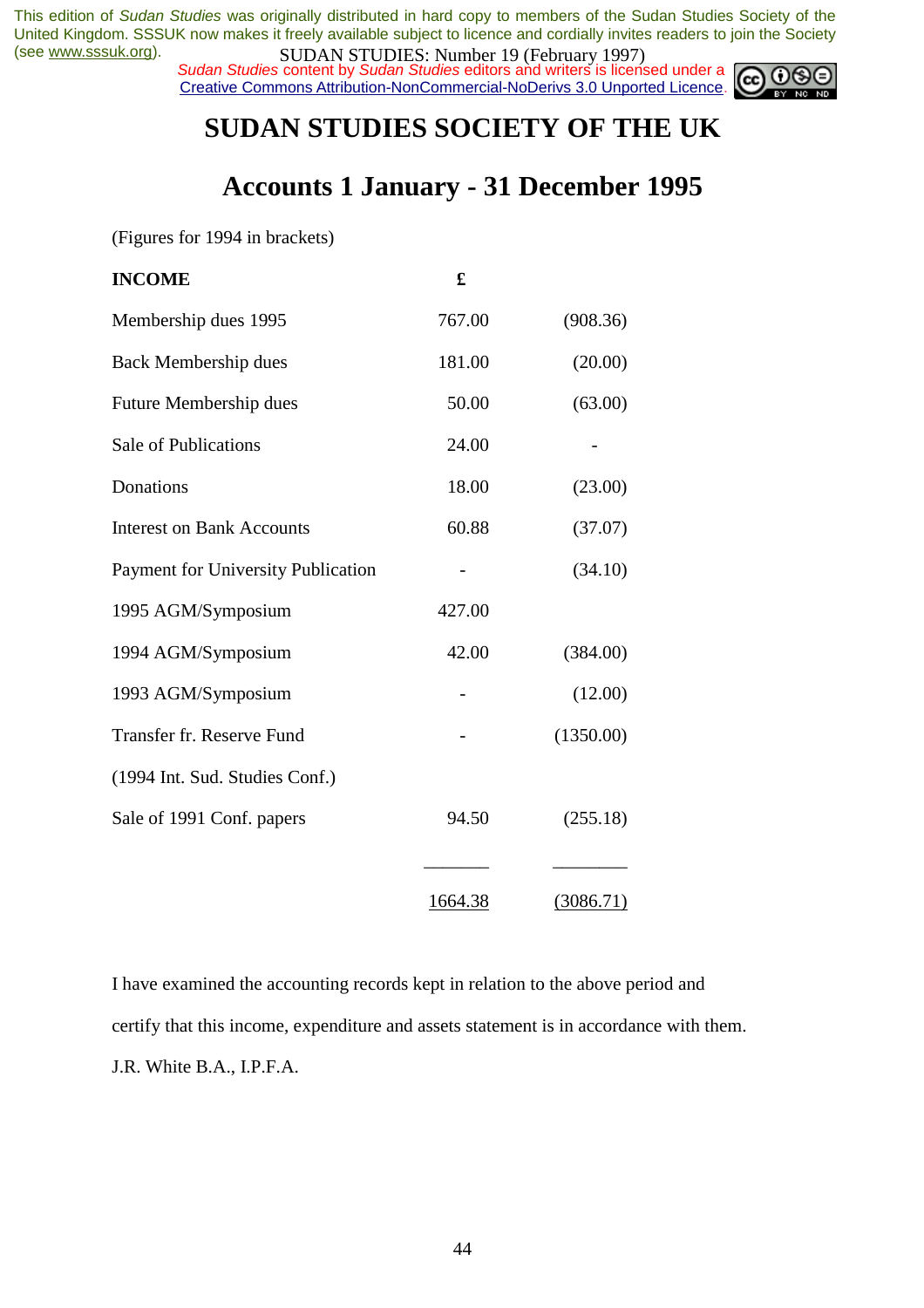# SUDAN STUDIES SOCIETY OF THE UK

## Accounts 1 January - 31 December 1995

(Figures for 1994 in brackets)

| **INCOME** | **£** | |
|---|---|---|
| Membership dues 1995 | 767.00 | (908.36) |
| Back Membership dues | 181.00 | (20.00) |
| Future Membership dues | 50.00 | (63.00) |
| Sale of Publications | 24.00 | - |
| Donations | 18.00 | (23.00) |
| Interest on Bank Accounts | 60.88 | (37.07) |
| Payment for University Publication | - | (34.10) |
| 1995 AGM/Symposium | 427.00 | |
| 1994 AGM/Symposium | 42.00 | (384.00) |
| 1993 AGM/Symposium | - | (12.00) |
| Transfer fr. Reserve Fund | - | (1350.00) |
| (1994 Int. Sud. Studies Conf.) | | |
| Sale of 1991 Conf. papers | 94.50 | (255.18) |
| | 1664.38 | (3086.71) |

I have examined the accounting records kept in relation to the above period and certify that this income, expenditure and assets statement is in accordance with them.

J.R. White B.A., I.P.F.A.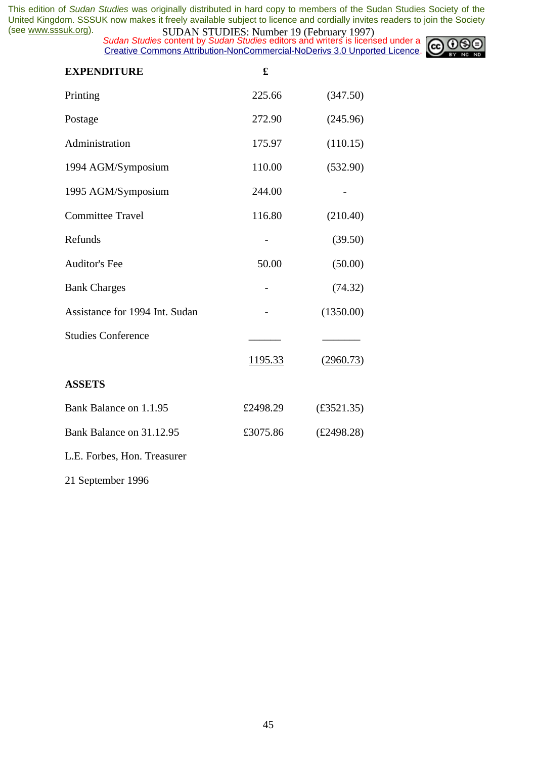| EXPENDITURE | £ | |
|---|---|---|
| Printing | 225.66 | (347.50) |
| Postage | 272.90 | (245.96) |
| Administration | 175.97 | (110.15) |
| 1994 AGM/Symposium | 110.00 | (532.90) |
| 1995 AGM/Symposium | 244.00 | - |
| Committee Travel | 116.80 | (210.40) |
| Refunds | - | (39.50) |
| Auditor's Fee | 50.00 | (50.00) |
| Bank Charges | - | (74.32) |
| Assistance for 1994 Int. Sudan Studies Conference | - | (1350.00) |
| | 1195.33 | (2960.73) |

| ASSETS | | |
|---|---|---|
| Bank Balance on 1.1.95 | £2498.29 | (£3521.35) |
| Bank Balance on 31.12.95 | £3075.86 | (£2498.28) |

L.E. Forbes, Hon. Treasurer

21 September 1996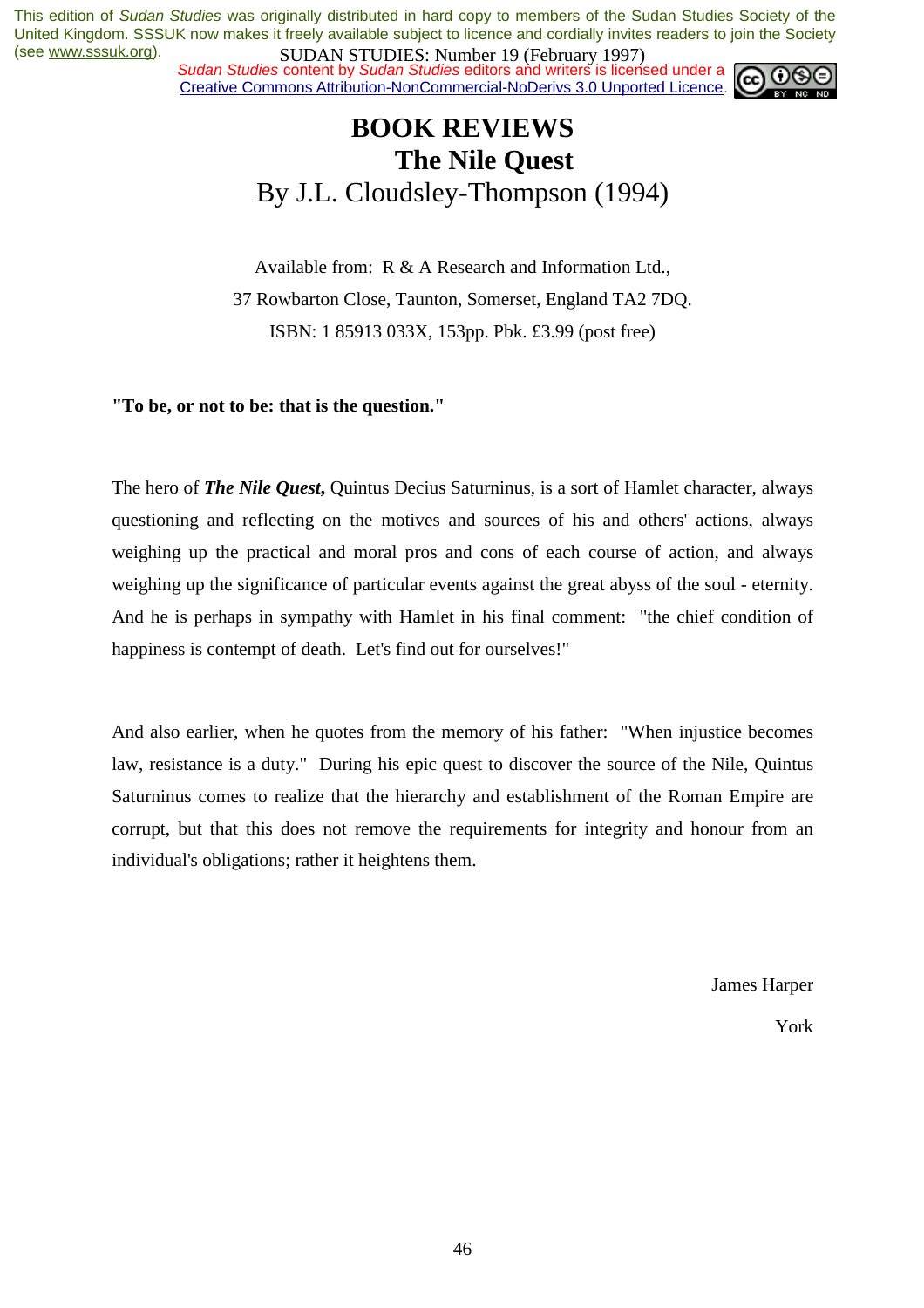This edition of *Sudan Studies* was originally distributed in hard copy to members of the Sudan Studies Society of the United Kingdom. SSSUK now makes it freely available subject to licence and cordially invites readers to join the Society (see www.sssuk.org).

SUDAN STUDIES: Number 19 (February 1997)

*Sudan Studies* content by *Sudan Studies* editors and writers is licensed under a Creative Commons Attribution-NonCommercial-NoDerivs 3.0 Unported Licence.

# BOOK REVIEWS

## The Nile Quest

By J.L. Cloudsley-Thompson (1994)

Available from: R & A Research and Information Ltd.,
37 Rowbarton Close, Taunton, Somerset, England TA2 7DQ.
ISBN: 1 85913 033X, 153pp. Pbk. £3.99 (post free)

**"To be, or not to be: that is the question."**

The hero of ***The Nile Quest,*** Quintus Decius Saturninus, is a sort of Hamlet character, always questioning and reflecting on the motives and sources of his and others' actions, always weighing up the practical and moral pros and cons of each course of action, and always weighing up the significance of particular events against the great abyss of the soul - eternity. And he is perhaps in sympathy with Hamlet in his final comment: "the chief condition of happiness is contempt of death. Let's find out for ourselves!"

And also earlier, when he quotes from the memory of his father: "When injustice becomes law, resistance is a duty." During his epic quest to discover the source of the Nile, Quintus Saturninus comes to realize that the hierarchy and establishment of the Roman Empire are corrupt, but that this does not remove the requirements for integrity and honour from an individual's obligations; rather it heightens them.

James Harper

York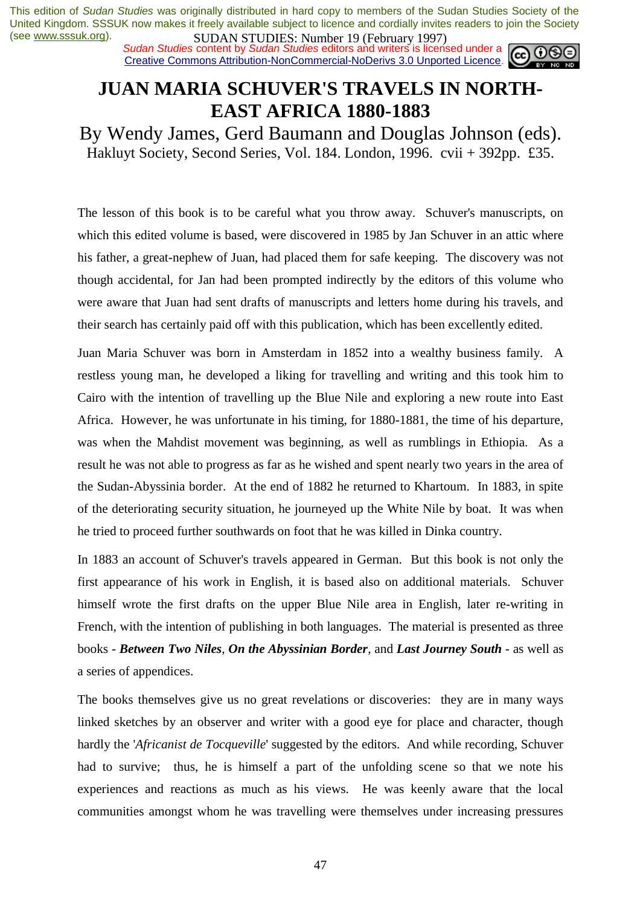# JUAN MARIA SCHUVER'S TRAVELS IN NORTH-EAST AFRICA 1880-1883

By Wendy James, Gerd Baumann and Douglas Johnson (eds). Hakluyt Society, Second Series, Vol. 184. London, 1996. cvii + 392pp. £35.

The lesson of this book is to be careful what you throw away. Schuver's manuscripts, on which this edited volume is based, were discovered in 1985 by Jan Schuver in an attic where his father, a great-nephew of Juan, had placed them for safe keeping. The discovery was not though accidental, for Jan had been prompted indirectly by the editors of this volume who were aware that Juan had sent drafts of manuscripts and letters home during his travels, and their search has certainly paid off with this publication, which has been excellently edited.

Juan Maria Schuver was born in Amsterdam in 1852 into a wealthy business family. A restless young man, he developed a liking for travelling and writing and this took him to Cairo with the intention of travelling up the Blue Nile and exploring a new route into East Africa. However, he was unfortunate in his timing, for 1880-1881, the time of his departure, was when the Mahdist movement was beginning, as well as rumblings in Ethiopia. As a result he was not able to progress as far as he wished and spent nearly two years in the area of the Sudan-Abyssinia border. At the end of 1882 he returned to Khartoum. In 1883, in spite of the deteriorating security situation, he journeyed up the White Nile by boat. It was when he tried to proceed further southwards on foot that he was killed in Dinka country.

In 1883 an account of Schuver's travels appeared in German. But this book is not only the first appearance of his work in English, it is based also on additional materials. Schuver himself wrote the first drafts on the upper Blue Nile area in English, later re-writing in French, with the intention of publishing in both languages. The material is presented as three books - ***Between Two Niles***, ***On the Abyssinian Border***, and ***Last Journey South*** - as well as a series of appendices.

The books themselves give us no great revelations or discoveries: they are in many ways linked sketches by an observer and writer with a good eye for place and character, though hardly the '*Africanist de Tocqueville*' suggested by the editors. And while recording, Schuver had to survive; thus, he is himself a part of the unfolding scene so that we note his experiences and reactions as much as his views. He was keenly aware that the local communities amongst whom he was travelling were themselves under increasing pressures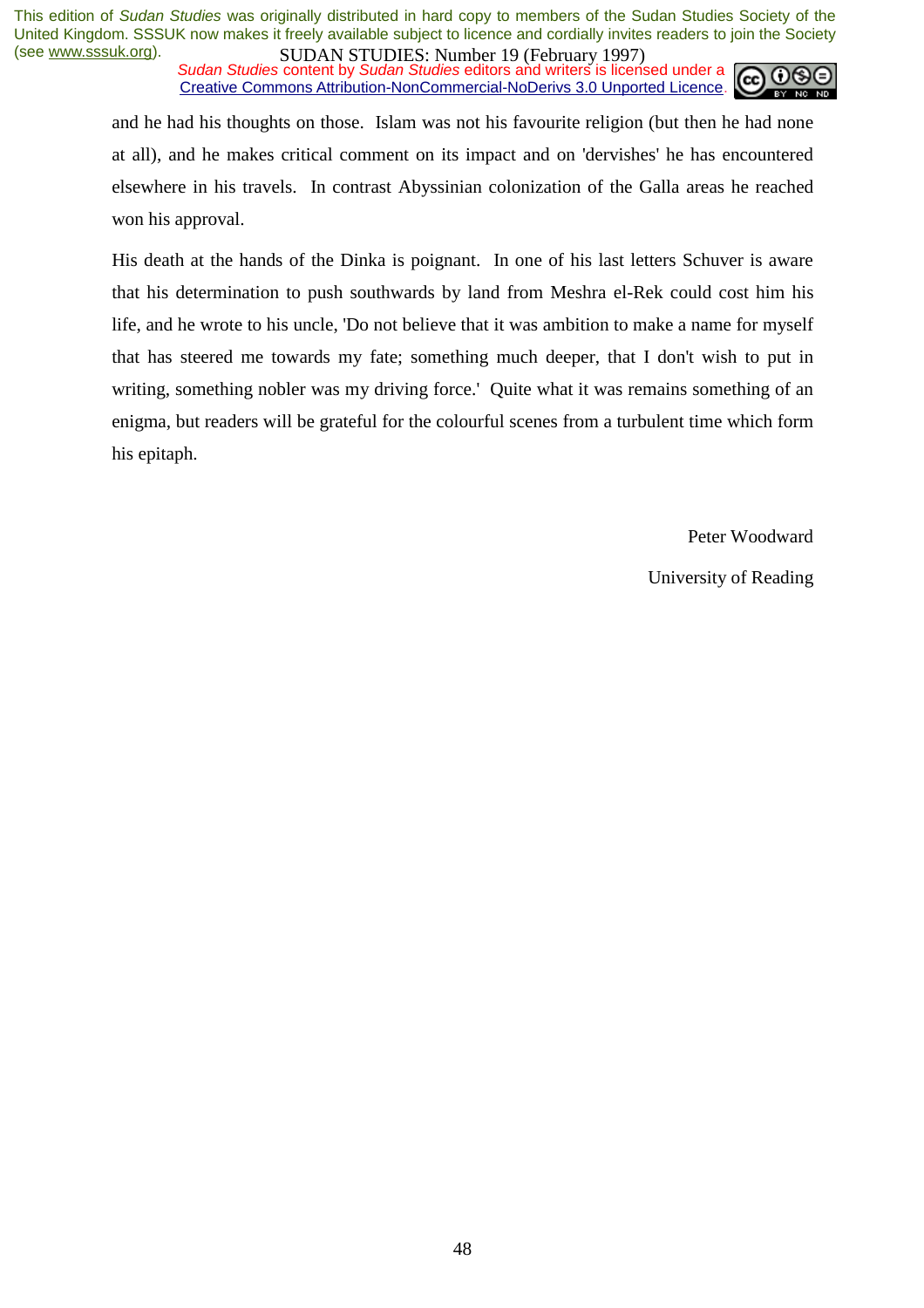and he had his thoughts on those. Islam was not his favourite religion (but then he had none at all), and he makes critical comment on its impact and on 'dervishes' he has encountered elsewhere in his travels. In contrast Abyssinian colonization of the Galla areas he reached won his approval.

His death at the hands of the Dinka is poignant. In one of his last letters Schuver is aware that his determination to push southwards by land from Meshra el-Rek could cost him his life, and he wrote to his uncle, 'Do not believe that it was ambition to make a name for myself that has steered me towards my fate; something much deeper, that I don't wish to put in writing, something nobler was my driving force.' Quite what it was remains something of an enigma, but readers will be grateful for the colourful scenes from a turbulent time which form his epitaph.

Peter Woodward

University of Reading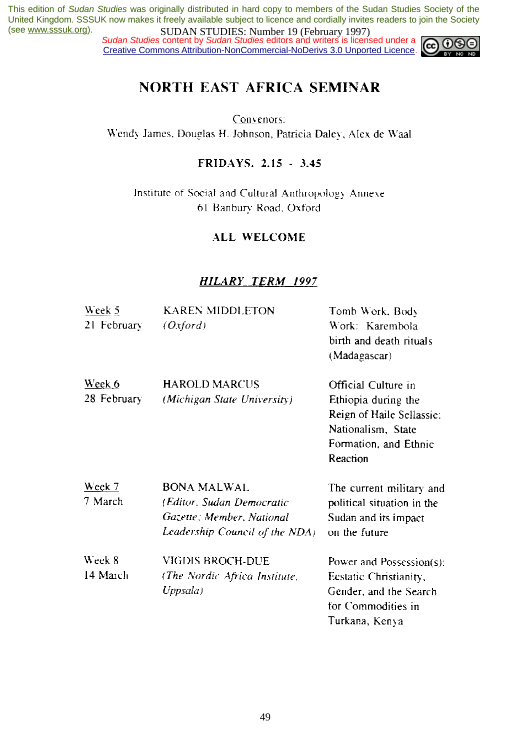# NORTH EAST AFRICA SEMINAR

Convenors:
Wendy James, Douglas H. Johnson, Patricia Daley, Alex de Waal

**FRIDAYS, 2.15 - 3.45**

Institute of Social and Cultural Anthropology Annexe
61 Banbury Road, Oxford

**ALL WELCOME**

***HILARY TERM 1997***

| | | |
|---|---|---|
| Week 5<br>21 February | KAREN MIDDLETON<br>*(Oxford)* | Tomb Work, Body Work: Karembola birth and death rituals (Madagascar) |
| Week 6<br>28 February | HAROLD MARCUS<br>*(Michigan State University)* | Official Culture in Ethiopia during the Reign of Haile Sellassie: Nationalism, State Formation, and Ethnic Reaction |
| Week 7<br>7 March | BONA MALWAL<br>*(Editor, Sudan Democratic Gazette; Member, National Leadership Council of the NDA)* | The current military and political situation in the Sudan and its impact on the future |
| Week 8<br>14 March | VIGDIS BROCH-DUE<br>*(The Nordic Africa Institute, Uppsala)* | Power and Possession(s): Ecstatic Christianity, Gender, and the Search for Commodities in Turkana, Kenya |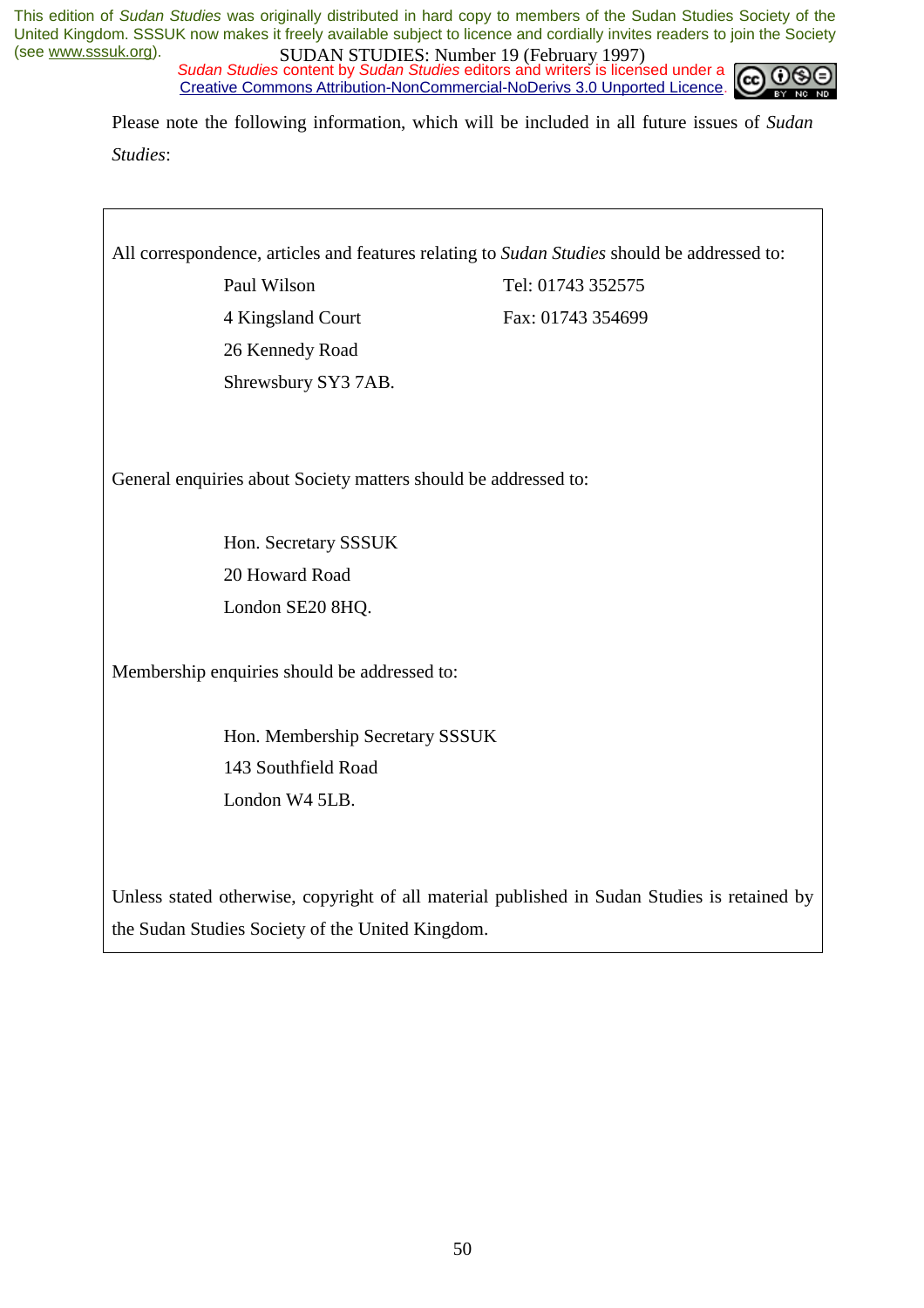Please note the following information, which will be included in all future issues of *Sudan Studies*:

All correspondence, articles and features relating to *Sudan Studies* should be addressed to:

| | |
|---|---|
| Paul Wilson | Tel: 01743 352575 |
| 4 Kingsland Court | Fax: 01743 354699 |
| 26 Kennedy Road | |
| Shrewsbury SY3 7AB. | |

General enquiries about Society matters should be addressed to:

Hon. Secretary SSSUK
20 Howard Road
London SE20 8HQ.

Membership enquiries should be addressed to:

Hon. Membership Secretary SSSUK
143 Southfield Road
London W4 5LB.

Unless stated otherwise, copyright of all material published in Sudan Studies is retained by the Sudan Studies Society of the United Kingdom.